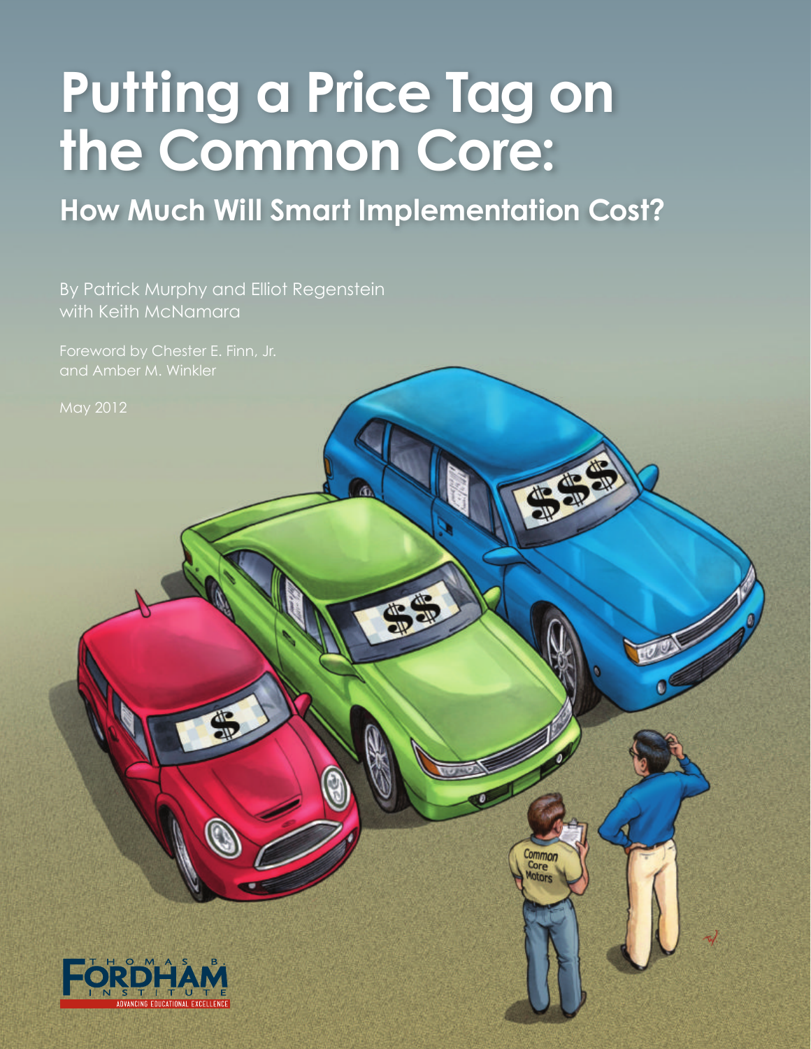# Putting a Price Tag on the Common Core:

## How Much Will Smart Implementation Cost?

By Patrick Murphy and Elliot Regenstein with Keith McNamara

Foreword by Chester E. Finn, Jr. and Amber M. Winkler

May 2012

THOMAS B. FORDHAM INSTITUTE

ADVANCING EDUCATIONAL EXCELLENCE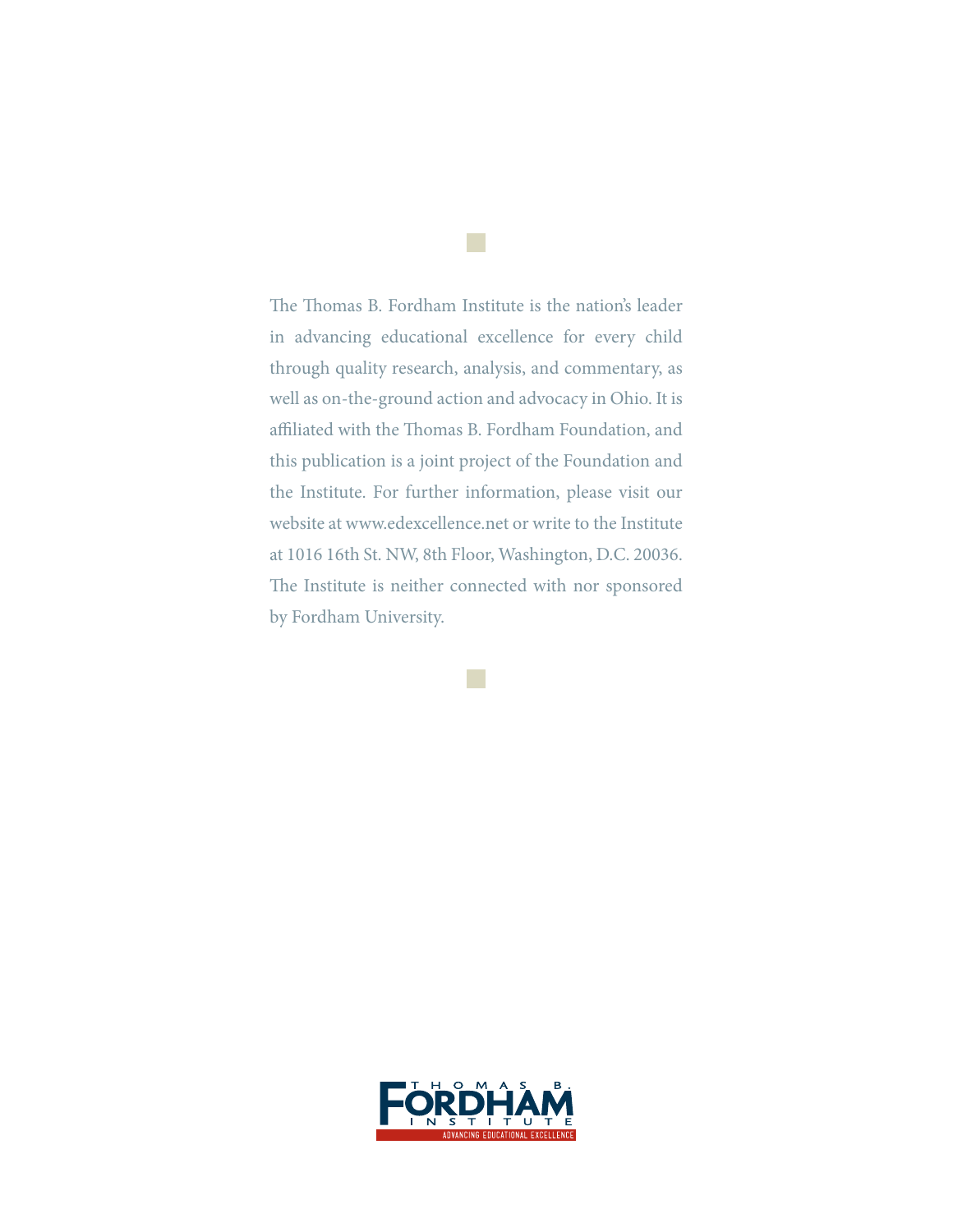The Thomas B. Fordham Institute is the nation's leader in advancing educational excellence for every child through quality research, analysis, and commentary, as well as on-the-ground action and advocacy in Ohio. It is affiliated with the Thomas B. Fordham Foundation, and this publication is a joint project of the Foundation and the Institute. For further information, please visit our website at www.edexcellence.net or write to the Institute at 1016 16th St. NW, 8th Floor, Washington, D.C. 20036. The Institute is neither connected with nor sponsored by Fordham University.

THOMAS B. FORDHAM INSTITUTE

ADVANCING EDUCATIONAL EXCELLENCE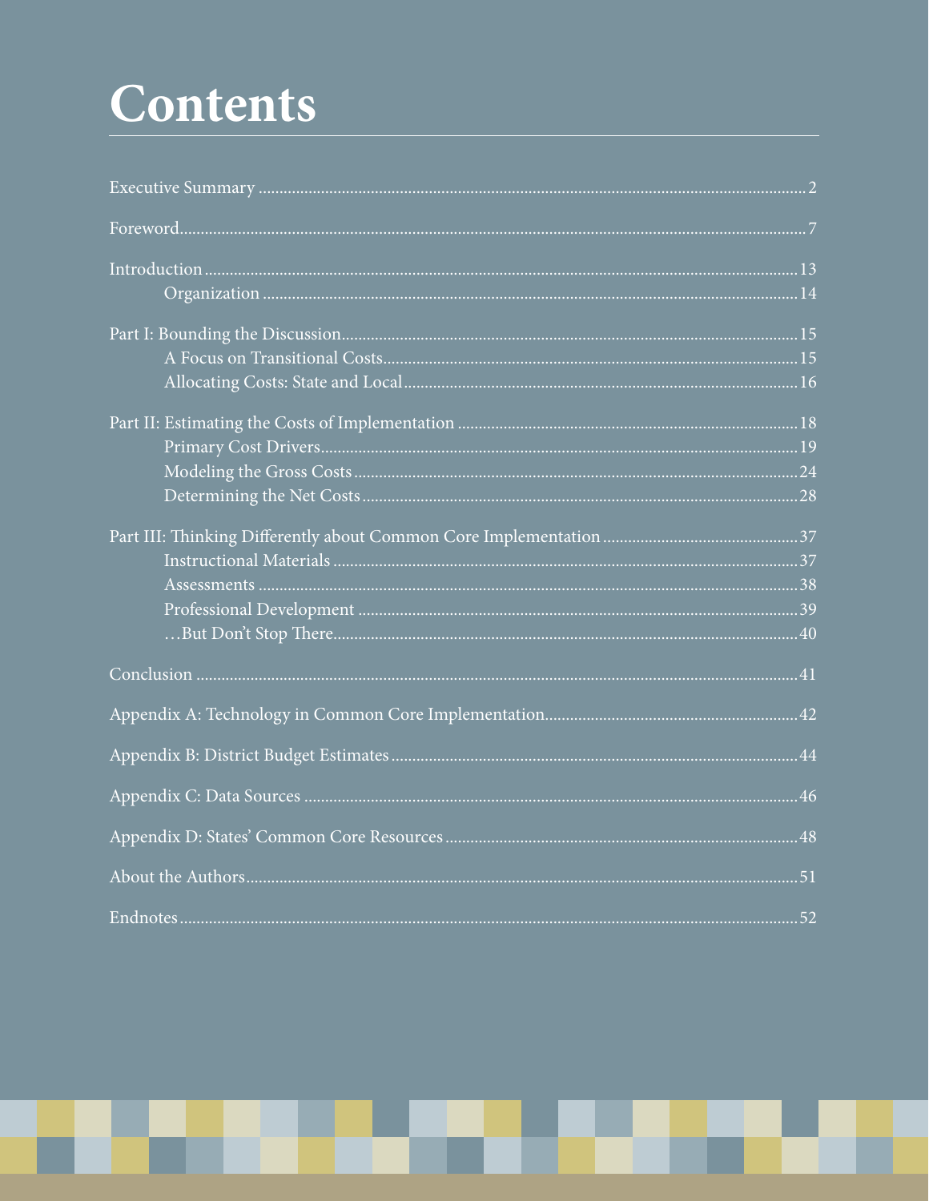# Contents

Executive Summary ... 2

Foreword ... 7

Introduction ... 13
- Organization ... 14

Part I: Bounding the Discussion ... 15
- A Focus on Transitional Costs ... 15
- Allocating Costs: State and Local ... 16

Part II: Estimating the Costs of Implementation ... 18
- Primary Cost Drivers ... 19
- Modeling the Gross Costs ... 24
- Determining the Net Costs ... 28

Part III: Thinking Differently about Common Core Implementation ... 37
- Instructional Materials ... 37
- Assessments ... 38
- Professional Development ... 39
- …But Don't Stop There ... 40

Conclusion ... 41

Appendix A: Technology in Common Core Implementation ... 42

Appendix B: District Budget Estimates ... 44

Appendix C: Data Sources ... 46

Appendix D: States' Common Core Resources ... 48

About the Authors ... 51

Endnotes ... 52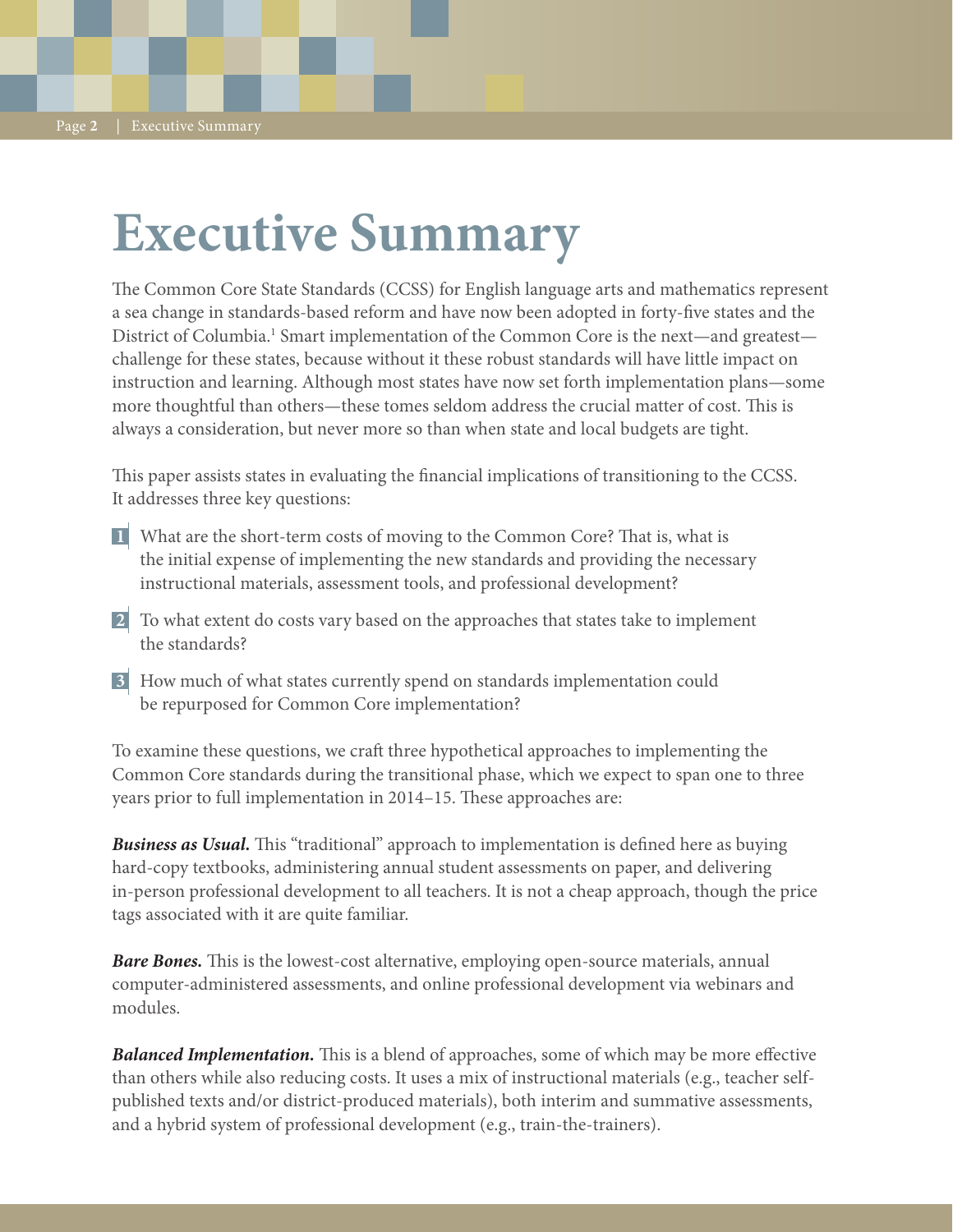# Executive Summary

The Common Core State Standards (CCSS) for English language arts and mathematics represent a sea change in standards-based reform and have now been adopted in forty-five states and the District of Columbia.[1] Smart implementation of the Common Core is the next—and greatest—challenge for these states, because without it these robust standards will have little impact on instruction and learning. Although most states have now set forth implementation plans—some more thoughtful than others—these tomes seldom address the crucial matter of cost. This is always a consideration, but never more so than when state and local budgets are tight.

This paper assists states in evaluating the financial implications of transitioning to the CCSS. It addresses three key questions:

1. What are the short-term costs of moving to the Common Core? That is, what is the initial expense of implementing the new standards and providing the necessary instructional materials, assessment tools, and professional development?
2. To what extent do costs vary based on the approaches that states take to implement the standards?
3. How much of what states currently spend on standards implementation could be repurposed for Common Core implementation?

To examine these questions, we craft three hypothetical approaches to implementing the Common Core standards during the transitional phase, which we expect to span one to three years prior to full implementation in 2014–15. These approaches are:

***Business as Usual.*** This "traditional" approach to implementation is defined here as buying hard-copy textbooks, administering annual student assessments on paper, and delivering in-person professional development to all teachers. It is not a cheap approach, though the price tags associated with it are quite familiar.

***Bare Bones.*** This is the lowest-cost alternative, employing open-source materials, annual computer-administered assessments, and online professional development via webinars and modules.

***Balanced Implementation.*** This is a blend of approaches, some of which may be more effective than others while also reducing costs. It uses a mix of instructional materials (e.g., teacher self-published texts and/or district-produced materials), both interim and summative assessments, and a hybrid system of professional development (e.g., train-the-trainers).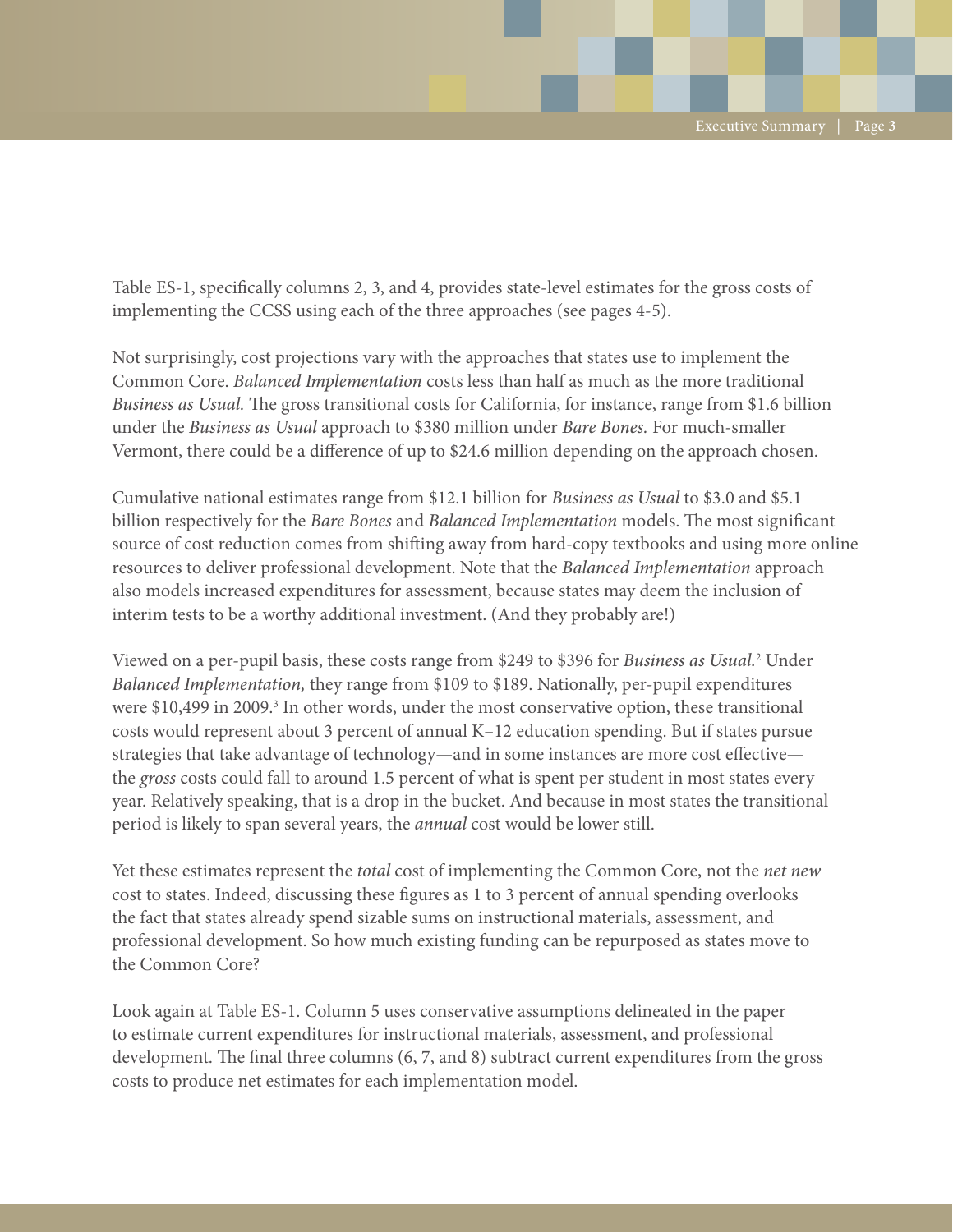Table ES-1, specifically columns 2, 3, and 4, provides state-level estimates for the gross costs of implementing the CCSS using each of the three approaches (see pages 4-5).

Not surprisingly, cost projections vary with the approaches that states use to implement the Common Core. *Balanced Implementation* costs less than half as much as the more traditional *Business as Usual.* The gross transitional costs for California, for instance, range from $1.6 billion under the *Business as Usual* approach to $380 million under *Bare Bones.* For much-smaller Vermont, there could be a difference of up to $24.6 million depending on the approach chosen.

Cumulative national estimates range from $12.1 billion for *Business as Usual* to $3.0 and $5.1 billion respectively for the *Bare Bones* and *Balanced Implementation* models. The most significant source of cost reduction comes from shifting away from hard-copy textbooks and using more online resources to deliver professional development. Note that the *Balanced Implementation* approach also models increased expenditures for assessment, because states may deem the inclusion of interim tests to be a worthy additional investment. (And they probably are!)

Viewed on a per-pupil basis, these costs range from $249 to $396 for *Business as Usual.*[2] Under *Balanced Implementation,* they range from $109 to $189. Nationally, per-pupil expenditures were $10,499 in 2009.[3] In other words, under the most conservative option, these transitional costs would represent about 3 percent of annual K–12 education spending. But if states pursue strategies that take advantage of technology—and in some instances are more cost effective—the *gross* costs could fall to around 1.5 percent of what is spent per student in most states every year. Relatively speaking, that is a drop in the bucket. And because in most states the transitional period is likely to span several years, the *annual* cost would be lower still.

Yet these estimates represent the *total* cost of implementing the Common Core, not the *net new* cost to states. Indeed, discussing these figures as 1 to 3 percent of annual spending overlooks the fact that states already spend sizable sums on instructional materials, assessment, and professional development. So how much existing funding can be repurposed as states move to the Common Core?

Look again at Table ES-1. Column 5 uses conservative assumptions delineated in the paper to estimate current expenditures for instructional materials, assessment, and professional development. The final three columns (6, 7, and 8) subtract current expenditures from the gross costs to produce net estimates for each implementation model.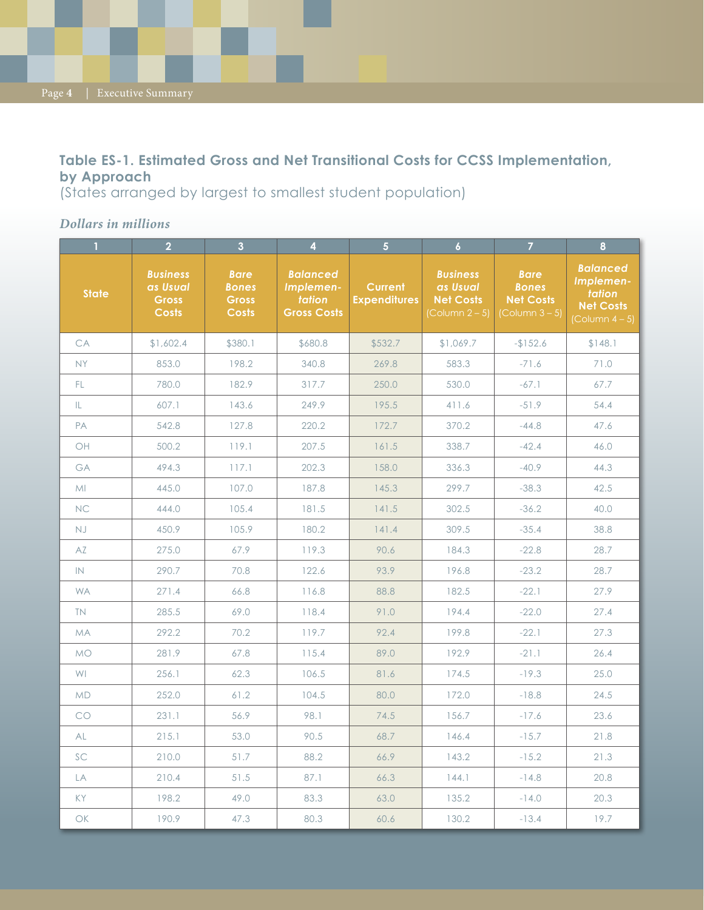**Table ES-1. Estimated Gross and Net Transitional Costs for CCSS Implementation, by Approach**
(States arranged by largest to smallest student population)

*Dollars in millions*

| 1 | 2 | 3 | 4 | 5 | 6 | 7 | 8 |
|---|---|---|---|---|---|---|---|
| **State** | ***Business as Usual* Gross Costs** | ***Bare Bones* Gross Costs** | ***Balanced Implementation* Gross Costs** | **Current Expenditures** | ***Business as Usual* Net Costs** (Column 2 – 5) | ***Bare Bones* Net Costs** (Column 3 – 5) | ***Balanced Implementation* Net Costs** (Column 4 – 5) |
| CA | $1,602.4 | $380.1 | $680.8 | $532.7 | $1,069.7 | -$152.6 | $148.1 |
| NY | 853.0 | 198.2 | 340.8 | 269.8 | 583.3 | -71.6 | 71.0 |
| FL | 780.0 | 182.9 | 317.7 | 250.0 | 530.0 | -67.1 | 67.7 |
| IL | 607.1 | 143.6 | 249.9 | 195.5 | 411.6 | -51.9 | 54.4 |
| PA | 542.8 | 127.8 | 220.2 | 172.7 | 370.2 | -44.8 | 47.6 |
| OH | 500.2 | 119.1 | 207.5 | 161.5 | 338.7 | -42.4 | 46.0 |
| GA | 494.3 | 117.1 | 202.3 | 158.0 | 336.3 | -40.9 | 44.3 |
| MI | 445.0 | 107.0 | 187.8 | 145.3 | 299.7 | -38.3 | 42.5 |
| NC | 444.0 | 105.4 | 181.5 | 141.5 | 302.5 | -36.2 | 40.0 |
| NJ | 450.9 | 105.9 | 180.2 | 141.4 | 309.5 | -35.4 | 38.8 |
| AZ | 275.0 | 67.9 | 119.3 | 90.6 | 184.3 | -22.8 | 28.7 |
| IN | 290.7 | 70.8 | 122.6 | 93.9 | 196.8 | -23.2 | 28.7 |
| WA | 271.4 | 66.8 | 116.8 | 88.8 | 182.5 | -22.1 | 27.9 |
| TN | 285.5 | 69.0 | 118.4 | 91.0 | 194.4 | -22.0 | 27.4 |
| MA | 292.2 | 70.2 | 119.7 | 92.4 | 199.8 | -22.1 | 27.3 |
| MO | 281.9 | 67.8 | 115.4 | 89.0 | 192.9 | -21.1 | 26.4 |
| WI | 256.1 | 62.3 | 106.5 | 81.6 | 174.5 | -19.3 | 25.0 |
| MD | 252.0 | 61.2 | 104.5 | 80.0 | 172.0 | -18.8 | 24.5 |
| CO | 231.1 | 56.9 | 98.1 | 74.5 | 156.7 | -17.6 | 23.6 |
| AL | 215.1 | 53.0 | 90.5 | 68.7 | 146.4 | -15.7 | 21.8 |
| SC | 210.0 | 51.7 | 88.2 | 66.9 | 143.2 | -15.2 | 21.3 |
| LA | 210.4 | 51.5 | 87.1 | 66.3 | 144.1 | -14.8 | 20.8 |
| KY | 198.2 | 49.0 | 83.3 | 63.0 | 135.2 | -14.0 | 20.3 |
| OK | 190.9 | 47.3 | 80.3 | 60.6 | 130.2 | -13.4 | 19.7 |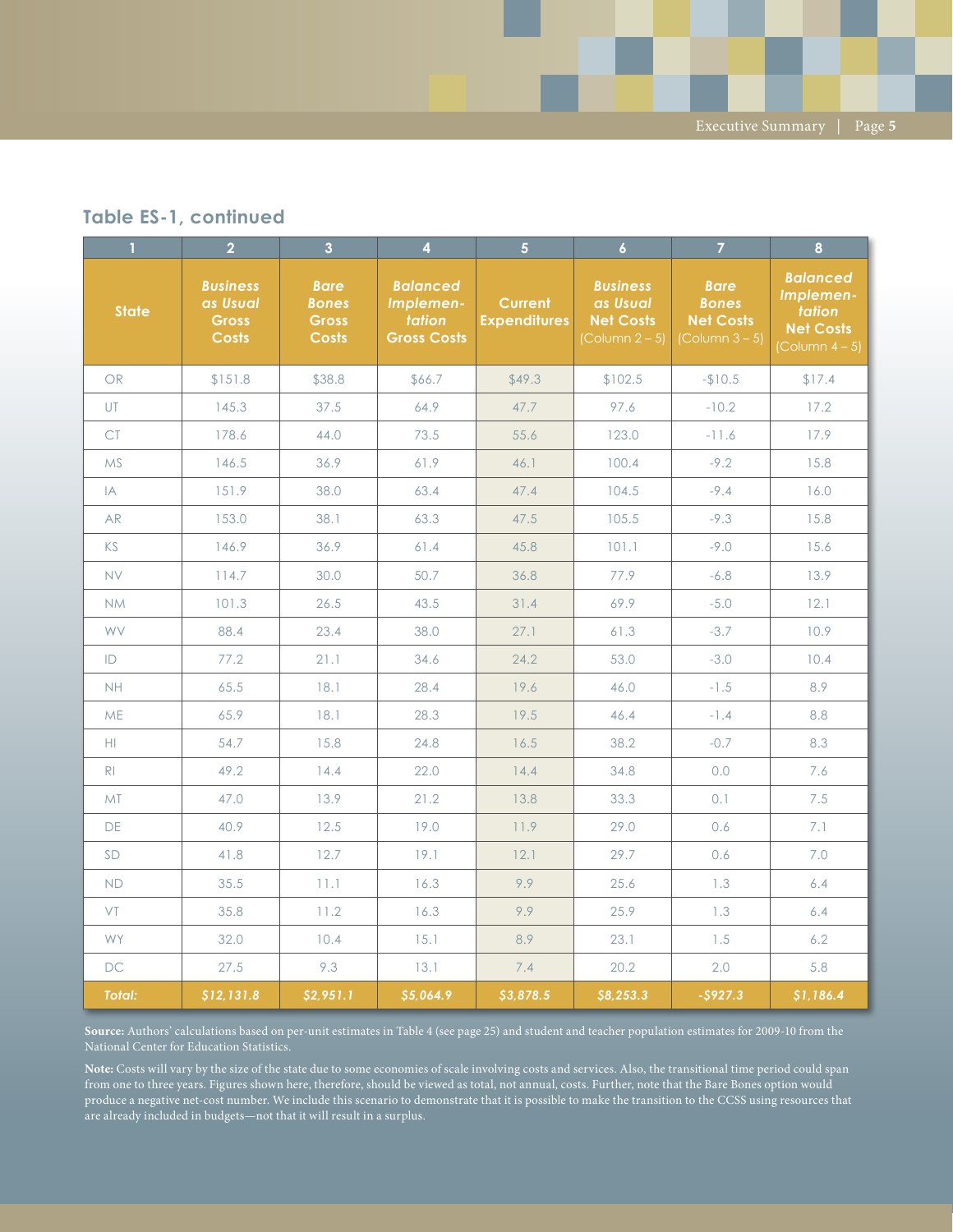## Table ES-1, continued

| 1 | 2 | 3 | 4 | 5 | 6 | 7 | 8 |
|---|---|---|---|---|---|---|---|
| State | *Business as Usual* Gross Costs | *Bare Bones* Gross Costs | *Balanced Implementation* Gross Costs | Current Expenditures | *Business as Usual* Net Costs (Column 2 – 5) | *Bare Bones* Net Costs (Column 3 – 5) | *Balanced Implementation* Net Costs (Column 4 – 5) |
| OR | $151.8 | $38.8 | $66.7 | $49.3 | $102.5 | -$10.5 | $17.4 |
| UT | 145.3 | 37.5 | 64.9 | 47.7 | 97.6 | -10.2 | 17.2 |
| CT | 178.6 | 44.0 | 73.5 | 55.6 | 123.0 | -11.6 | 17.9 |
| MS | 146.5 | 36.9 | 61.9 | 46.1 | 100.4 | -9.2 | 15.8 |
| IA | 151.9 | 38.0 | 63.4 | 47.4 | 104.5 | -9.4 | 16.0 |
| AR | 153.0 | 38.1 | 63.3 | 47.5 | 105.5 | -9.3 | 15.8 |
| KS | 146.9 | 36.9 | 61.4 | 45.8 | 101.1 | -9.0 | 15.6 |
| NV | 114.7 | 30.0 | 50.7 | 36.8 | 77.9 | -6.8 | 13.9 |
| NM | 101.3 | 26.5 | 43.5 | 31.4 | 69.9 | -5.0 | 12.1 |
| WV | 88.4 | 23.4 | 38.0 | 27.1 | 61.3 | -3.7 | 10.9 |
| ID | 77.2 | 21.1 | 34.6 | 24.2 | 53.0 | -3.0 | 10.4 |
| NH | 65.5 | 18.1 | 28.4 | 19.6 | 46.0 | -1.5 | 8.9 |
| ME | 65.9 | 18.1 | 28.3 | 19.5 | 46.4 | -1.4 | 8.8 |
| HI | 54.7 | 15.8 | 24.8 | 16.5 | 38.2 | -0.7 | 8.3 |
| RI | 49.2 | 14.4 | 22.0 | 14.4 | 34.8 | 0.0 | 7.6 |
| MT | 47.0 | 13.9 | 21.2 | 13.8 | 33.3 | 0.1 | 7.5 |
| DE | 40.9 | 12.5 | 19.0 | 11.9 | 29.0 | 0.6 | 7.1 |
| SD | 41.8 | 12.7 | 19.1 | 12.1 | 29.7 | 0.6 | 7.0 |
| ND | 35.5 | 11.1 | 16.3 | 9.9 | 25.6 | 1.3 | 6.4 |
| VT | 35.8 | 11.2 | 16.3 | 9.9 | 25.9 | 1.3 | 6.4 |
| WY | 32.0 | 10.4 | 15.1 | 8.9 | 23.1 | 1.5 | 6.2 |
| DC | 27.5 | 9.3 | 13.1 | 7.4 | 20.2 | 2.0 | 5.8 |
| ***Total:*** | ***$12,131.8*** | ***$2,951.1*** | ***$5,064.9*** | ***$3,878.5*** | ***$8,253.3*** | ***-$927.3*** | ***$1,186.4*** |

**Source:** Authors' calculations based on per-unit estimates in Table 4 (see page 25) and student and teacher population estimates for 2009-10 from the National Center for Education Statistics.

**Note:** Costs will vary by the size of the state due to some economies of scale involving costs and services. Also, the transitional time period could span from one to three years. Figures shown here, therefore, should be viewed as total, not annual, costs. Further, note that the Bare Bones option would produce a negative net-cost number. We include this scenario to demonstrate that it is possible to make the transition to the CCSS using resources that are already included in budgets—not that it will result in a surplus.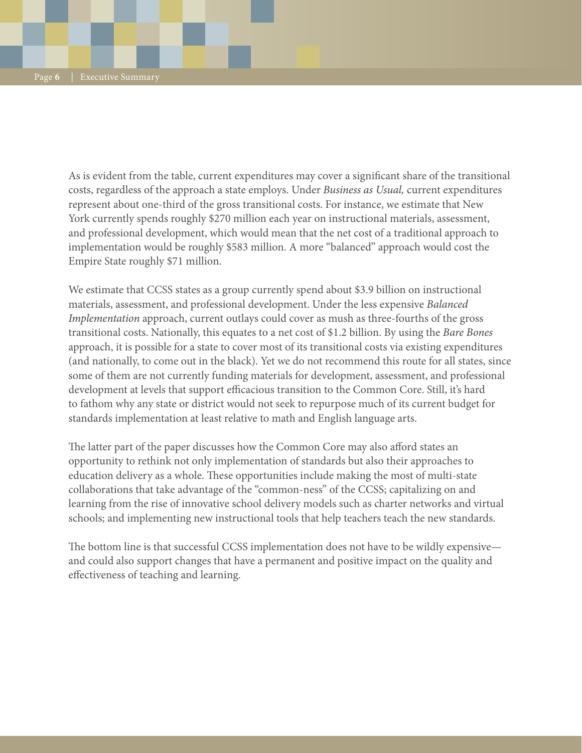As is evident from the table, current expenditures may cover a significant share of the transitional costs, regardless of the approach a state employs. Under *Business as Usual,* current expenditures represent about one-third of the gross transitional costs. For instance, we estimate that New York currently spends roughly $270 million each year on instructional materials, assessment, and professional development, which would mean that the net cost of a traditional approach to implementation would be roughly $583 million. A more "balanced" approach would cost the Empire State roughly $71 million.

We estimate that CCSS states as a group currently spend about $3.9 billion on instructional materials, assessment, and professional development. Under the less expensive *Balanced Implementation* approach, current outlays could cover as mush as three-fourths of the gross transitional costs. Nationally, this equates to a net cost of $1.2 billion. By using the *Bare Bones* approach, it is possible for a state to cover most of its transitional costs via existing expenditures (and nationally, to come out in the black). Yet we do not recommend this route for all states, since some of them are not currently funding materials for development, assessment, and professional development at levels that support efficacious transition to the Common Core. Still, it's hard to fathom why any state or district would not seek to repurpose much of its current budget for standards implementation at least relative to math and English language arts.

The latter part of the paper discusses how the Common Core may also afford states an opportunity to rethink not only implementation of standards but also their approaches to education delivery as a whole. These opportunities include making the most of multi-state collaborations that take advantage of the "common-ness" of the CCSS; capitalizing on and learning from the rise of innovative school delivery models such as charter networks and virtual schools; and implementing new instructional tools that help teachers teach the new standards.

The bottom line is that successful CCSS implementation does not have to be wildly expensive—and could also support changes that have a permanent and positive impact on the quality and effectiveness of teaching and learning.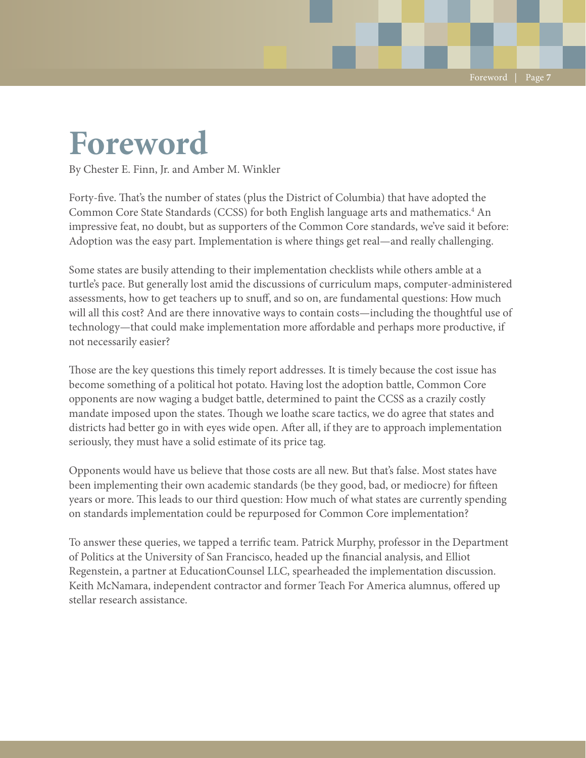# Foreword

By Chester E. Finn, Jr. and Amber M. Winkler

Forty-five. That's the number of states (plus the District of Columbia) that have adopted the Common Core State Standards (CCSS) for both English language arts and mathematics.[4] An impressive feat, no doubt, but as supporters of the Common Core standards, we've said it before: Adoption was the easy part. Implementation is where things get real—and really challenging.

Some states are busily attending to their implementation checklists while others amble at a turtle's pace. But generally lost amid the discussions of curriculum maps, computer-administered assessments, how to get teachers up to snuff, and so on, are fundamental questions: How much will all this cost? And are there innovative ways to contain costs—including the thoughtful use of technology—that could make implementation more affordable and perhaps more productive, if not necessarily easier?

Those are the key questions this timely report addresses. It is timely because the cost issue has become something of a political hot potato. Having lost the adoption battle, Common Core opponents are now waging a budget battle, determined to paint the CCSS as a crazily costly mandate imposed upon the states. Though we loathe scare tactics, we do agree that states and districts had better go in with eyes wide open. After all, if they are to approach implementation seriously, they must have a solid estimate of its price tag.

Opponents would have us believe that those costs are all new. But that's false. Most states have been implementing their own academic standards (be they good, bad, or mediocre) for fifteen years or more. This leads to our third question: How much of what states are currently spending on standards implementation could be repurposed for Common Core implementation?

To answer these queries, we tapped a terrific team. Patrick Murphy, professor in the Department of Politics at the University of San Francisco, headed up the financial analysis, and Elliot Regenstein, a partner at EducationCounsel LLC, spearheaded the implementation discussion. Keith McNamara, independent contractor and former Teach For America alumnus, offered up stellar research assistance.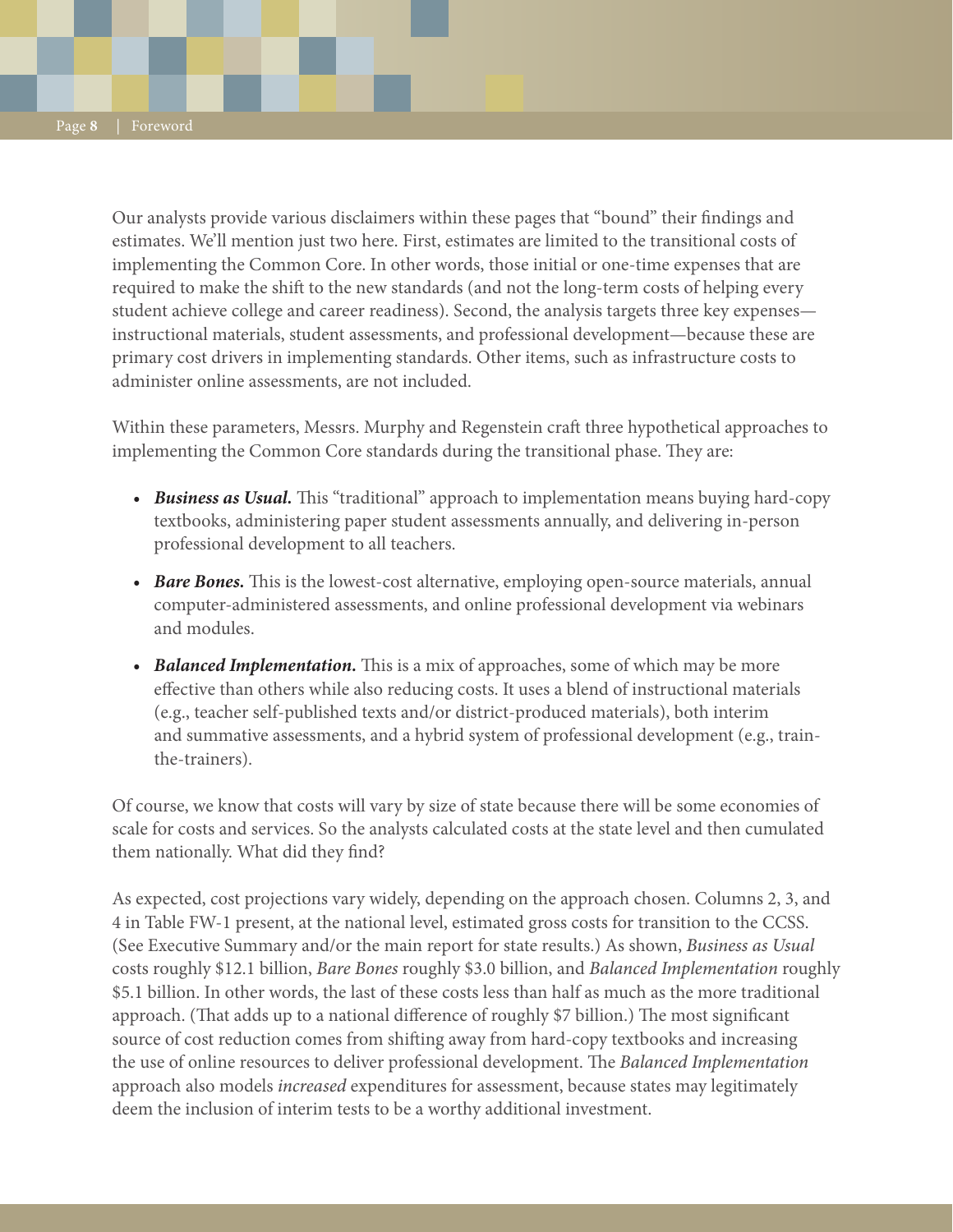Our analysts provide various disclaimers within these pages that "bound" their findings and estimates. We'll mention just two here. First, estimates are limited to the transitional costs of implementing the Common Core. In other words, those initial or one-time expenses that are required to make the shift to the new standards (and not the long-term costs of helping every student achieve college and career readiness). Second, the analysis targets three key expenses—instructional materials, student assessments, and professional development—because these are primary cost drivers in implementing standards. Other items, such as infrastructure costs to administer online assessments, are not included.

Within these parameters, Messrs. Murphy and Regenstein craft three hypothetical approaches to implementing the Common Core standards during the transitional phase. They are:

- ***Business as Usual.*** This "traditional" approach to implementation means buying hard-copy textbooks, administering paper student assessments annually, and delivering in-person professional development to all teachers.
- ***Bare Bones.*** This is the lowest-cost alternative, employing open-source materials, annual computer-administered assessments, and online professional development via webinars and modules.
- ***Balanced Implementation.*** This is a mix of approaches, some of which may be more effective than others while also reducing costs. It uses a blend of instructional materials (e.g., teacher self-published texts and/or district-produced materials), both interim and summative assessments, and a hybrid system of professional development (e.g., train-the-trainers).

Of course, we know that costs will vary by size of state because there will be some economies of scale for costs and services. So the analysts calculated costs at the state level and then cumulated them nationally. What did they find?

As expected, cost projections vary widely, depending on the approach chosen. Columns 2, 3, and 4 in Table FW-1 present, at the national level, estimated gross costs for transition to the CCSS. (See Executive Summary and/or the main report for state results.) As shown, *Business as Usual* costs roughly $12.1 billion, *Bare Bones* roughly $3.0 billion, and *Balanced Implementation* roughly $5.1 billion. In other words, the last of these costs less than half as much as the more traditional approach. (That adds up to a national difference of roughly $7 billion.) The most significant source of cost reduction comes from shifting away from hard-copy textbooks and increasing the use of online resources to deliver professional development. The *Balanced Implementation* approach also models *increased* expenditures for assessment, because states may legitimately deem the inclusion of interim tests to be a worthy additional investment.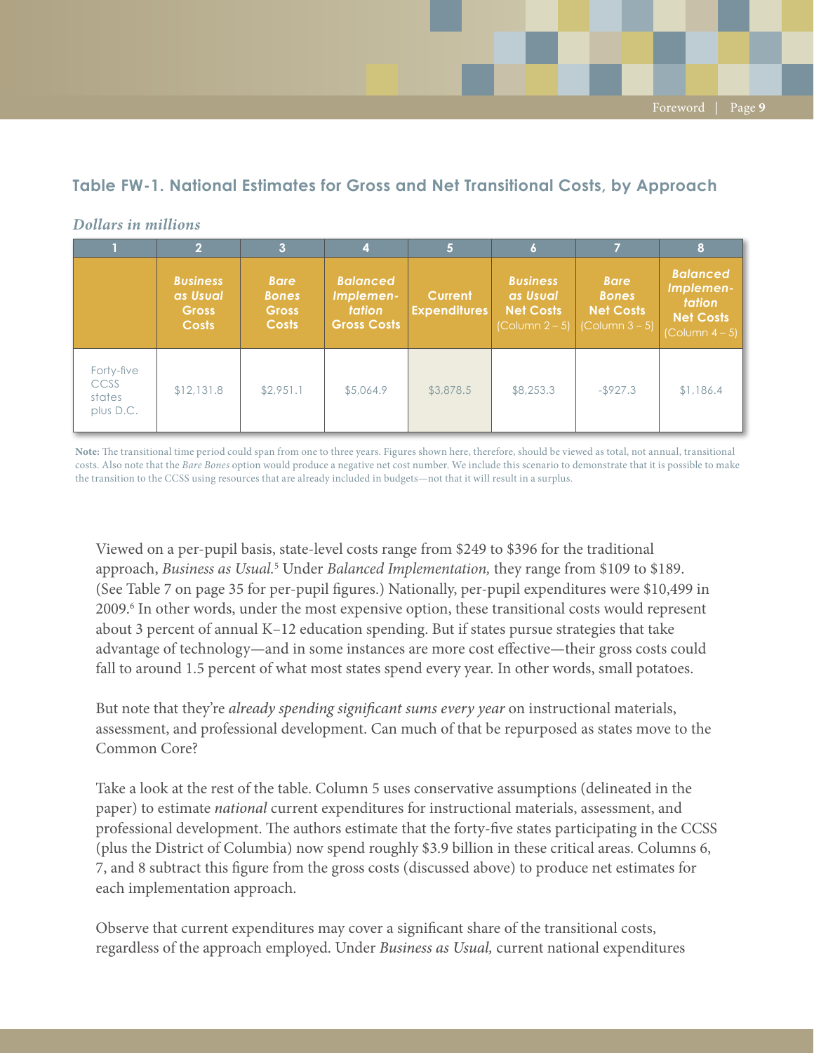### Table FW-1. National Estimates for Gross and Net Transitional Costs, by Approach

*Dollars in millions*

| 1 | 2 | 3 | 4 | 5 | 6 | 7 | 8 |
|---|---|---|---|---|---|---|---|
| | *Business as Usual* Gross Costs | *Bare Bones* Gross Costs | *Balanced Implementation* Gross Costs | Current Expenditures | *Business as Usual* Net Costs (Column 2 – 5) | *Bare Bones* Net Costs (Column 3 – 5) | *Balanced Implementation* Net Costs (Column 4 – 5) |
| Forty-five CCSS states plus D.C. | $12,131.8 | $2,951.1 | $5,064.9 | $3,878.5 | $8,253.3 | -$927.3 | $1,186.4 |

**Note:** The transitional time period could span from one to three years. Figures shown here, therefore, should be viewed as total, not annual, transitional costs. Also note that the *Bare Bones* option would produce a negative net cost number. We include this scenario to demonstrate that it is possible to make the transition to the CCSS using resources that are already included in budgets—not that it will result in a surplus.

Viewed on a per-pupil basis, state-level costs range from $249 to $396 for the traditional approach, *Business as Usual.*[5] Under *Balanced Implementation,* they range from $109 to $189. (See Table 7 on page 35 for per-pupil figures.) Nationally, per-pupil expenditures were $10,499 in 2009.[6] In other words, under the most expensive option, these transitional costs would represent about 3 percent of annual K–12 education spending. But if states pursue strategies that take advantage of technology—and in some instances are more cost effective—their gross costs could fall to around 1.5 percent of what most states spend every year. In other words, small potatoes.

But note that they're *already spending significant sums every year* on instructional materials, assessment, and professional development. Can much of that be repurposed as states move to the Common Core?

Take a look at the rest of the table. Column 5 uses conservative assumptions (delineated in the paper) to estimate *national* current expenditures for instructional materials, assessment, and professional development. The authors estimate that the forty-five states participating in the CCSS (plus the District of Columbia) now spend roughly $3.9 billion in these critical areas. Columns 6, 7, and 8 subtract this figure from the gross costs (discussed above) to produce net estimates for each implementation approach.

Observe that current expenditures may cover a significant share of the transitional costs, regardless of the approach employed. Under *Business as Usual,* current national expenditures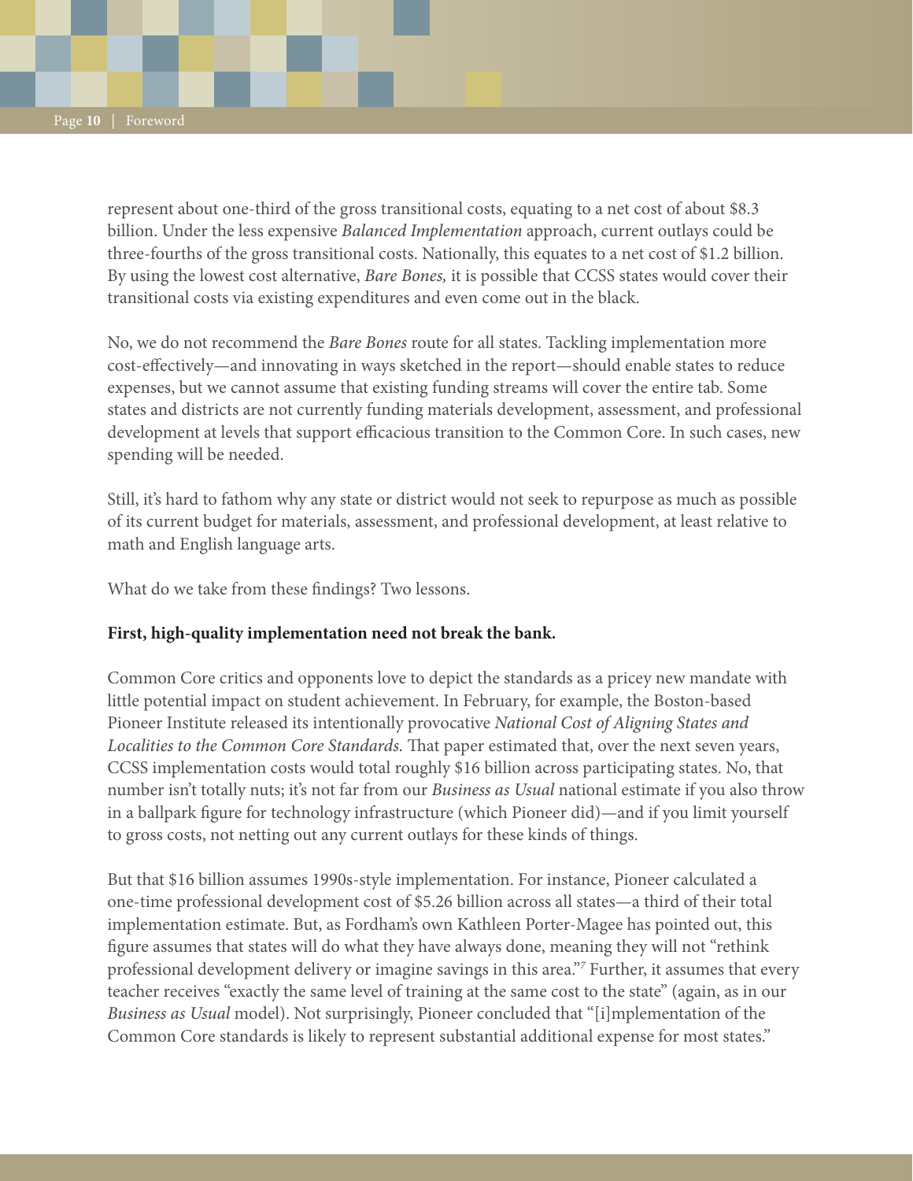represent about one-third of the gross transitional costs, equating to a net cost of about $8.3 billion. Under the less expensive *Balanced Implementation* approach, current outlays could be three-fourths of the gross transitional costs. Nationally, this equates to a net cost of $1.2 billion. By using the lowest cost alternative, *Bare Bones,* it is possible that CCSS states would cover their transitional costs via existing expenditures and even come out in the black.

No, we do not recommend the *Bare Bones* route for all states. Tackling implementation more cost-effectively—and innovating in ways sketched in the report—should enable states to reduce expenses, but we cannot assume that existing funding streams will cover the entire tab. Some states and districts are not currently funding materials development, assessment, and professional development at levels that support efficacious transition to the Common Core. In such cases, new spending will be needed.

Still, it's hard to fathom why any state or district would not seek to repurpose as much as possible of its current budget for materials, assessment, and professional development, at least relative to math and English language arts.

What do we take from these findings? Two lessons.

**First, high-quality implementation need not break the bank.**

Common Core critics and opponents love to depict the standards as a pricey new mandate with little potential impact on student achievement. In February, for example, the Boston-based Pioneer Institute released its intentionally provocative *National Cost of Aligning States and Localities to the Common Core Standards.* That paper estimated that, over the next seven years, CCSS implementation costs would total roughly $16 billion across participating states. No, that number isn't totally nuts; it's not far from our *Business as Usual* national estimate if you also throw in a ballpark figure for technology infrastructure (which Pioneer did)—and if you limit yourself to gross costs, not netting out any current outlays for these kinds of things.

But that $16 billion assumes 1990s-style implementation. For instance, Pioneer calculated a one-time professional development cost of $5.26 billion across all states—a third of their total implementation estimate. But, as Fordham's own Kathleen Porter-Magee has pointed out, this figure assumes that states will do what they have always done, meaning they will not "rethink professional development delivery or imagine savings in this area."[7] Further, it assumes that every teacher receives "exactly the same level of training at the same cost to the state" (again, as in our *Business as Usual* model). Not surprisingly, Pioneer concluded that "[i]mplementation of the Common Core standards is likely to represent substantial additional expense for most states."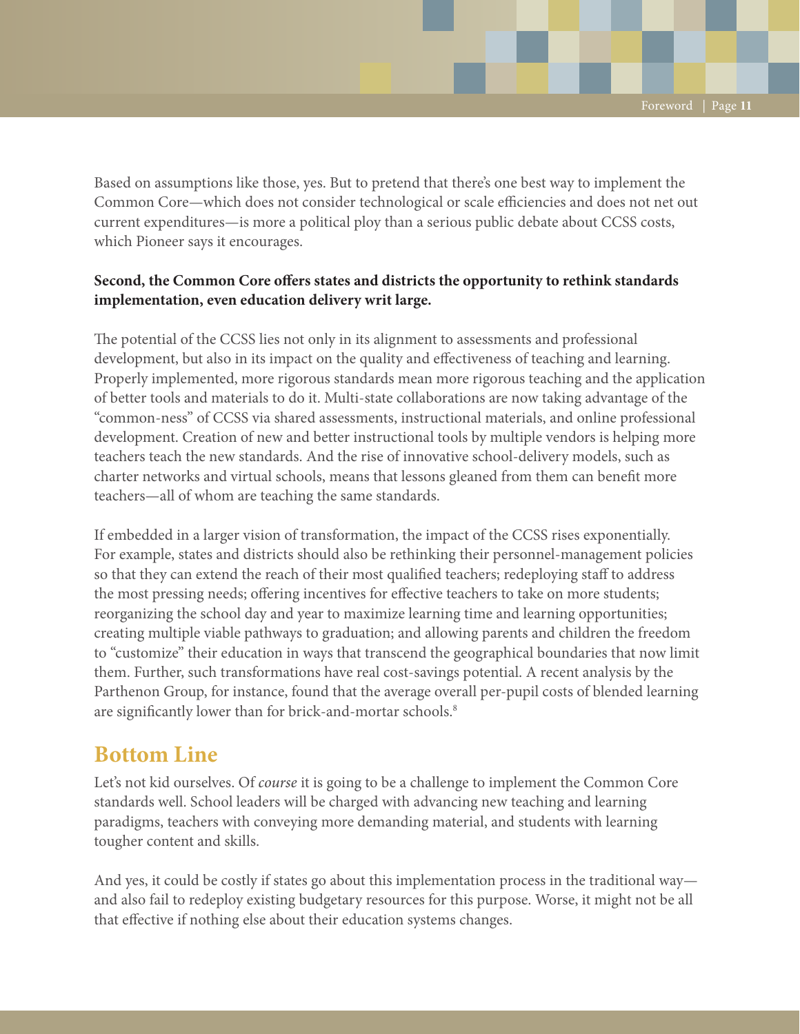Based on assumptions like those, yes. But to pretend that there's one best way to implement the Common Core—which does not consider technological or scale efficiencies and does not net out current expenditures—is more a political ploy than a serious public debate about CCSS costs, which Pioneer says it encourages.

**Second, the Common Core offers states and districts the opportunity to rethink standards implementation, even education delivery writ large.**

The potential of the CCSS lies not only in its alignment to assessments and professional development, but also in its impact on the quality and effectiveness of teaching and learning. Properly implemented, more rigorous standards mean more rigorous teaching and the application of better tools and materials to do it. Multi-state collaborations are now taking advantage of the "common-ness" of CCSS via shared assessments, instructional materials, and online professional development. Creation of new and better instructional tools by multiple vendors is helping more teachers teach the new standards. And the rise of innovative school-delivery models, such as charter networks and virtual schools, means that lessons gleaned from them can benefit more teachers—all of whom are teaching the same standards.

If embedded in a larger vision of transformation, the impact of the CCSS rises exponentially. For example, states and districts should also be rethinking their personnel-management policies so that they can extend the reach of their most qualified teachers; redeploying staff to address the most pressing needs; offering incentives for effective teachers to take on more students; reorganizing the school day and year to maximize learning time and learning opportunities; creating multiple viable pathways to graduation; and allowing parents and children the freedom to "customize" their education in ways that transcend the geographical boundaries that now limit them. Further, such transformations have real cost-savings potential. A recent analysis by the Parthenon Group, for instance, found that the average overall per-pupil costs of blended learning are significantly lower than for brick-and-mortar schools.[8]

## Bottom Line

Let's not kid ourselves. Of *course* it is going to be a challenge to implement the Common Core standards well. School leaders will be charged with advancing new teaching and learning paradigms, teachers with conveying more demanding material, and students with learning tougher content and skills.

And yes, it could be costly if states go about this implementation process in the traditional way—and also fail to redeploy existing budgetary resources for this purpose. Worse, it might not be all that effective if nothing else about their education systems changes.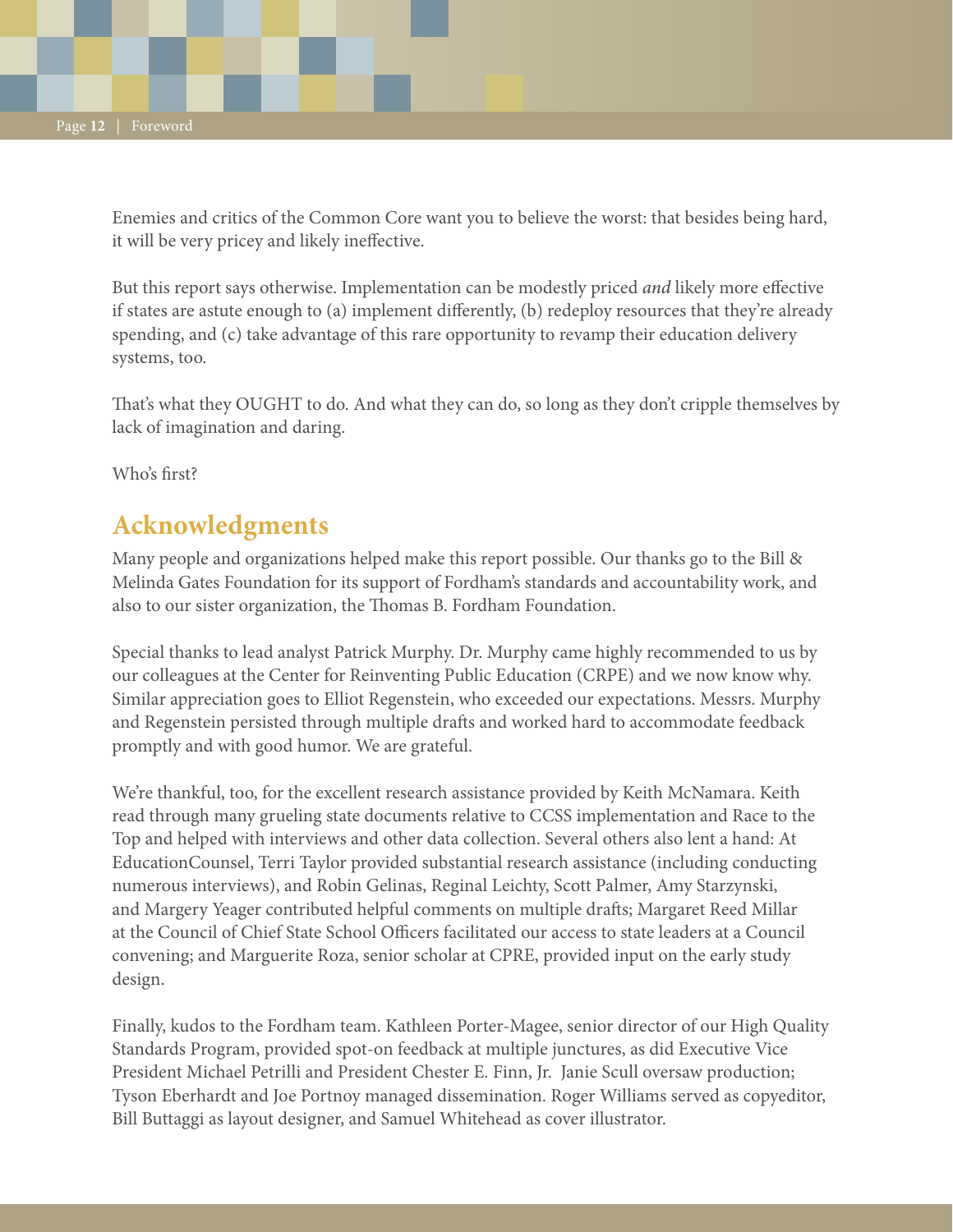Enemies and critics of the Common Core want you to believe the worst: that besides being hard, it will be very pricey and likely ineffective.

But this report says otherwise. Implementation can be modestly priced *and* likely more effective if states are astute enough to (a) implement differently, (b) redeploy resources that they're already spending, and (c) take advantage of this rare opportunity to revamp their education delivery systems, too.

That's what they OUGHT to do. And what they can do, so long as they don't cripple themselves by lack of imagination and daring.

Who's first?

## Acknowledgments

Many people and organizations helped make this report possible. Our thanks go to the Bill & Melinda Gates Foundation for its support of Fordham's standards and accountability work, and also to our sister organization, the Thomas B. Fordham Foundation.

Special thanks to lead analyst Patrick Murphy. Dr. Murphy came highly recommended to us by our colleagues at the Center for Reinventing Public Education (CRPE) and we now know why. Similar appreciation goes to Elliot Regenstein, who exceeded our expectations. Messrs. Murphy and Regenstein persisted through multiple drafts and worked hard to accommodate feedback promptly and with good humor. We are grateful.

We're thankful, too, for the excellent research assistance provided by Keith McNamara. Keith read through many grueling state documents relative to CCSS implementation and Race to the Top and helped with interviews and other data collection. Several others also lent a hand: At EducationCounsel, Terri Taylor provided substantial research assistance (including conducting numerous interviews), and Robin Gelinas, Reginal Leichty, Scott Palmer, Amy Starzynski, and Margery Yeager contributed helpful comments on multiple drafts; Margaret Reed Millar at the Council of Chief State School Officers facilitated our access to state leaders at a Council convening; and Marguerite Roza, senior scholar at CPRE, provided input on the early study design.

Finally, kudos to the Fordham team. Kathleen Porter-Magee, senior director of our High Quality Standards Program, provided spot-on feedback at multiple junctures, as did Executive Vice President Michael Petrilli and President Chester E. Finn, Jr. Janie Scull oversaw production; Tyson Eberhardt and Joe Portnoy managed dissemination. Roger Williams served as copyeditor, Bill Buttaggi as layout designer, and Samuel Whitehead as cover illustrator.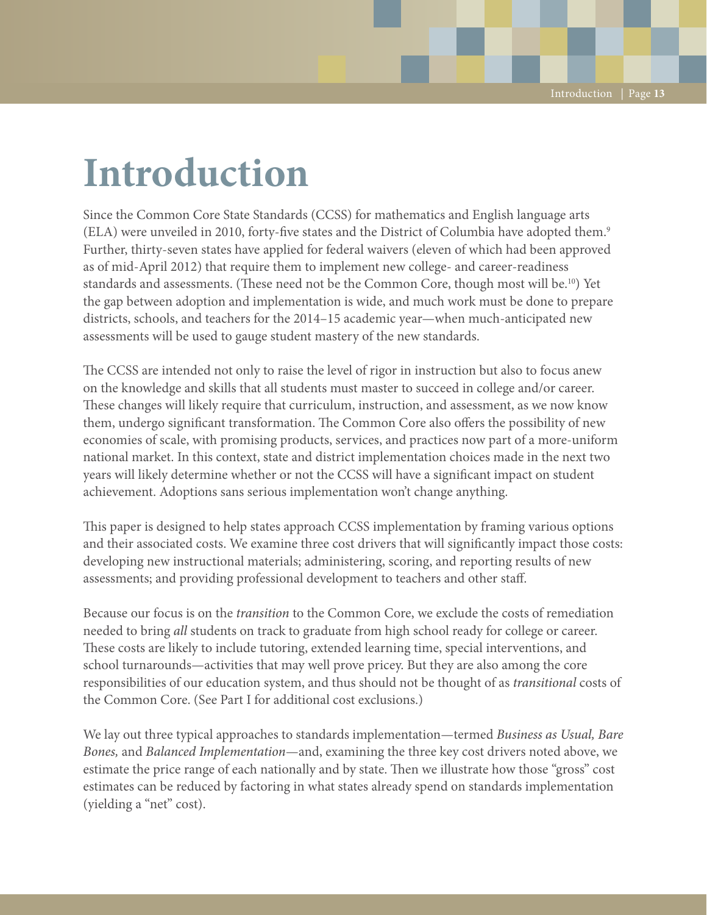# Introduction

Since the Common Core State Standards (CCSS) for mathematics and English language arts (ELA) were unveiled in 2010, forty-five states and the District of Columbia have adopted them.[9] Further, thirty-seven states have applied for federal waivers (eleven of which had been approved as of mid-April 2012) that require them to implement new college- and career-readiness standards and assessments. (These need not be the Common Core, though most will be.[10]) Yet the gap between adoption and implementation is wide, and much work must be done to prepare districts, schools, and teachers for the 2014–15 academic year—when much-anticipated new assessments will be used to gauge student mastery of the new standards.

The CCSS are intended not only to raise the level of rigor in instruction but also to focus anew on the knowledge and skills that all students must master to succeed in college and/or career. These changes will likely require that curriculum, instruction, and assessment, as we now know them, undergo significant transformation. The Common Core also offers the possibility of new economies of scale, with promising products, services, and practices now part of a more-uniform national market. In this context, state and district implementation choices made in the next two years will likely determine whether or not the CCSS will have a significant impact on student achievement. Adoptions sans serious implementation won't change anything.

This paper is designed to help states approach CCSS implementation by framing various options and their associated costs. We examine three cost drivers that will significantly impact those costs: developing new instructional materials; administering, scoring, and reporting results of new assessments; and providing professional development to teachers and other staff.

Because our focus is on the *transition* to the Common Core, we exclude the costs of remediation needed to bring *all* students on track to graduate from high school ready for college or career. These costs are likely to include tutoring, extended learning time, special interventions, and school turnarounds—activities that may well prove pricey. But they are also among the core responsibilities of our education system, and thus should not be thought of as *transitional* costs of the Common Core. (See Part I for additional cost exclusions.)

We lay out three typical approaches to standards implementation—termed *Business as Usual, Bare Bones,* and *Balanced Implementation*—and, examining the three key cost drivers noted above, we estimate the price range of each nationally and by state. Then we illustrate how those "gross" cost estimates can be reduced by factoring in what states already spend on standards implementation (yielding a "net" cost).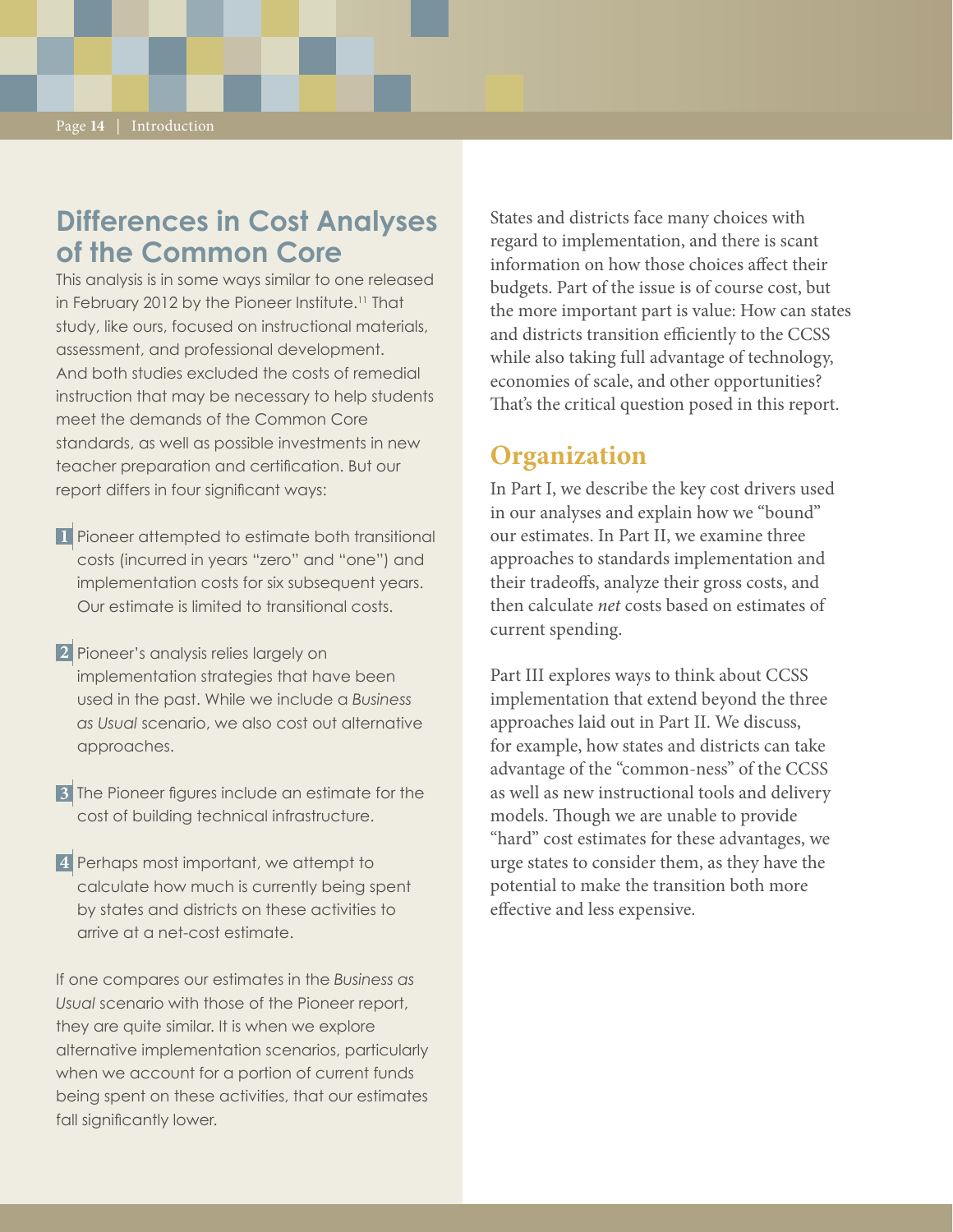## Differences in Cost Analyses of the Common Core

This analysis is in some ways similar to one released in February 2012 by the Pioneer Institute.[11] That study, like ours, focused on instructional materials, assessment, and professional development. And both studies excluded the costs of remedial instruction that may be necessary to help students meet the demands of the Common Core standards, as well as possible investments in new teacher preparation and certification. But our report differs in four significant ways:

1. Pioneer attempted to estimate both transitional costs (incurred in years "zero" and "one") and implementation costs for six subsequent years. Our estimate is limited to transitional costs.
2. Pioneer's analysis relies largely on implementation strategies that have been used in the past. While we include a *Business as Usual* scenario, we also cost out alternative approaches.
3. The Pioneer figures include an estimate for the cost of building technical infrastructure.
4. Perhaps most important, we attempt to calculate how much is currently being spent by states and districts on these activities to arrive at a net-cost estimate.

If one compares our estimates in the *Business as Usual* scenario with those of the Pioneer report, they are quite similar. It is when we explore alternative implementation scenarios, particularly when we account for a portion of current funds being spent on these activities, that our estimates fall significantly lower.

States and districts face many choices with regard to implementation, and there is scant information on how those choices affect their budgets. Part of the issue is of course cost, but the more important part is value: How can states and districts transition efficiently to the CCSS while also taking full advantage of technology, economies of scale, and other opportunities? That's the critical question posed in this report.

## Organization

In Part I, we describe the key cost drivers used in our analyses and explain how we "bound" our estimates. In Part II, we examine three approaches to standards implementation and their tradeoffs, analyze their gross costs, and then calculate *net* costs based on estimates of current spending.

Part III explores ways to think about CCSS implementation that extend beyond the three approaches laid out in Part II. We discuss, for example, how states and districts can take advantage of the "common-ness" of the CCSS as well as new instructional tools and delivery models. Though we are unable to provide "hard" cost estimates for these advantages, we urge states to consider them, as they have the potential to make the transition both more effective and less expensive.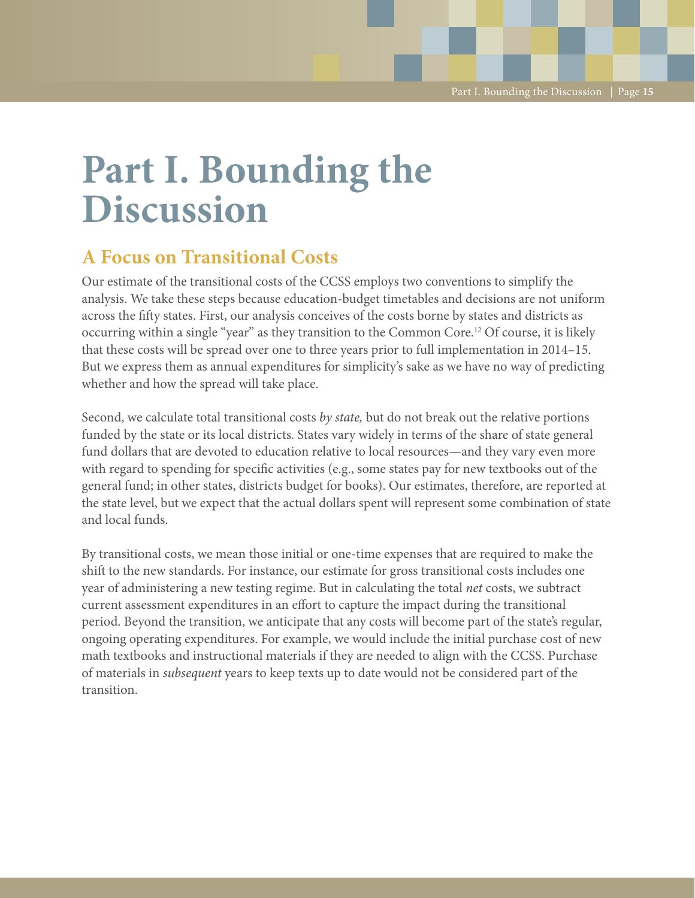# Part I. Bounding the Discussion

## A Focus on Transitional Costs

Our estimate of the transitional costs of the CCSS employs two conventions to simplify the analysis. We take these steps because education-budget timetables and decisions are not uniform across the fifty states. First, our analysis conceives of the costs borne by states and districts as occurring within a single "year" as they transition to the Common Core.[12] Of course, it is likely that these costs will be spread over one to three years prior to full implementation in 2014–15. But we express them as annual expenditures for simplicity's sake as we have no way of predicting whether and how the spread will take place.

Second, we calculate total transitional costs *by state,* but do not break out the relative portions funded by the state or its local districts. States vary widely in terms of the share of state general fund dollars that are devoted to education relative to local resources—and they vary even more with regard to spending for specific activities (e.g., some states pay for new textbooks out of the general fund; in other states, districts budget for books). Our estimates, therefore, are reported at the state level, but we expect that the actual dollars spent will represent some combination of state and local funds.

By transitional costs, we mean those initial or one-time expenses that are required to make the shift to the new standards. For instance, our estimate for gross transitional costs includes one year of administering a new testing regime. But in calculating the total *net* costs, we subtract current assessment expenditures in an effort to capture the impact during the transitional period. Beyond the transition, we anticipate that any costs will become part of the state's regular, ongoing operating expenditures. For example, we would include the initial purchase cost of new math textbooks and instructional materials if they are needed to align with the CCSS. Purchase of materials in *subsequent* years to keep texts up to date would not be considered part of the transition.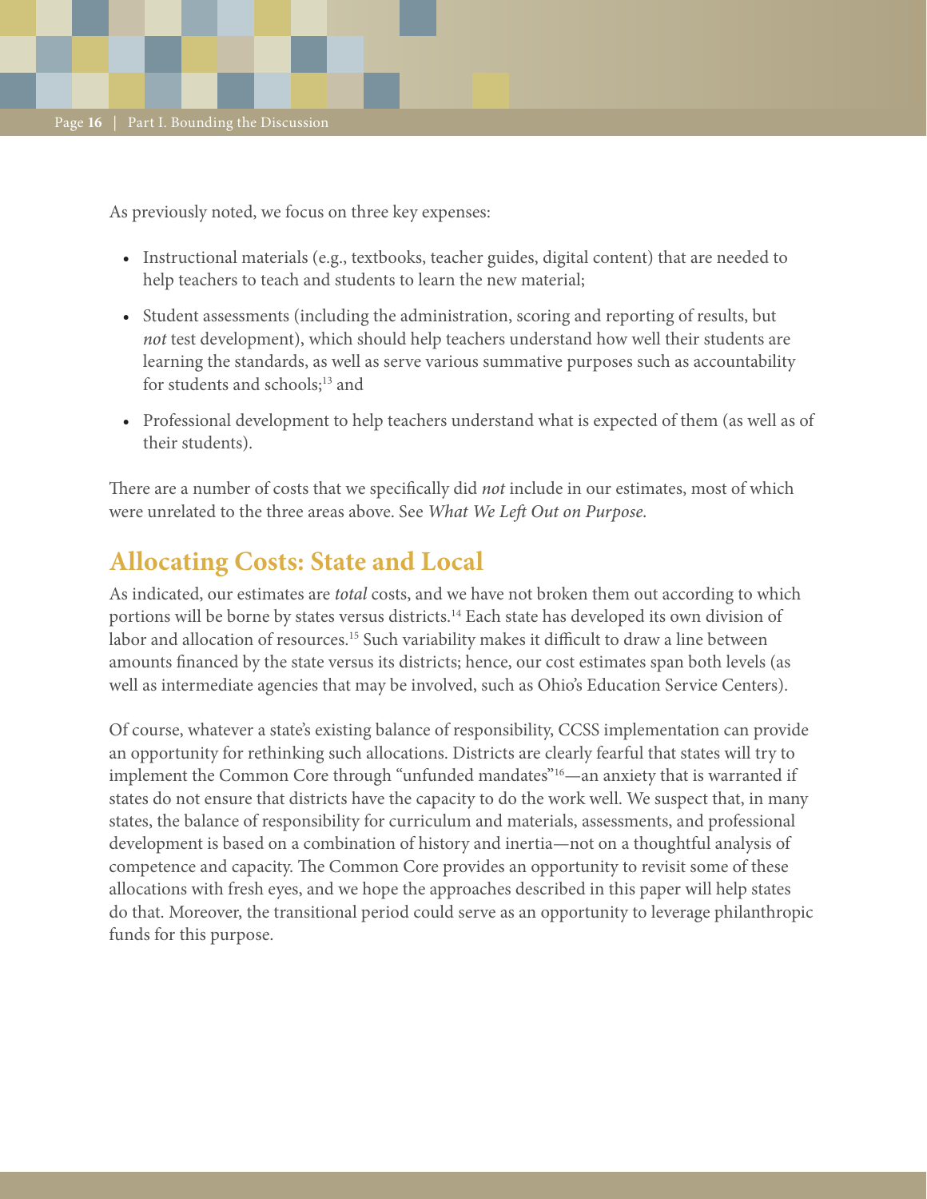As previously noted, we focus on three key expenses:

- Instructional materials (e.g., textbooks, teacher guides, digital content) that are needed to help teachers to teach and students to learn the new material;
- Student assessments (including the administration, scoring and reporting of results, but *not* test development), which should help teachers understand how well their students are learning the standards, as well as serve various summative purposes such as accountability for students and schools;[13] and
- Professional development to help teachers understand what is expected of them (as well as of their students).

There are a number of costs that we specifically did *not* include in our estimates, most of which were unrelated to the three areas above. See *What We Left Out on Purpose.*

## Allocating Costs: State and Local

As indicated, our estimates are *total* costs, and we have not broken them out according to which portions will be borne by states versus districts.[14] Each state has developed its own division of labor and allocation of resources.[15] Such variability makes it difficult to draw a line between amounts financed by the state versus its districts; hence, our cost estimates span both levels (as well as intermediate agencies that may be involved, such as Ohio's Education Service Centers).

Of course, whatever a state's existing balance of responsibility, CCSS implementation can provide an opportunity for rethinking such allocations. Districts are clearly fearful that states will try to implement the Common Core through "unfunded mandates"[16]—an anxiety that is warranted if states do not ensure that districts have the capacity to do the work well. We suspect that, in many states, the balance of responsibility for curriculum and materials, assessments, and professional development is based on a combination of history and inertia—not on a thoughtful analysis of competence and capacity. The Common Core provides an opportunity to revisit some of these allocations with fresh eyes, and we hope the approaches described in this paper will help states do that. Moreover, the transitional period could serve as an opportunity to leverage philanthropic funds for this purpose.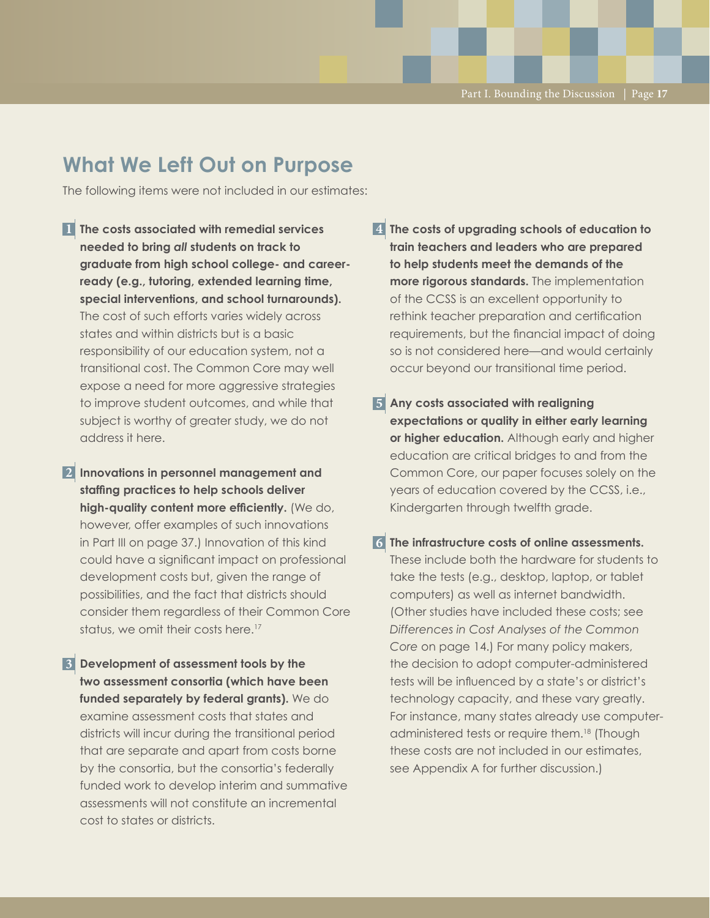## What We Left Out on Purpose

The following items were not included in our estimates:

1. **The costs associated with remedial services needed to bring *all* students on track to graduate from high school college- and career-ready (e.g., tutoring, extended learning time, special interventions, and school turnarounds).** The cost of such efforts varies widely across states and within districts but is a basic responsibility of our education system, not a transitional cost. The Common Core may well expose a need for more aggressive strategies to improve student outcomes, and while that subject is worthy of greater study, we do not address it here.

2. **Innovations in personnel management and staffing practices to help schools deliver high-quality content more efficiently.** (We do, however, offer examples of such innovations in Part III on page 37.) Innovation of this kind could have a significant impact on professional development costs but, given the range of possibilities, and the fact that districts should consider them regardless of their Common Core status, we omit their costs here.[17]

3. **Development of assessment tools by the two assessment consortia (which have been funded separately by federal grants).** We do examine assessment costs that states and districts will incur during the transitional period that are separate and apart from costs borne by the consortia, but the consortia's federally funded work to develop interim and summative assessments will not constitute an incremental cost to states or districts.

4. **The costs of upgrading schools of education to train teachers and leaders who are prepared to help students meet the demands of the more rigorous standards.** The implementation of the CCSS is an excellent opportunity to rethink teacher preparation and certification requirements, but the financial impact of doing so is not considered here—and would certainly occur beyond our transitional time period.

5. **Any costs associated with realigning expectations or quality in either early learning or higher education.** Although early and higher education are critical bridges to and from the Common Core, our paper focuses solely on the years of education covered by the CCSS, i.e., Kindergarten through twelfth grade.

6. **The infrastructure costs of online assessments.** These include both the hardware for students to take the tests (e.g., desktop, laptop, or tablet computers) as well as internet bandwidth. (Other studies have included these costs; see *Differences in Cost Analyses of the Common Core* on page 14.) For many policy makers, the decision to adopt computer-administered tests will be influenced by a state's or district's technology capacity, and these vary greatly. For instance, many states already use computer-administered tests or require them.[18] (Though these costs are not included in our estimates, see Appendix A for further discussion.)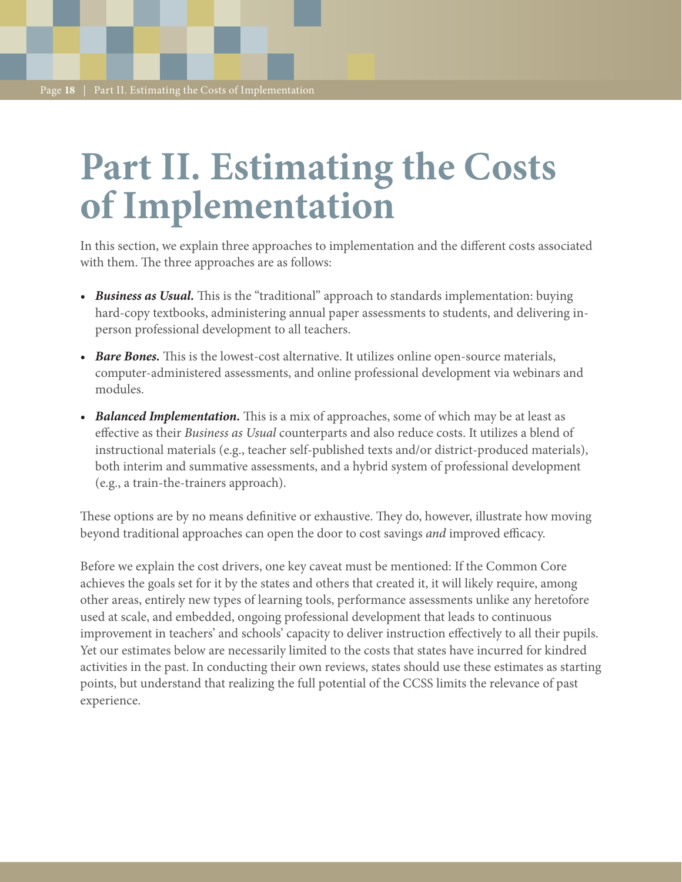# Part II. Estimating the Costs of Implementation

In this section, we explain three approaches to implementation and the different costs associated with them. The three approaches are as follows:

- ***Business as Usual.*** This is the "traditional" approach to standards implementation: buying hard-copy textbooks, administering annual paper assessments to students, and delivering in-person professional development to all teachers.
- ***Bare Bones.*** This is the lowest-cost alternative. It utilizes online open-source materials, computer-administered assessments, and online professional development via webinars and modules.
- ***Balanced Implementation.*** This is a mix of approaches, some of which may be at least as effective as their *Business as Usual* counterparts and also reduce costs. It utilizes a blend of instructional materials (e.g., teacher self-published texts and/or district-produced materials), both interim and summative assessments, and a hybrid system of professional development (e.g., a train-the-trainers approach).

These options are by no means definitive or exhaustive. They do, however, illustrate how moving beyond traditional approaches can open the door to cost savings *and* improved efficacy.

Before we explain the cost drivers, one key caveat must be mentioned: If the Common Core achieves the goals set for it by the states and others that created it, it will likely require, among other areas, entirely new types of learning tools, performance assessments unlike any heretofore used at scale, and embedded, ongoing professional development that leads to continuous improvement in teachers' and schools' capacity to deliver instruction effectively to all their pupils. Yet our estimates below are necessarily limited to the costs that states have incurred for kindred activities in the past. In conducting their own reviews, states should use these estimates as starting points, but understand that realizing the full potential of the CCSS limits the relevance of past experience.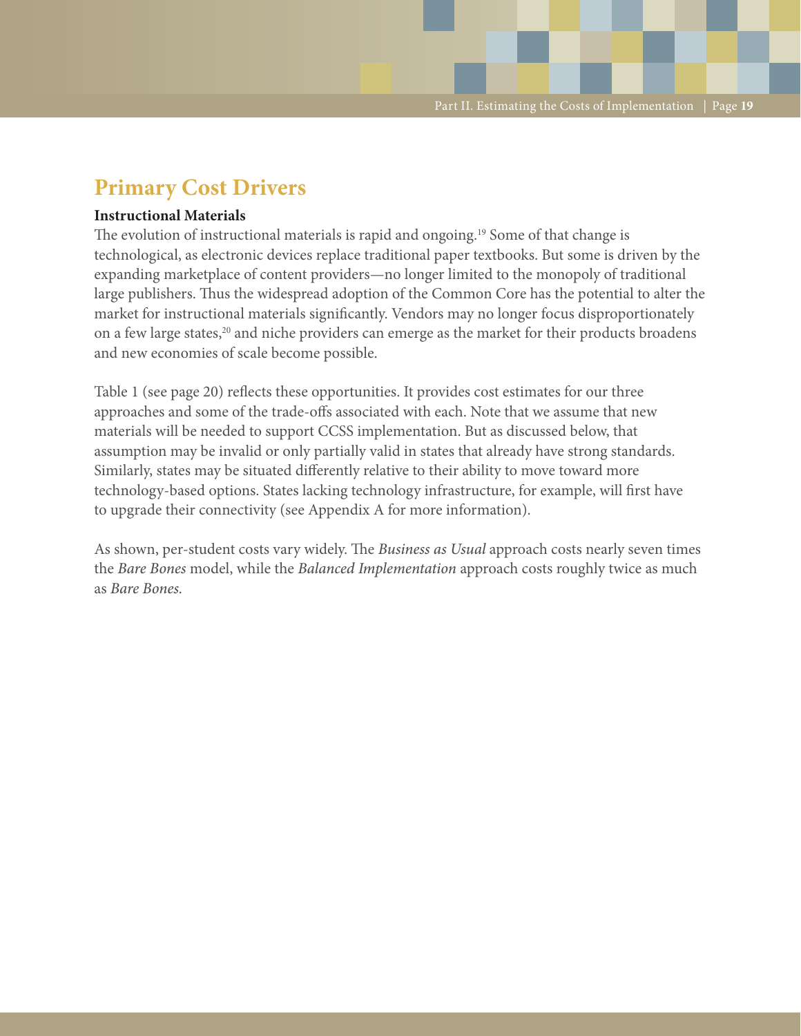## Primary Cost Drivers

### Instructional Materials

The evolution of instructional materials is rapid and ongoing.[19] Some of that change is technological, as electronic devices replace traditional paper textbooks. But some is driven by the expanding marketplace of content providers—no longer limited to the monopoly of traditional large publishers. Thus the widespread adoption of the Common Core has the potential to alter the market for instructional materials significantly. Vendors may no longer focus disproportionately on a few large states,[20] and niche providers can emerge as the market for their products broadens and new economies of scale become possible.

Table 1 (see page 20) reflects these opportunities. It provides cost estimates for our three approaches and some of the trade-offs associated with each. Note that we assume that new materials will be needed to support CCSS implementation. But as discussed below, that assumption may be invalid or only partially valid in states that already have strong standards. Similarly, states may be situated differently relative to their ability to move toward more technology-based options. States lacking technology infrastructure, for example, will first have to upgrade their connectivity (see Appendix A for more information).

As shown, per-student costs vary widely. The *Business as Usual* approach costs nearly seven times the *Bare Bones* model, while the *Balanced Implementation* approach costs roughly twice as much as *Bare Bones*.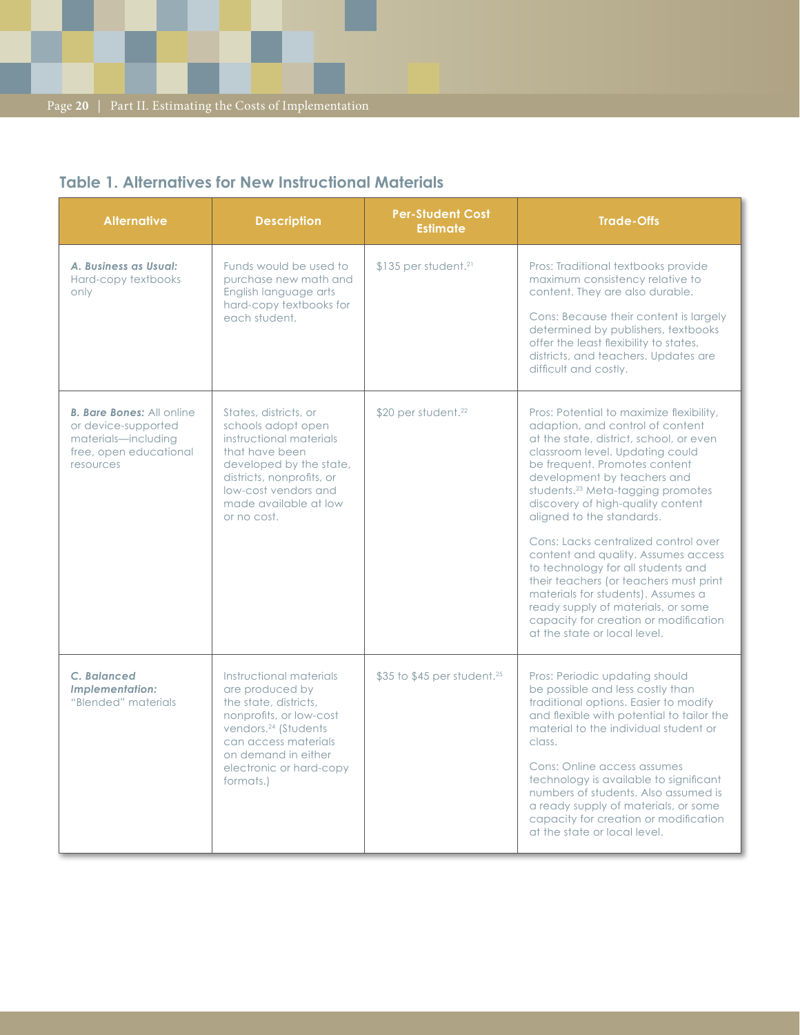### Table 1. Alternatives for New Instructional Materials

| Alternative | Description | Per-Student Cost Estimate | Trade-Offs |
|---|---|---|---|
| ***A. Business as Usual:*** Hard-copy textbooks only | Funds would be used to purchase new math and English language arts hard-copy textbooks for each student. | $135 per student.[21] | Pros: Traditional textbooks provide maximum consistency relative to content. They are also durable.<br><br>Cons: Because their content is largely determined by publishers, textbooks offer the least flexibility to states, districts, and teachers. Updates are difficult and costly. |
| ***B. Bare Bones:*** All online or device-supported materials—including free, open educational resources | States, districts, or schools adopt open instructional materials that have been developed by the state, districts, nonprofits, or low-cost vendors and made available at low or no cost. | $20 per student.[22] | Pros: Potential to maximize flexibility, adaption, and control of content at the state, district, school, or even classroom level. Updating could be frequent. Promotes content development by teachers and students.[23] Meta-tagging promotes discovery of high-quality content aligned to the standards.<br><br>Cons: Lacks centralized control over content and quality. Assumes access to technology for all students and their teachers (or teachers must print materials for students). Assumes a ready supply of materials, or some capacity for creation or modification at the state or local level. |
| ***C. Balanced Implementation:*** "Blended" materials | Instructional materials are produced by the state, districts, nonprofits, or low-cost vendors.[24] (Students can access materials on demand in either electronic or hard-copy formats.) | $35 to $45 per student.[25] | Pros: Periodic updating should be possible and less costly than traditional options. Easier to modify and flexible with potential to tailor the material to the individual student or class.<br><br>Cons: Online access assumes technology is available to significant numbers of students. Also assumed is a ready supply of materials, or some capacity for creation or modification at the state or local level. |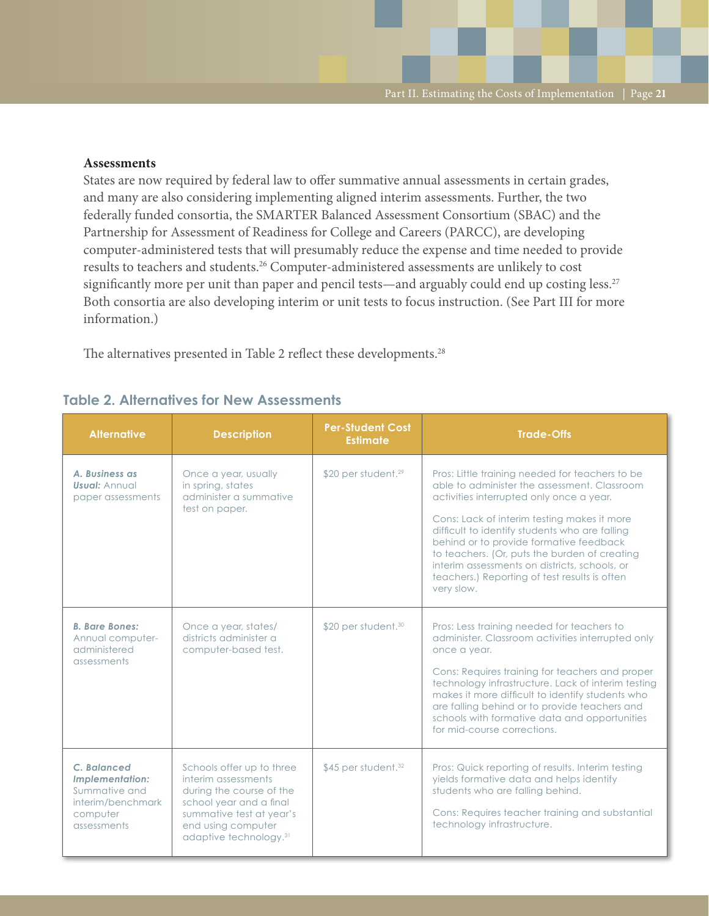### Assessments

States are now required by federal law to offer summative annual assessments in certain grades, and many are also considering implementing aligned interim assessments. Further, the two federally funded consortia, the SMARTER Balanced Assessment Consortium (SBAC) and the Partnership for Assessment of Readiness for College and Careers (PARCC), are developing computer-administered tests that will presumably reduce the expense and time needed to provide results to teachers and students.[26] Computer-administered assessments are unlikely to cost significantly more per unit than paper and pencil tests—and arguably could end up costing less.[27] Both consortia are also developing interim or unit tests to focus instruction. (See Part III for more information.)

The alternatives presented in Table 2 reflect these developments.[28]

## Table 2. Alternatives for New Assessments

| Alternative | Description | Per-Student Cost Estimate | Trade-Offs |
|---|---|---|---|
| ***A. Business as Usual:*** Annual paper assessments | Once a year, usually in spring, states administer a summative test on paper. | $20 per student.[29] | Pros: Little training needed for teachers to be able to administer the assessment. Classroom activities interrupted only once a year.<br><br>Cons: Lack of interim testing makes it more difficult to identify students who are falling behind or to provide formative feedback to teachers. (Or, puts the burden of creating interim assessments on districts, schools, or teachers.) Reporting of test results is often very slow. |
| ***B. Bare Bones:*** Annual computer-administered assessments | Once a year, states/districts administer a computer-based test. | $20 per student.[30] | Pros: Less training needed for teachers to administer. Classroom activities interrupted only once a year.<br><br>Cons: Requires training for teachers and proper technology infrastructure. Lack of interim testing makes it more difficult to identify students who are falling behind or to provide teachers and schools with formative data and opportunities for mid-course corrections. |
| ***C. Balanced Implementation:*** Summative and interim/benchmark computer assessments | Schools offer up to three interim assessments during the course of the school year and a final summative test at year's end using computer adaptive technology.[31] | $45 per student.[32] | Pros: Quick reporting of results. Interim testing yields formative data and helps identify students who are falling behind.<br><br>Cons: Requires teacher training and substantial technology infrastructure. |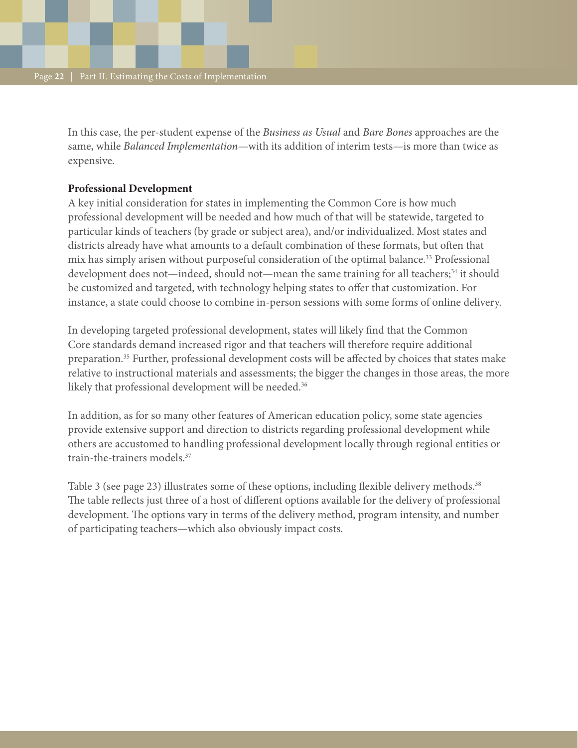In this case, the per-student expense of the *Business as Usual* and *Bare Bones* approaches are the same, while *Balanced Implementation*—with its addition of interim tests—is more than twice as expensive.

**Professional Development**

A key initial consideration for states in implementing the Common Core is how much professional development will be needed and how much of that will be statewide, targeted to particular kinds of teachers (by grade or subject area), and/or individualized. Most states and districts already have what amounts to a default combination of these formats, but often that mix has simply arisen without purposeful consideration of the optimal balance.[33] Professional development does not—indeed, should not—mean the same training for all teachers;[34] it should be customized and targeted, with technology helping states to offer that customization. For instance, a state could choose to combine in-person sessions with some forms of online delivery.

In developing targeted professional development, states will likely find that the Common Core standards demand increased rigor and that teachers will therefore require additional preparation.[35] Further, professional development costs will be affected by choices that states make relative to instructional materials and assessments; the bigger the changes in those areas, the more likely that professional development will be needed.[36]

In addition, as for so many other features of American education policy, some state agencies provide extensive support and direction to districts regarding professional development while others are accustomed to handling professional development locally through regional entities or train-the-trainers models.[37]

Table 3 (see page 23) illustrates some of these options, including flexible delivery methods.[38] The table reflects just three of a host of different options available for the delivery of professional development. The options vary in terms of the delivery method, program intensity, and number of participating teachers—which also obviously impact costs.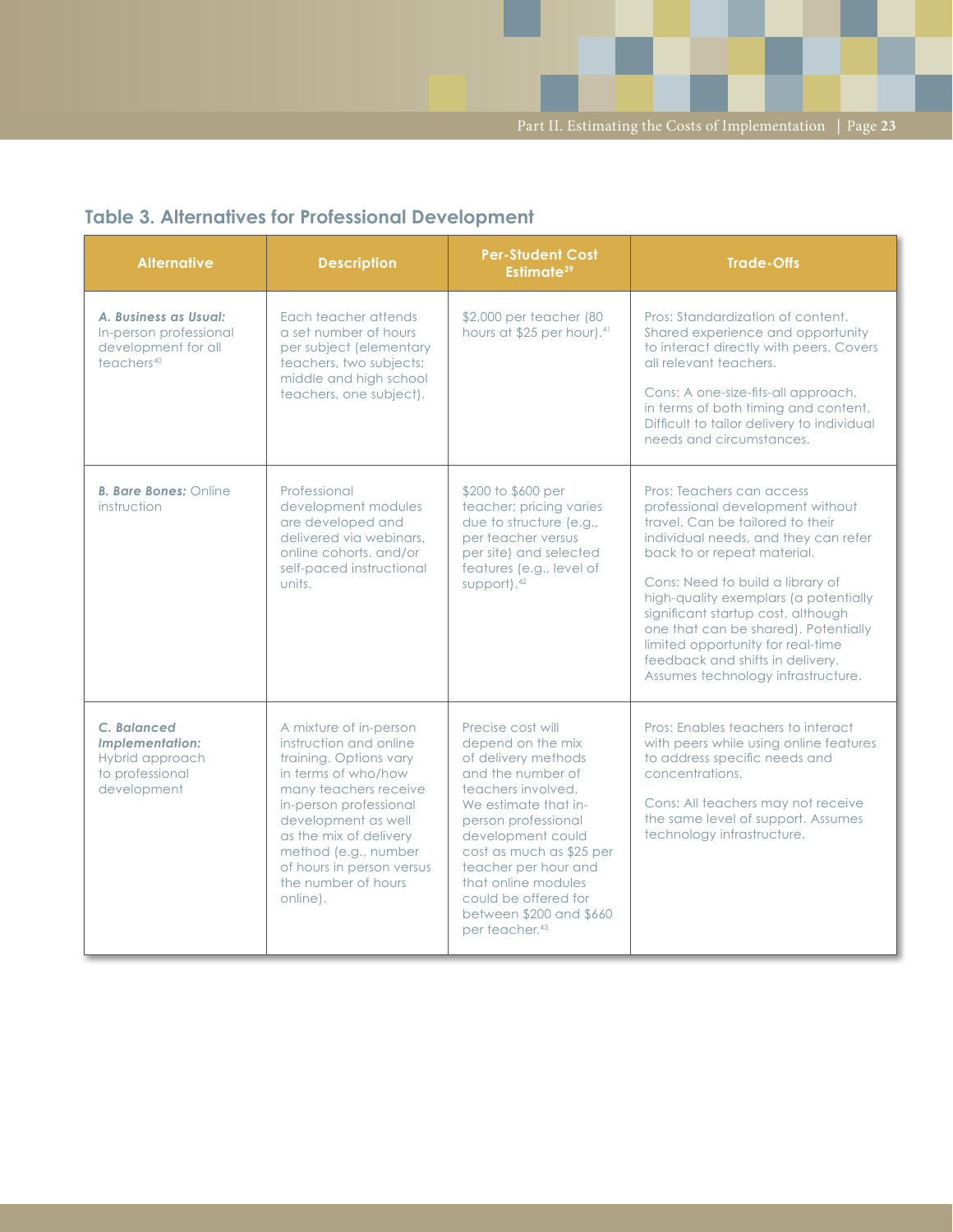### Table 3. Alternatives for Professional Development

| Alternative | Description | Per-Student Cost Estimate[39] | Trade-Offs |
|---|---|---|---|
| ***A. Business as Usual:*** In-person professional development for all teachers[40] | Each teacher attends a set number of hours per subject (elementary teachers, two subjects; middle and high school teachers, one subject). | $2,000 per teacher (80 hours at $25 per hour).[41] | Pros: Standardization of content. Shared experience and opportunity to interact directly with peers. Covers all relevant teachers.<br><br>Cons: A one-size-fits-all approach, in terms of both timing and content. Difficult to tailor delivery to individual needs and circumstances. |
| ***B. Bare Bones:*** Online instruction | Professional development modules are developed and delivered via webinars, online cohorts, and/or self-paced instructional units. | $200 to $600 per teacher; pricing varies due to structure (e.g., per teacher versus per site) and selected features (e.g., level of support).[42] | Pros: Teachers can access professional development without travel. Can be tailored to their individual needs, and they can refer back to or repeat material.<br><br>Cons: Need to build a library of high-quality exemplars (a potentially significant startup cost, although one that can be shared). Potentially limited opportunity for real-time feedback and shifts in delivery. Assumes technology infrastructure. |
| ***C. Balanced Implementation:*** Hybrid approach to professional development | A mixture of in-person instruction and online training. Options vary in terms of who/how many teachers receive in-person professional development as well as the mix of delivery method (e.g., number of hours in person versus the number of hours online). | Precise cost will depend on the mix of delivery methods and the number of teachers involved. We estimate that in-person professional development could cost as much as $25 per teacher per hour and that online modules could be offered for between $200 and $660 per teacher.[43] | Pros: Enables teachers to interact with peers while using online features to address specific needs and concentrations.<br><br>Cons: All teachers may not receive the same level of support. Assumes technology infrastructure. |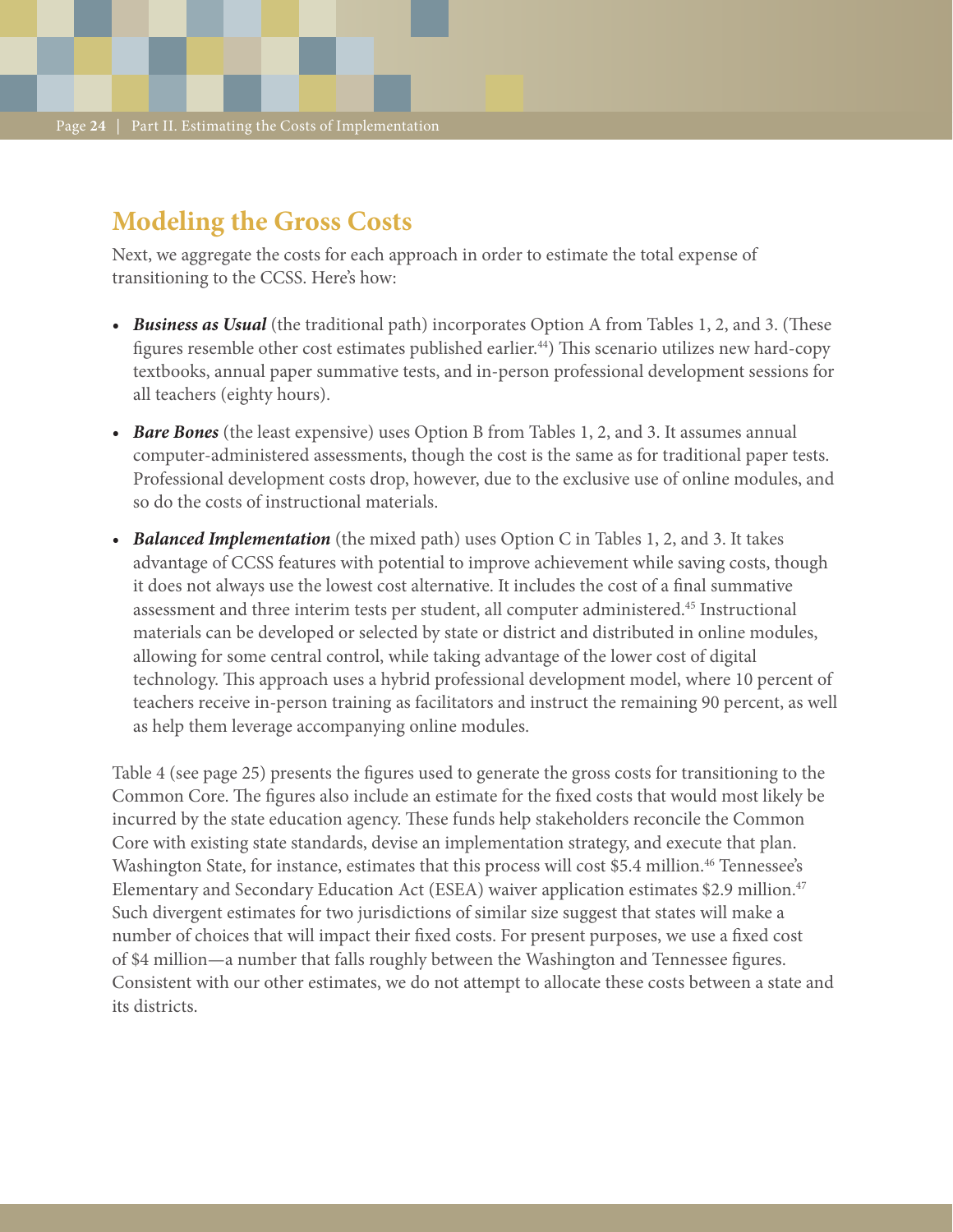## Modeling the Gross Costs

Next, we aggregate the costs for each approach in order to estimate the total expense of transitioning to the CCSS. Here's how:

- ***Business as Usual*** (the traditional path) incorporates Option A from Tables 1, 2, and 3. (These figures resemble other cost estimates published earlier.[44]) This scenario utilizes new hard-copy textbooks, annual paper summative tests, and in-person professional development sessions for all teachers (eighty hours).
- ***Bare Bones*** (the least expensive) uses Option B from Tables 1, 2, and 3. It assumes annual computer-administered assessments, though the cost is the same as for traditional paper tests. Professional development costs drop, however, due to the exclusive use of online modules, and so do the costs of instructional materials.
- ***Balanced Implementation*** (the mixed path) uses Option C in Tables 1, 2, and 3. It takes advantage of CCSS features with potential to improve achievement while saving costs, though it does not always use the lowest cost alternative. It includes the cost of a final summative assessment and three interim tests per student, all computer administered.[45] Instructional materials can be developed or selected by state or district and distributed in online modules, allowing for some central control, while taking advantage of the lower cost of digital technology. This approach uses a hybrid professional development model, where 10 percent of teachers receive in-person training as facilitators and instruct the remaining 90 percent, as well as help them leverage accompanying online modules.

Table 4 (see page 25) presents the figures used to generate the gross costs for transitioning to the Common Core. The figures also include an estimate for the fixed costs that would most likely be incurred by the state education agency. These funds help stakeholders reconcile the Common Core with existing state standards, devise an implementation strategy, and execute that plan. Washington State, for instance, estimates that this process will cost \$5.4 million.[46] Tennessee's Elementary and Secondary Education Act (ESEA) waiver application estimates \$2.9 million.[47] Such divergent estimates for two jurisdictions of similar size suggest that states will make a number of choices that will impact their fixed costs. For present purposes, we use a fixed cost of \$4 million—a number that falls roughly between the Washington and Tennessee figures. Consistent with our other estimates, we do not attempt to allocate these costs between a state and its districts.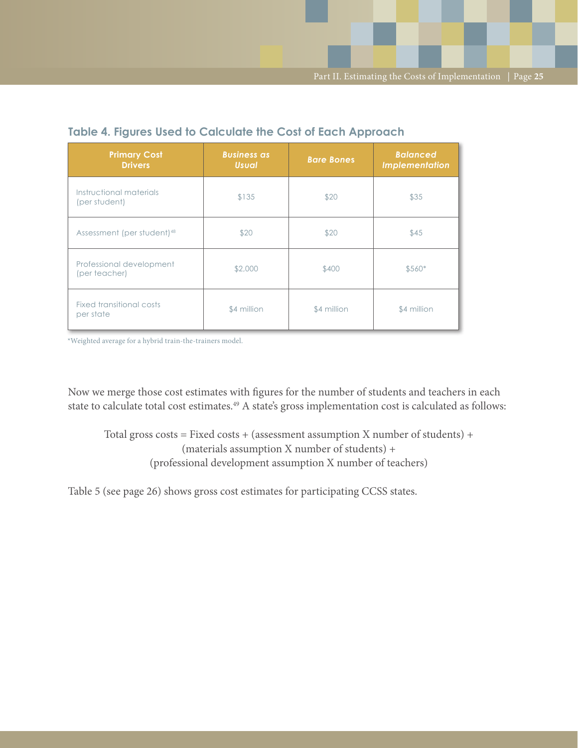### Table 4. Figures Used to Calculate the Cost of Each Approach

| Primary Cost Drivers | *Business as Usual* | *Bare Bones* | *Balanced Implementation* |
|---|---|---|---|
| Instructional materials (per student) | $135 | $20 | $35 |
| Assessment (per student)[48] | $20 | $20 | $45 |
| Professional development (per teacher) | $2,000 | $400 | $560* |
| Fixed transitional costs per state | $4 million | $4 million | $4 million |

*Weighted average for a hybrid train-the-trainers model.

Now we merge those cost estimates with figures for the number of students and teachers in each state to calculate total cost estimates.[49] A state's gross implementation cost is calculated as follows:

Total gross costs = Fixed costs + (assessment assumption X number of students) + (materials assumption X number of students) + (professional development assumption X number of teachers)

Table 5 (see page 26) shows gross cost estimates for participating CCSS states.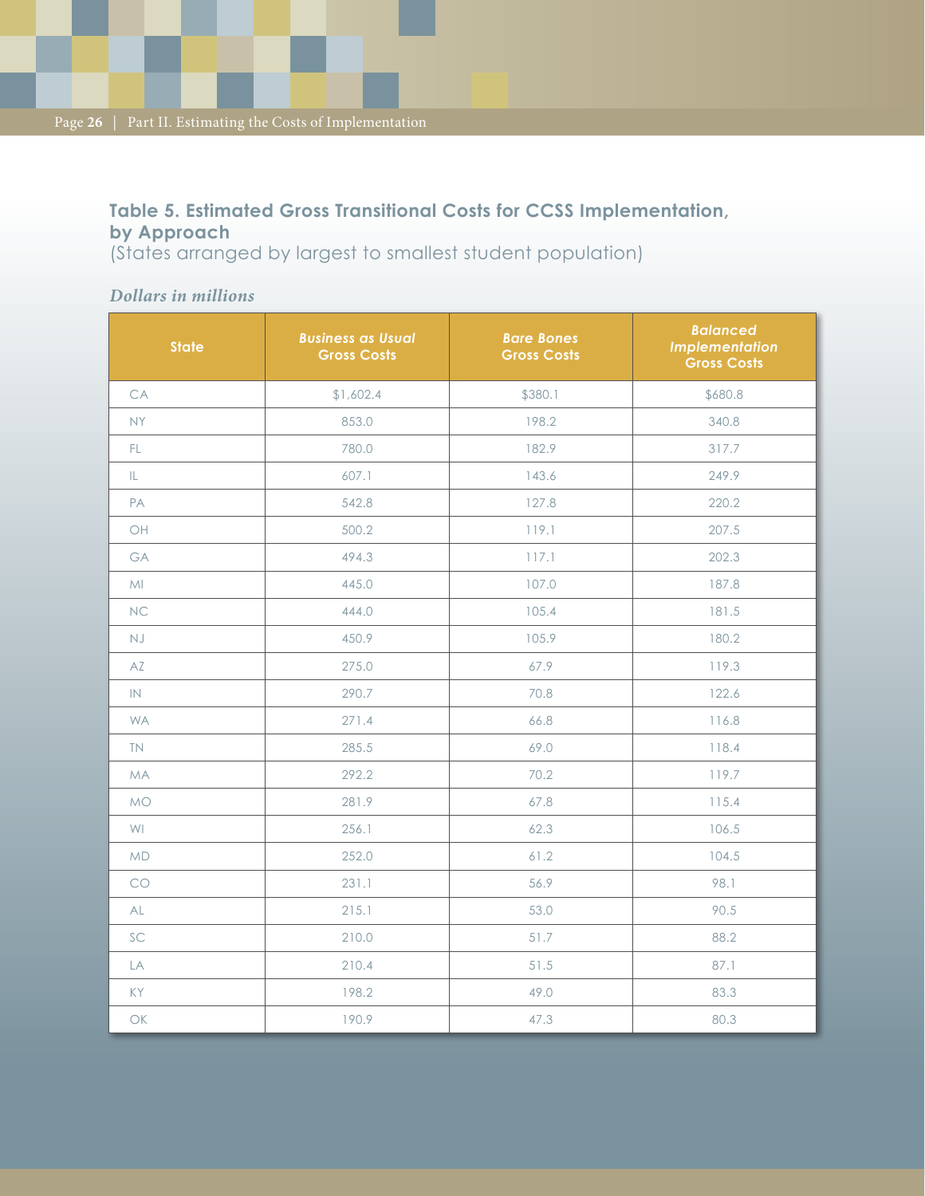### Table 5. Estimated Gross Transitional Costs for CCSS Implementation, by Approach

(States arranged by largest to smallest student population)

*Dollars in millions*

| State | *Business as Usual* Gross Costs | *Bare Bones* Gross Costs | *Balanced Implementation* Gross Costs |
|---|---|---|---|
| CA | $1,602.4 | $380.1 | $680.8 |
| NY | 853.0 | 198.2 | 340.8 |
| FL | 780.0 | 182.9 | 317.7 |
| IL | 607.1 | 143.6 | 249.9 |
| PA | 542.8 | 127.8 | 220.2 |
| OH | 500.2 | 119.1 | 207.5 |
| GA | 494.3 | 117.1 | 202.3 |
| MI | 445.0 | 107.0 | 187.8 |
| NC | 444.0 | 105.4 | 181.5 |
| NJ | 450.9 | 105.9 | 180.2 |
| AZ | 275.0 | 67.9 | 119.3 |
| IN | 290.7 | 70.8 | 122.6 |
| WA | 271.4 | 66.8 | 116.8 |
| TN | 285.5 | 69.0 | 118.4 |
| MA | 292.2 | 70.2 | 119.7 |
| MO | 281.9 | 67.8 | 115.4 |
| WI | 256.1 | 62.3 | 106.5 |
| MD | 252.0 | 61.2 | 104.5 |
| CO | 231.1 | 56.9 | 98.1 |
| AL | 215.1 | 53.0 | 90.5 |
| SC | 210.0 | 51.7 | 88.2 |
| LA | 210.4 | 51.5 | 87.1 |
| KY | 198.2 | 49.0 | 83.3 |
| OK | 190.9 | 47.3 | 80.3 |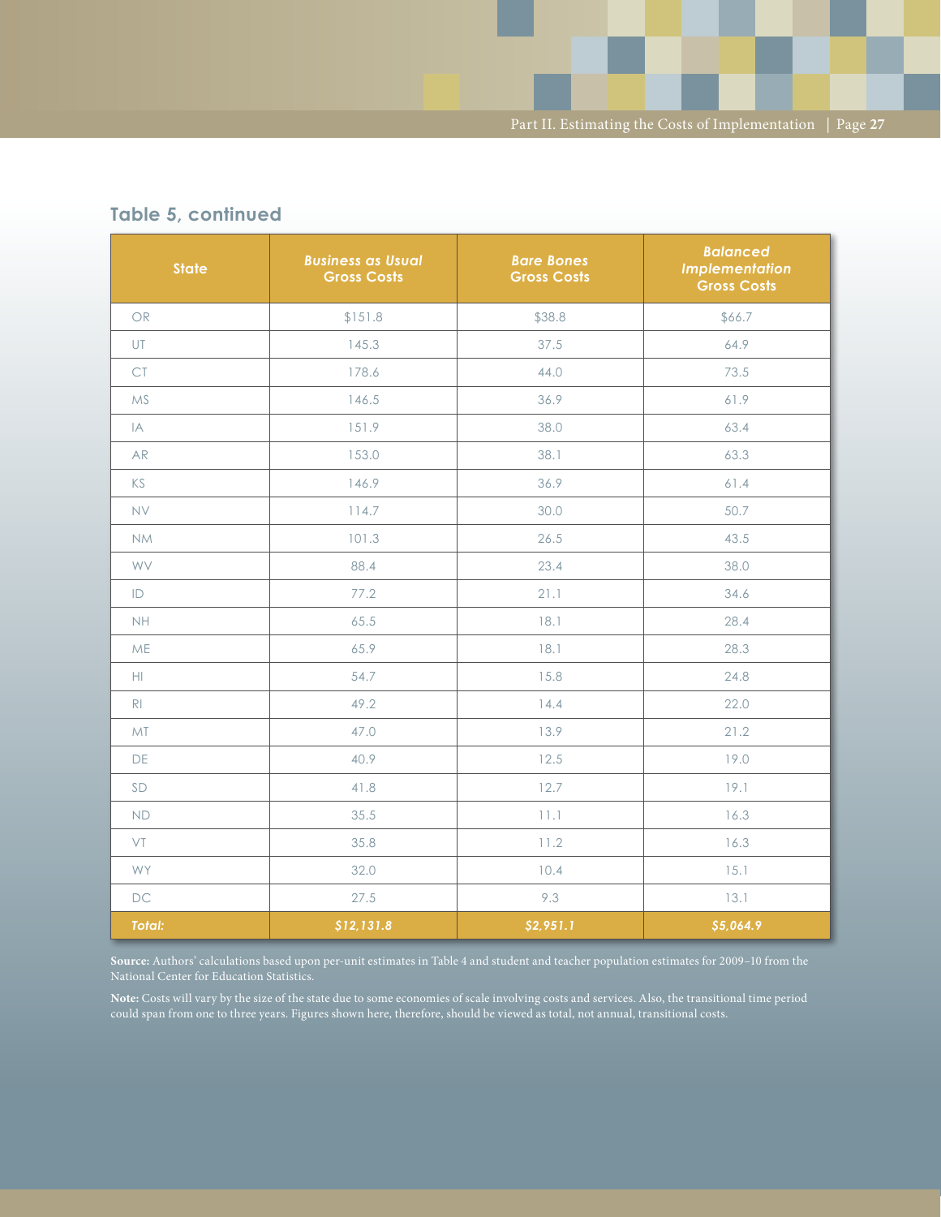## Table 5, continued

| State | *Business as Usual* Gross Costs | *Bare Bones* Gross Costs | *Balanced Implementation* Gross Costs |
|---|---|---|---|
| OR | $151.8 | $38.8 | $66.7 |
| UT | 145.3 | 37.5 | 64.9 |
| CT | 178.6 | 44.0 | 73.5 |
| MS | 146.5 | 36.9 | 61.9 |
| IA | 151.9 | 38.0 | 63.4 |
| AR | 153.0 | 38.1 | 63.3 |
| KS | 146.9 | 36.9 | 61.4 |
| NV | 114.7 | 30.0 | 50.7 |
| NM | 101.3 | 26.5 | 43.5 |
| WV | 88.4 | 23.4 | 38.0 |
| ID | 77.2 | 21.1 | 34.6 |
| NH | 65.5 | 18.1 | 28.4 |
| ME | 65.9 | 18.1 | 28.3 |
| HI | 54.7 | 15.8 | 24.8 |
| RI | 49.2 | 14.4 | 22.0 |
| MT | 47.0 | 13.9 | 21.2 |
| DE | 40.9 | 12.5 | 19.0 |
| SD | 41.8 | 12.7 | 19.1 |
| ND | 35.5 | 11.1 | 16.3 |
| VT | 35.8 | 11.2 | 16.3 |
| WY | 32.0 | 10.4 | 15.1 |
| DC | 27.5 | 9.3 | 13.1 |
| ***Total:*** | ***$12,131.8*** | ***$2,951.1*** | ***$5,064.9*** |

**Source:** Authors' calculations based upon per-unit estimates in Table 4 and student and teacher population estimates for 2009–10 from the National Center for Education Statistics.

**Note:** Costs will vary by the size of the state due to some economies of scale involving costs and services. Also, the transitional time period could span from one to three years. Figures shown here, therefore, should be viewed as total, not annual, transitional costs.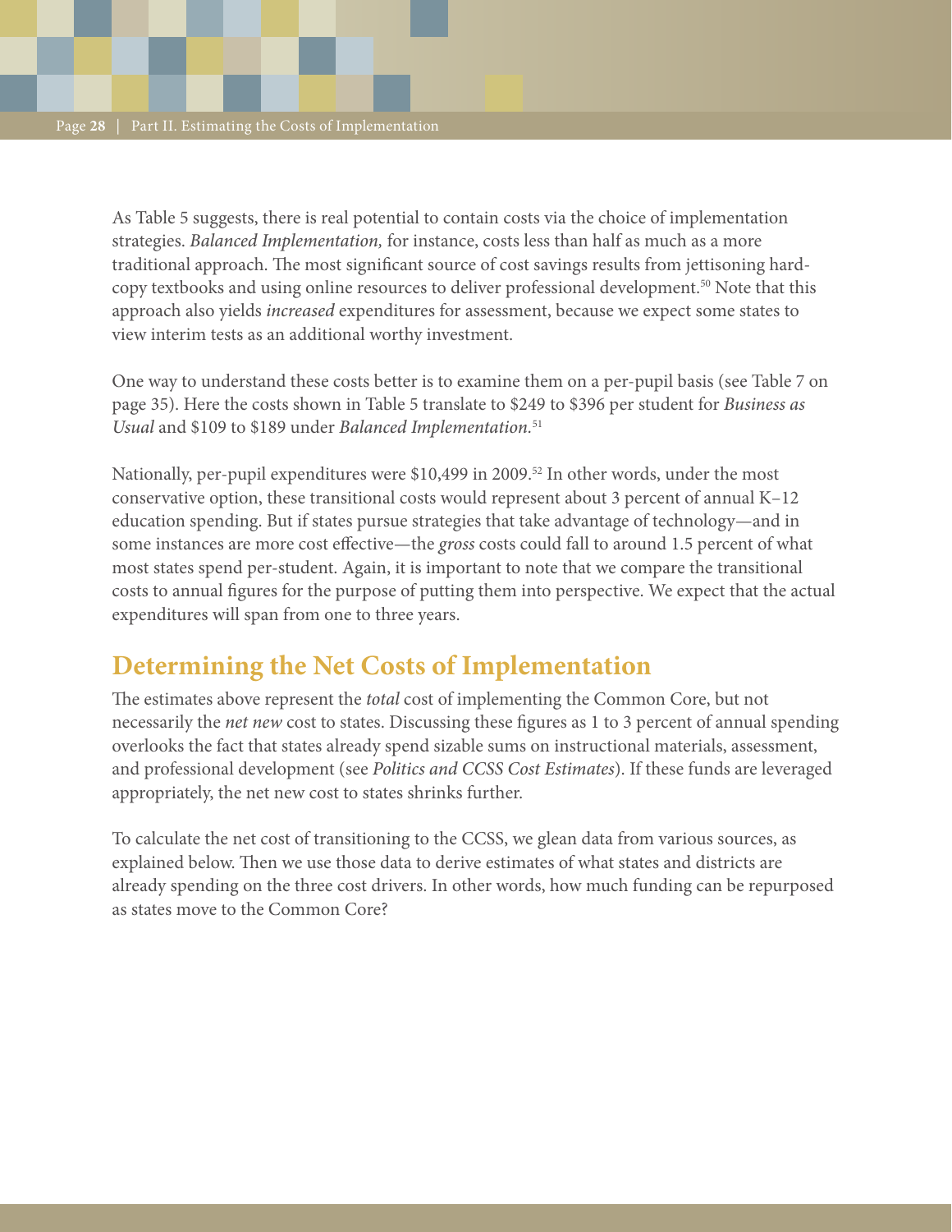As Table 5 suggests, there is real potential to contain costs via the choice of implementation strategies. *Balanced Implementation,* for instance, costs less than half as much as a more traditional approach. The most significant source of cost savings results from jettisoning hard-copy textbooks and using online resources to deliver professional development.[50] Note that this approach also yields *increased* expenditures for assessment, because we expect some states to view interim tests as an additional worthy investment.

One way to understand these costs better is to examine them on a per-pupil basis (see Table 7 on page 35). Here the costs shown in Table 5 translate to $249 to $396 per student for *Business as Usual* and $109 to $189 under *Balanced Implementation*.[51]

Nationally, per-pupil expenditures were $10,499 in 2009.[52] In other words, under the most conservative option, these transitional costs would represent about 3 percent of annual K–12 education spending. But if states pursue strategies that take advantage of technology—and in some instances are more cost effective—the *gross* costs could fall to around 1.5 percent of what most states spend per-student. Again, it is important to note that we compare the transitional costs to annual figures for the purpose of putting them into perspective. We expect that the actual expenditures will span from one to three years.

## Determining the Net Costs of Implementation

The estimates above represent the *total* cost of implementing the Common Core, but not necessarily the *net new* cost to states. Discussing these figures as 1 to 3 percent of annual spending overlooks the fact that states already spend sizable sums on instructional materials, assessment, and professional development (see *Politics and CCSS Cost Estimates*). If these funds are leveraged appropriately, the net new cost to states shrinks further.

To calculate the net cost of transitioning to the CCSS, we glean data from various sources, as explained below. Then we use those data to derive estimates of what states and districts are already spending on the three cost drivers. In other words, how much funding can be repurposed as states move to the Common Core?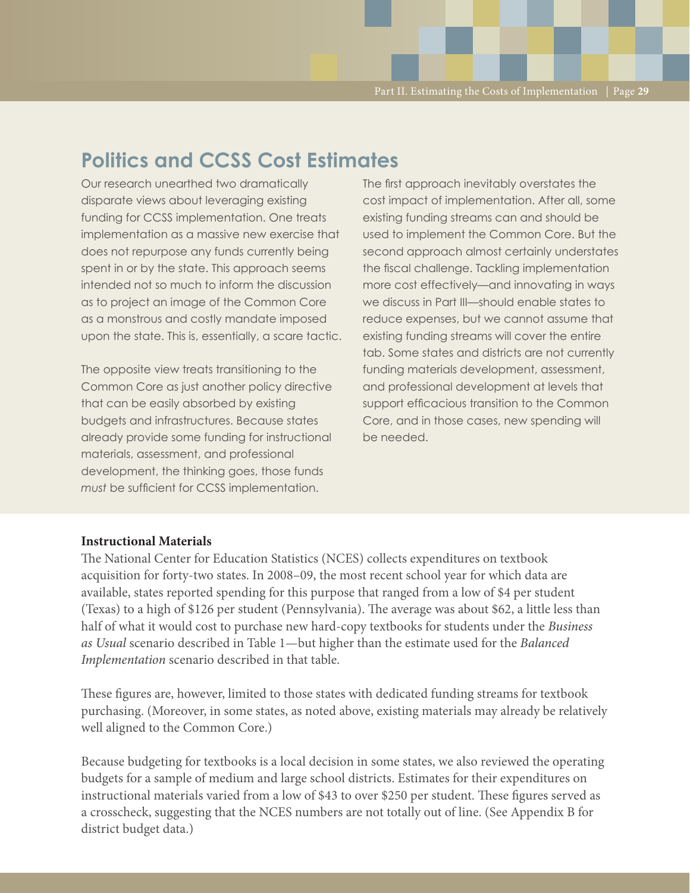## Politics and CCSS Cost Estimates

Our research unearthed two dramatically disparate views about leveraging existing funding for CCSS implementation. One treats implementation as a massive new exercise that does not repurpose any funds currently being spent in or by the state. This approach seems intended not so much to inform the discussion as to project an image of the Common Core as a monstrous and costly mandate imposed upon the state. This is, essentially, a scare tactic.

The opposite view treats transitioning to the Common Core as just another policy directive that can be easily absorbed by existing budgets and infrastructures. Because states already provide some funding for instructional materials, assessment, and professional development, the thinking goes, those funds *must* be sufficient for CCSS implementation.

The first approach inevitably overstates the cost impact of implementation. After all, some existing funding streams can and should be used to implement the Common Core. But the second approach almost certainly understates the fiscal challenge. Tackling implementation more cost effectively—and innovating in ways we discuss in Part III—should enable states to reduce expenses, but we cannot assume that existing funding streams will cover the entire tab. Some states and districts are not currently funding materials development, assessment, and professional development at levels that support efficacious transition to the Common Core, and in those cases, new spending will be needed.

**Instructional Materials**

The National Center for Education Statistics (NCES) collects expenditures on textbook acquisition for forty-two states. In 2008–09, the most recent school year for which data are available, states reported spending for this purpose that ranged from a low of $4 per student (Texas) to a high of $126 per student (Pennsylvania). The average was about $62, a little less than half of what it would cost to purchase new hard-copy textbooks for students under the *Business as Usual* scenario described in Table 1—but higher than the estimate used for the *Balanced Implementation* scenario described in that table.

These figures are, however, limited to those states with dedicated funding streams for textbook purchasing. (Moreover, in some states, as noted above, existing materials may already be relatively well aligned to the Common Core.)

Because budgeting for textbooks is a local decision in some states, we also reviewed the operating budgets for a sample of medium and large school districts. Estimates for their expenditures on instructional materials varied from a low of $43 to over $250 per student. These figures served as a crosscheck, suggesting that the NCES numbers are not totally out of line. (See Appendix B for district budget data.)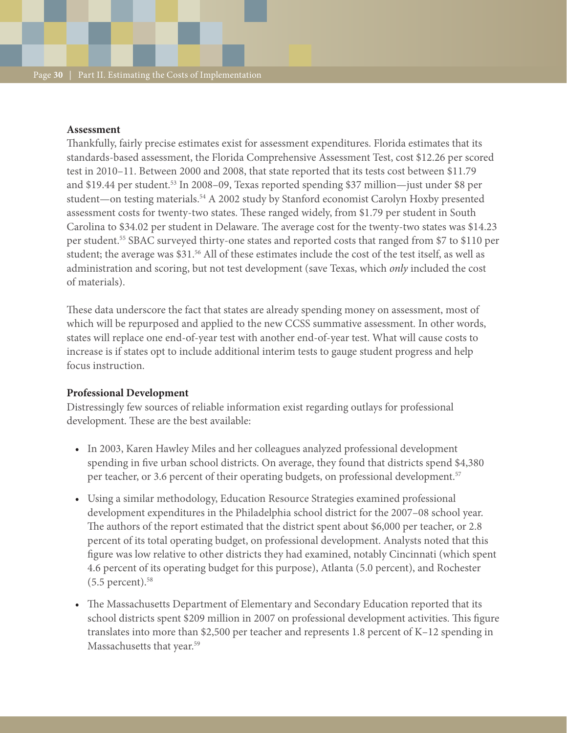**Assessment**

Thankfully, fairly precise estimates exist for assessment expenditures. Florida estimates that its standards-based assessment, the Florida Comprehensive Assessment Test, cost $12.26 per scored test in 2010–11. Between 2000 and 2008, that state reported that its tests cost between $11.79 and $19.44 per student.[53] In 2008–09, Texas reported spending $37 million—just under $8 per student—on testing materials.[54] A 2002 study by Stanford economist Carolyn Hoxby presented assessment costs for twenty-two states. These ranged widely, from $1.79 per student in South Carolina to $34.02 per student in Delaware. The average cost for the twenty-two states was $14.23 per student.[55] SBAC surveyed thirty-one states and reported costs that ranged from $7 to $110 per student; the average was $31.[56] All of these estimates include the cost of the test itself, as well as administration and scoring, but not test development (save Texas, which *only* included the cost of materials).

These data underscore the fact that states are already spending money on assessment, most of which will be repurposed and applied to the new CCSS summative assessment. In other words, states will replace one end-of-year test with another end-of-year test. What will cause costs to increase is if states opt to include additional interim tests to gauge student progress and help focus instruction.

**Professional Development**

Distressingly few sources of reliable information exist regarding outlays for professional development. These are the best available:

- In 2003, Karen Hawley Miles and her colleagues analyzed professional development spending in five urban school districts. On average, they found that districts spend $4,380 per teacher, or 3.6 percent of their operating budgets, on professional development.[57]
- Using a similar methodology, Education Resource Strategies examined professional development expenditures in the Philadelphia school district for the 2007–08 school year. The authors of the report estimated that the district spent about $6,000 per teacher, or 2.8 percent of its total operating budget, on professional development. Analysts noted that this figure was low relative to other districts they had examined, notably Cincinnati (which spent 4.6 percent of its operating budget for this purpose), Atlanta (5.0 percent), and Rochester (5.5 percent).[58]
- The Massachusetts Department of Elementary and Secondary Education reported that its school districts spent $209 million in 2007 on professional development activities. This figure translates into more than $2,500 per teacher and represents 1.8 percent of K–12 spending in Massachusetts that year.[59]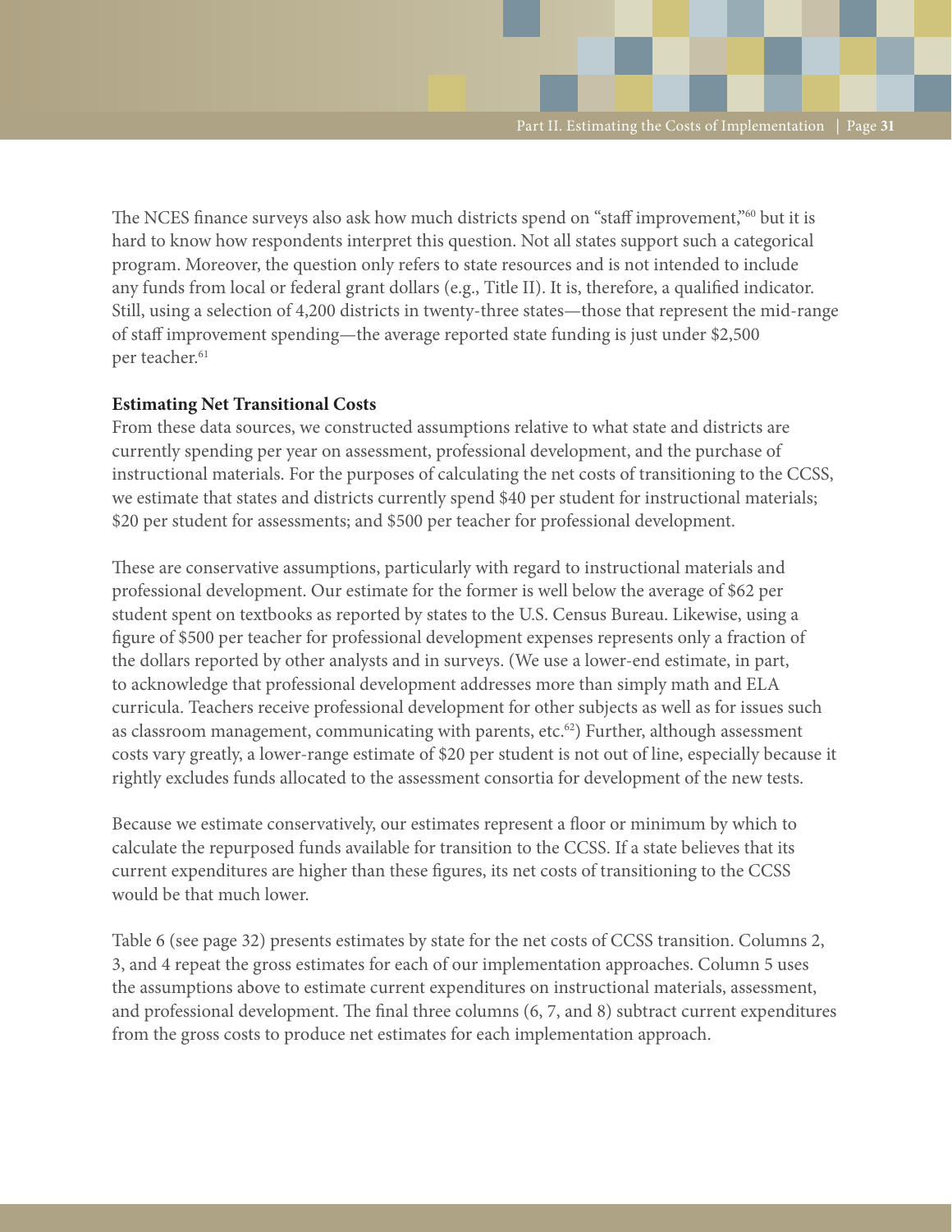The NCES finance surveys also ask how much districts spend on “staff improvement,”[60] but it is hard to know how respondents interpret this question. Not all states support such a categorical program. Moreover, the question only refers to state resources and is not intended to include any funds from local or federal grant dollars (e.g., Title II). It is, therefore, a qualified indicator. Still, using a selection of 4,200 districts in twenty-three states—those that represent the mid-range of staff improvement spending—the average reported state funding is just under $2,500 per teacher.[61]

**Estimating Net Transitional Costs**

From these data sources, we constructed assumptions relative to what state and districts are currently spending per year on assessment, professional development, and the purchase of instructional materials. For the purposes of calculating the net costs of transitioning to the CCSS, we estimate that states and districts currently spend $40 per student for instructional materials; $20 per student for assessments; and $500 per teacher for professional development.

These are conservative assumptions, particularly with regard to instructional materials and professional development. Our estimate for the former is well below the average of $62 per student spent on textbooks as reported by states to the U.S. Census Bureau. Likewise, using a figure of $500 per teacher for professional development expenses represents only a fraction of the dollars reported by other analysts and in surveys. (We use a lower-end estimate, in part, to acknowledge that professional development addresses more than simply math and ELA curricula. Teachers receive professional development for other subjects as well as for issues such as classroom management, communicating with parents, etc.[62]) Further, although assessment costs vary greatly, a lower-range estimate of $20 per student is not out of line, especially because it rightly excludes funds allocated to the assessment consortia for development of the new tests.

Because we estimate conservatively, our estimates represent a floor or minimum by which to calculate the repurposed funds available for transition to the CCSS. If a state believes that its current expenditures are higher than these figures, its net costs of transitioning to the CCSS would be that much lower.

Table 6 (see page 32) presents estimates by state for the net costs of CCSS transition. Columns 2, 3, and 4 repeat the gross estimates for each of our implementation approaches. Column 5 uses the assumptions above to estimate current expenditures on instructional materials, assessment, and professional development. The final three columns (6, 7, and 8) subtract current expenditures from the gross costs to produce net estimates for each implementation approach.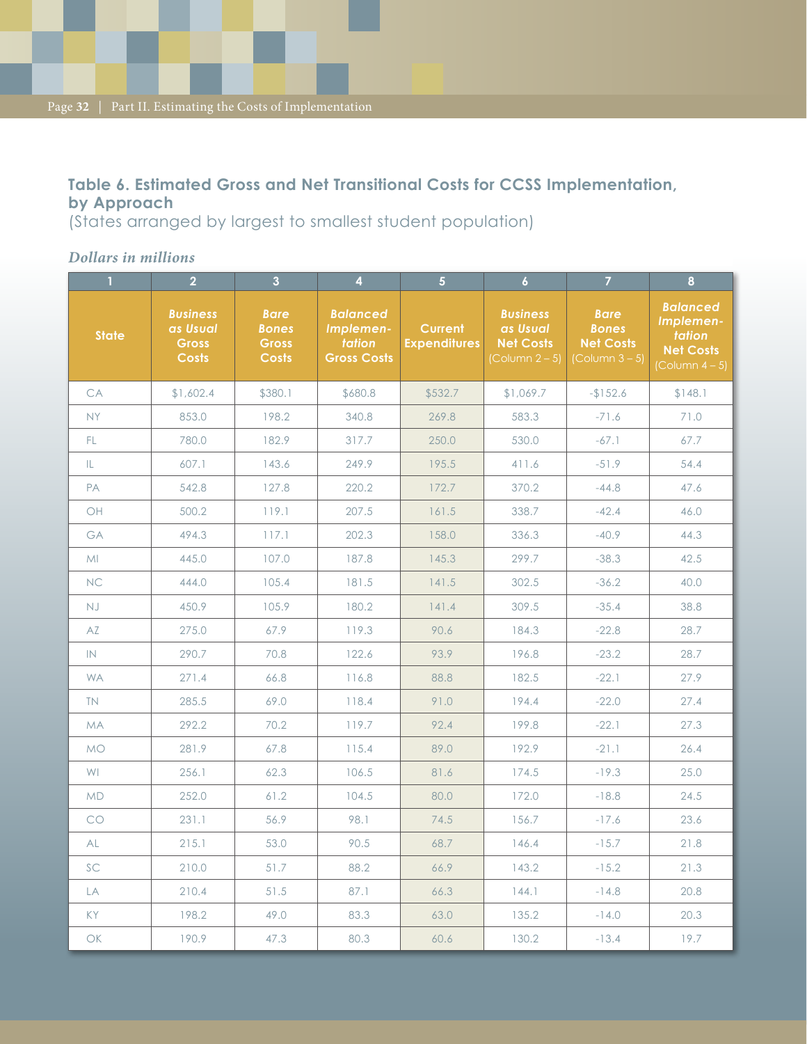### Table 6. Estimated Gross and Net Transitional Costs for CCSS Implementation, by Approach

(States arranged by largest to smallest student population)

*Dollars in millions*

| 1 | 2 | 3 | 4 | 5 | 6 | 7 | 8 |
|---|---|---|---|---|---|---|---|
| State | *Business as Usual* Gross Costs | *Bare Bones* Gross Costs | *Balanced Implementation* Gross Costs | Current Expenditures | *Business as Usual* Net Costs (Column 2 – 5) | *Bare Bones* Net Costs (Column 3 – 5) | *Balanced Implementation* Net Costs (Column 4 – 5) |
| CA | $1,602.4 | $380.1 | $680.8 | $532.7 | $1,069.7 | -$152.6 | $148.1 |
| NY | 853.0 | 198.2 | 340.8 | 269.8 | 583.3 | -71.6 | 71.0 |
| FL | 780.0 | 182.9 | 317.7 | 250.0 | 530.0 | -67.1 | 67.7 |
| IL | 607.1 | 143.6 | 249.9 | 195.5 | 411.6 | -51.9 | 54.4 |
| PA | 542.8 | 127.8 | 220.2 | 172.7 | 370.2 | -44.8 | 47.6 |
| OH | 500.2 | 119.1 | 207.5 | 161.5 | 338.7 | -42.4 | 46.0 |
| GA | 494.3 | 117.1 | 202.3 | 158.0 | 336.3 | -40.9 | 44.3 |
| MI | 445.0 | 107.0 | 187.8 | 145.3 | 299.7 | -38.3 | 42.5 |
| NC | 444.0 | 105.4 | 181.5 | 141.5 | 302.5 | -36.2 | 40.0 |
| NJ | 450.9 | 105.9 | 180.2 | 141.4 | 309.5 | -35.4 | 38.8 |
| AZ | 275.0 | 67.9 | 119.3 | 90.6 | 184.3 | -22.8 | 28.7 |
| IN | 290.7 | 70.8 | 122.6 | 93.9 | 196.8 | -23.2 | 28.7 |
| WA | 271.4 | 66.8 | 116.8 | 88.8 | 182.5 | -22.1 | 27.9 |
| TN | 285.5 | 69.0 | 118.4 | 91.0 | 194.4 | -22.0 | 27.4 |
| MA | 292.2 | 70.2 | 119.7 | 92.4 | 199.8 | -22.1 | 27.3 |
| MO | 281.9 | 67.8 | 115.4 | 89.0 | 192.9 | -21.1 | 26.4 |
| WI | 256.1 | 62.3 | 106.5 | 81.6 | 174.5 | -19.3 | 25.0 |
| MD | 252.0 | 61.2 | 104.5 | 80.0 | 172.0 | -18.8 | 24.5 |
| CO | 231.1 | 56.9 | 98.1 | 74.5 | 156.7 | -17.6 | 23.6 |
| AL | 215.1 | 53.0 | 90.5 | 68.7 | 146.4 | -15.7 | 21.8 |
| SC | 210.0 | 51.7 | 88.2 | 66.9 | 143.2 | -15.2 | 21.3 |
| LA | 210.4 | 51.5 | 87.1 | 66.3 | 144.1 | -14.8 | 20.8 |
| KY | 198.2 | 49.0 | 83.3 | 63.0 | 135.2 | -14.0 | 20.3 |
| OK | 190.9 | 47.3 | 80.3 | 60.6 | 130.2 | -13.4 | 19.7 |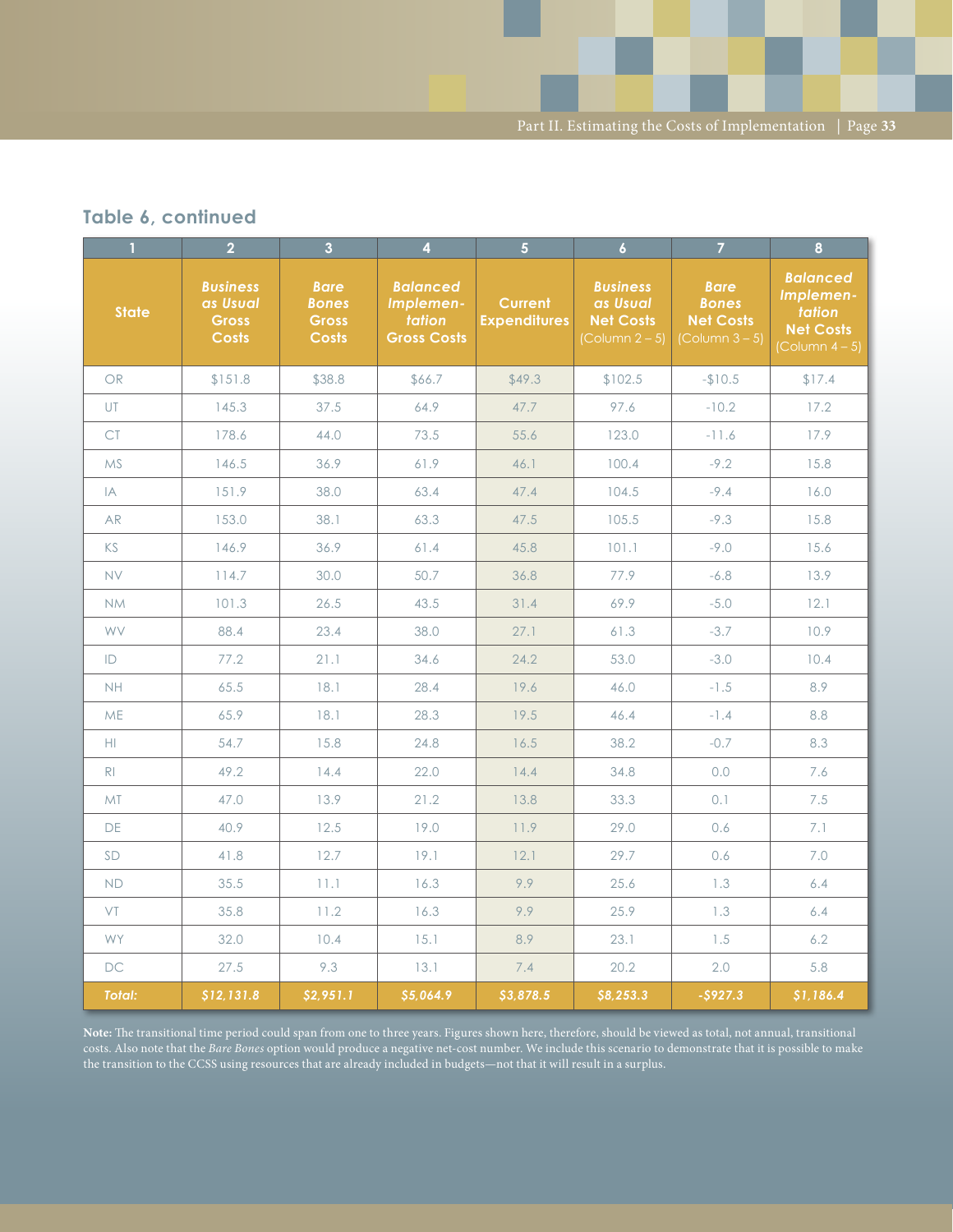## Table 6, continued

| 1 | 2 | 3 | 4 | 5 | 6 | 7 | 8 |
|---|---|---|---|---|---|---|---|
| State | *Business as Usual* Gross Costs | *Bare Bones* Gross Costs | *Balanced Implementation* Gross Costs | Current Expenditures | *Business as Usual* Net Costs (Column 2 – 5) | *Bare Bones* Net Costs (Column 3 – 5) | *Balanced Implementation* Net Costs (Column 4 – 5) |
| OR | $151.8 | $38.8 | $66.7 | $49.3 | $102.5 | -$10.5 | $17.4 |
| UT | 145.3 | 37.5 | 64.9 | 47.7 | 97.6 | -10.2 | 17.2 |
| CT | 178.6 | 44.0 | 73.5 | 55.6 | 123.0 | -11.6 | 17.9 |
| MS | 146.5 | 36.9 | 61.9 | 46.1 | 100.4 | -9.2 | 15.8 |
| IA | 151.9 | 38.0 | 63.4 | 47.4 | 104.5 | -9.4 | 16.0 |
| AR | 153.0 | 38.1 | 63.3 | 47.5 | 105.5 | -9.3 | 15.8 |
| KS | 146.9 | 36.9 | 61.4 | 45.8 | 101.1 | -9.0 | 15.6 |
| NV | 114.7 | 30.0 | 50.7 | 36.8 | 77.9 | -6.8 | 13.9 |
| NM | 101.3 | 26.5 | 43.5 | 31.4 | 69.9 | -5.0 | 12.1 |
| WV | 88.4 | 23.4 | 38.0 | 27.1 | 61.3 | -3.7 | 10.9 |
| ID | 77.2 | 21.1 | 34.6 | 24.2 | 53.0 | -3.0 | 10.4 |
| NH | 65.5 | 18.1 | 28.4 | 19.6 | 46.0 | -1.5 | 8.9 |
| ME | 65.9 | 18.1 | 28.3 | 19.5 | 46.4 | -1.4 | 8.8 |
| HI | 54.7 | 15.8 | 24.8 | 16.5 | 38.2 | -0.7 | 8.3 |
| RI | 49.2 | 14.4 | 22.0 | 14.4 | 34.8 | 0.0 | 7.6 |
| MT | 47.0 | 13.9 | 21.2 | 13.8 | 33.3 | 0.1 | 7.5 |
| DE | 40.9 | 12.5 | 19.0 | 11.9 | 29.0 | 0.6 | 7.1 |
| SD | 41.8 | 12.7 | 19.1 | 12.1 | 29.7 | 0.6 | 7.0 |
| ND | 35.5 | 11.1 | 16.3 | 9.9 | 25.6 | 1.3 | 6.4 |
| VT | 35.8 | 11.2 | 16.3 | 9.9 | 25.9 | 1.3 | 6.4 |
| WY | 32.0 | 10.4 | 15.1 | 8.9 | 23.1 | 1.5 | 6.2 |
| DC | 27.5 | 9.3 | 13.1 | 7.4 | 20.2 | 2.0 | 5.8 |
| ***Total:*** | ***$12,131.8*** | ***$2,951.1*** | ***$5,064.9*** | ***$3,878.5*** | ***$8,253.3*** | ***-$927.3*** | ***$1,186.4*** |

**Note:** The transitional time period could span from one to three years. Figures shown here, therefore, should be viewed as total, not annual, transitional costs. Also note that the *Bare Bones* option would produce a negative net-cost number. We include this scenario to demonstrate that it is possible to make the transition to the CCSS using resources that are already included in budgets—not that it will result in a surplus.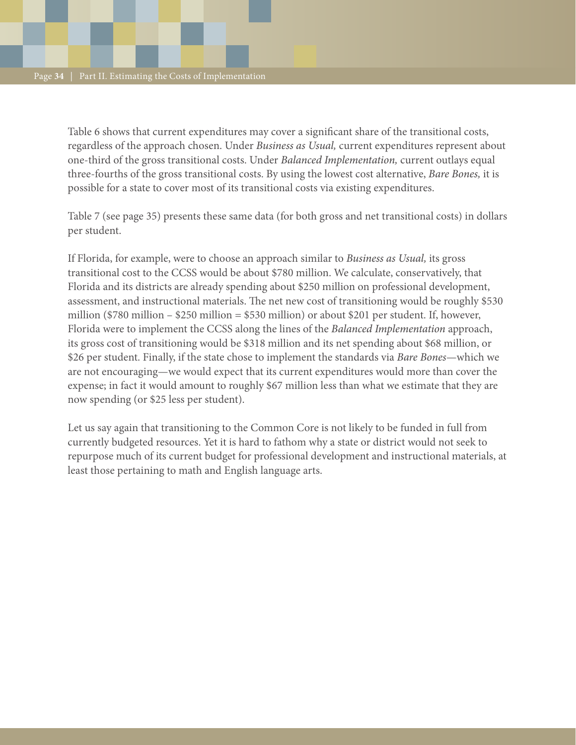Table 6 shows that current expenditures may cover a significant share of the transitional costs, regardless of the approach chosen. Under *Business as Usual,* current expenditures represent about one-third of the gross transitional costs. Under *Balanced Implementation,* current outlays equal three-fourths of the gross transitional costs. By using the lowest cost alternative, *Bare Bones,* it is possible for a state to cover most of its transitional costs via existing expenditures.

Table 7 (see page 35) presents these same data (for both gross and net transitional costs) in dollars per student.

If Florida, for example, were to choose an approach similar to *Business as Usual,* its gross transitional cost to the CCSS would be about $780 million. We calculate, conservatively, that Florida and its districts are already spending about $250 million on professional development, assessment, and instructional materials. The net new cost of transitioning would be roughly $530 million ($780 million – $250 million = $530 million) or about $201 per student. If, however, Florida were to implement the CCSS along the lines of the *Balanced Implementation* approach, its gross cost of transitioning would be $318 million and its net spending about $68 million, or $26 per student. Finally, if the state chose to implement the standards via *Bare Bones*—which we are not encouraging—we would expect that its current expenditures would more than cover the expense; in fact it would amount to roughly $67 million less than what we estimate that they are now spending (or $25 less per student).

Let us say again that transitioning to the Common Core is not likely to be funded in full from currently budgeted resources. Yet it is hard to fathom why a state or district would not seek to repurpose much of its current budget for professional development and instructional materials, at least those pertaining to math and English language arts.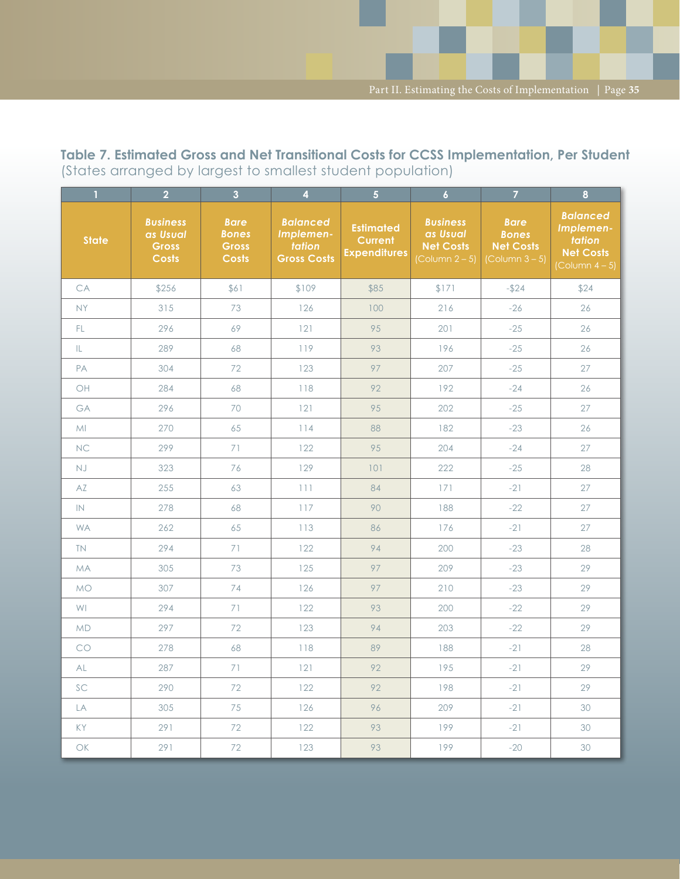**Table 7. Estimated Gross and Net Transitional Costs for CCSS Implementation, Per Student**
(States arranged by largest to smallest student population)

| 1 | 2 | 3 | 4 | 5 | 6 | 7 | 8 |
|---|---|---|---|---|---|---|---|
| State | *Business as Usual* Gross Costs | *Bare Bones* Gross Costs | *Balanced Implementation* Gross Costs | Estimated Current Expenditures | *Business as Usual* Net Costs (Column 2 – 5) | *Bare Bones* Net Costs (Column 3 – 5) | *Balanced Implementation* Net Costs (Column 4 – 5) |
| CA | $256 | $61 | $109 | $85 | $171 | -$24 | $24 |
| NY | 315 | 73 | 126 | 100 | 216 | -26 | 26 |
| FL | 296 | 69 | 121 | 95 | 201 | -25 | 26 |
| IL | 289 | 68 | 119 | 93 | 196 | -25 | 26 |
| PA | 304 | 72 | 123 | 97 | 207 | -25 | 27 |
| OH | 284 | 68 | 118 | 92 | 192 | -24 | 26 |
| GA | 296 | 70 | 121 | 95 | 202 | -25 | 27 |
| MI | 270 | 65 | 114 | 88 | 182 | -23 | 26 |
| NC | 299 | 71 | 122 | 95 | 204 | -24 | 27 |
| NJ | 323 | 76 | 129 | 101 | 222 | -25 | 28 |
| AZ | 255 | 63 | 111 | 84 | 171 | -21 | 27 |
| IN | 278 | 68 | 117 | 90 | 188 | -22 | 27 |
| WA | 262 | 65 | 113 | 86 | 176 | -21 | 27 |
| TN | 294 | 71 | 122 | 94 | 200 | -23 | 28 |
| MA | 305 | 73 | 125 | 97 | 209 | -23 | 29 |
| MO | 307 | 74 | 126 | 97 | 210 | -23 | 29 |
| WI | 294 | 71 | 122 | 93 | 200 | -22 | 29 |
| MD | 297 | 72 | 123 | 94 | 203 | -22 | 29 |
| CO | 278 | 68 | 118 | 89 | 188 | -21 | 28 |
| AL | 287 | 71 | 121 | 92 | 195 | -21 | 29 |
| SC | 290 | 72 | 122 | 92 | 198 | -21 | 29 |
| LA | 305 | 75 | 126 | 96 | 209 | -21 | 30 |
| KY | 291 | 72 | 122 | 93 | 199 | -21 | 30 |
| OK | 291 | 72 | 123 | 93 | 199 | -20 | 30 |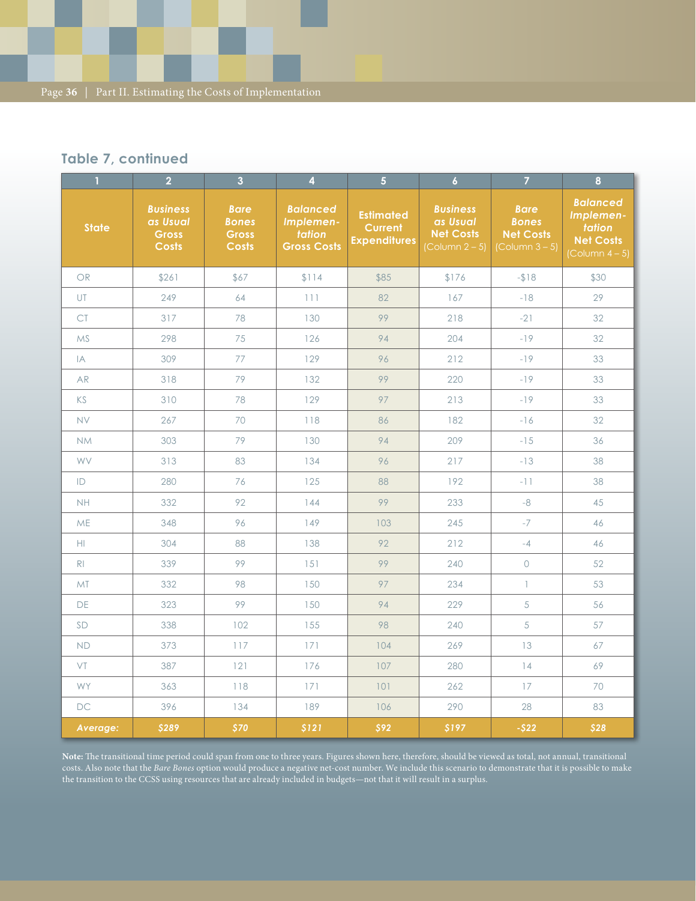## Table 7, continued

| 1 | 2 | 3 | 4 | 5 | 6 | 7 | 8 |
|---|---|---|---|---|---|---|---|
| State | ***Business as Usual* Gross Costs** | ***Bare Bones* Gross Costs** | ***Balanced Implementation* Gross Costs** | **Estimated Current Expenditures** | ***Business as Usual* Net Costs** (Column 2 – 5) | ***Bare Bones* Net Costs** (Column 3 – 5) | ***Balanced Implementation* Net Costs** (Column 4 – 5) |
| OR | $261 | $67 | $114 | $85 | $176 | -$18 | $30 |
| UT | 249 | 64 | 111 | 82 | 167 | -18 | 29 |
| CT | 317 | 78 | 130 | 99 | 218 | -21 | 32 |
| MS | 298 | 75 | 126 | 94 | 204 | -19 | 32 |
| IA | 309 | 77 | 129 | 96 | 212 | -19 | 33 |
| AR | 318 | 79 | 132 | 99 | 220 | -19 | 33 |
| KS | 310 | 78 | 129 | 97 | 213 | -19 | 33 |
| NV | 267 | 70 | 118 | 86 | 182 | -16 | 32 |
| NM | 303 | 79 | 130 | 94 | 209 | -15 | 36 |
| WV | 313 | 83 | 134 | 96 | 217 | -13 | 38 |
| ID | 280 | 76 | 125 | 88 | 192 | -11 | 38 |
| NH | 332 | 92 | 144 | 99 | 233 | -8 | 45 |
| ME | 348 | 96 | 149 | 103 | 245 | -7 | 46 |
| HI | 304 | 88 | 138 | 92 | 212 | -4 | 46 |
| RI | 339 | 99 | 151 | 99 | 240 | 0 | 52 |
| MT | 332 | 98 | 150 | 97 | 234 | 1 | 53 |
| DE | 323 | 99 | 150 | 94 | 229 | 5 | 56 |
| SD | 338 | 102 | 155 | 98 | 240 | 5 | 57 |
| ND | 373 | 117 | 171 | 104 | 269 | 13 | 67 |
| VT | 387 | 121 | 176 | 107 | 280 | 14 | 69 |
| WY | 363 | 118 | 171 | 101 | 262 | 17 | 70 |
| DC | 396 | 134 | 189 | 106 | 290 | 28 | 83 |
| ***Average:*** | ***$289*** | ***$70*** | ***$121*** | ***$92*** | ***$197*** | ***-$22*** | ***$28*** |

**Note:** The transitional time period could span from one to three years. Figures shown here, therefore, should be viewed as total, not annual, transitional costs. Also note that the *Bare Bones* option would produce a negative net-cost number. We include this scenario to demonstrate that it is possible to make the transition to the CCSS using resources that are already included in budgets—not that it will result in a surplus.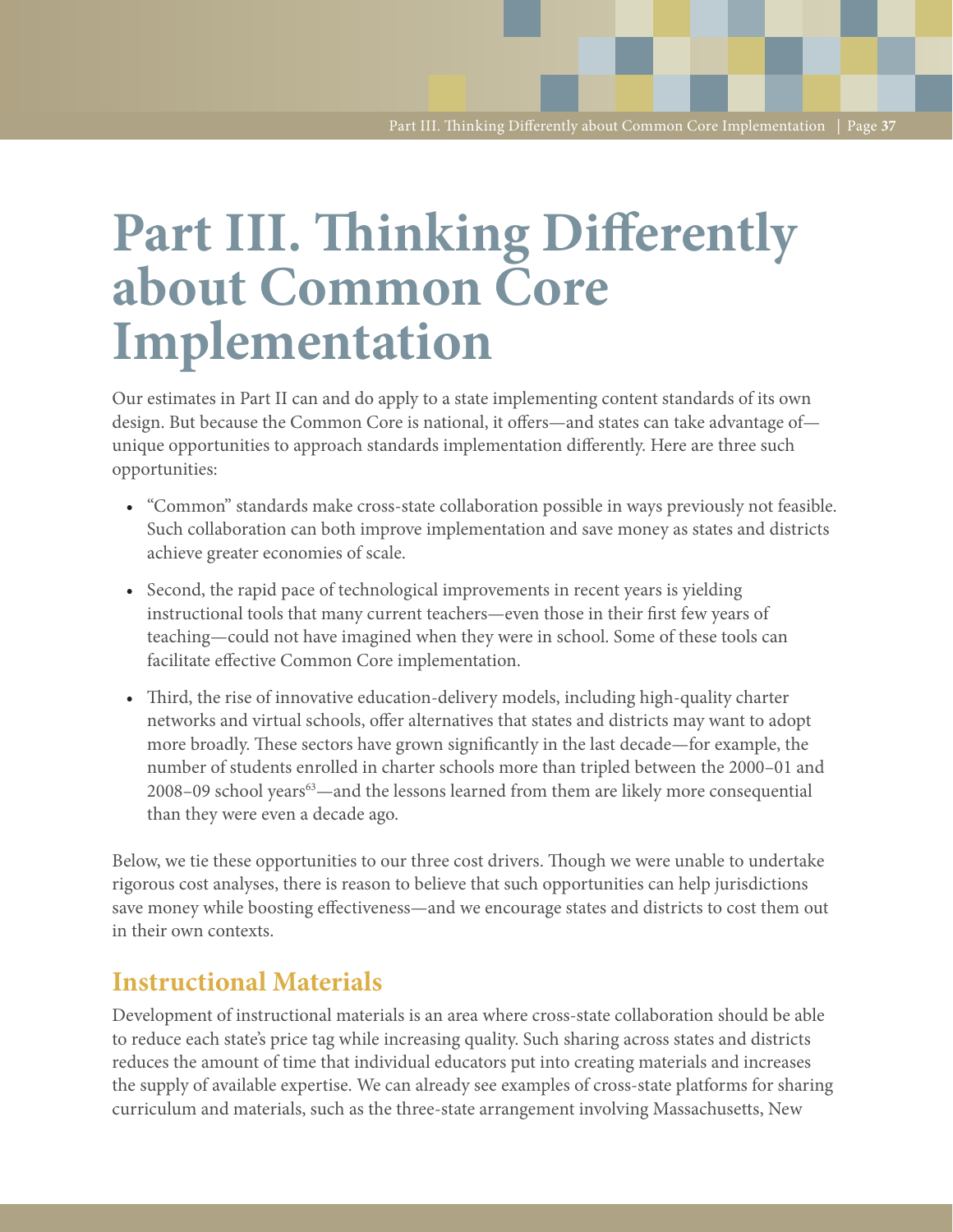# Part III. Thinking Differently about Common Core Implementation

Our estimates in Part II can and do apply to a state implementing content standards of its own design. But because the Common Core is national, it offers—and states can take advantage of—unique opportunities to approach standards implementation differently. Here are three such opportunities:

- "Common" standards make cross-state collaboration possible in ways previously not feasible. Such collaboration can both improve implementation and save money as states and districts achieve greater economies of scale.
- Second, the rapid pace of technological improvements in recent years is yielding instructional tools that many current teachers—even those in their first few years of teaching—could not have imagined when they were in school. Some of these tools can facilitate effective Common Core implementation.
- Third, the rise of innovative education-delivery models, including high-quality charter networks and virtual schools, offer alternatives that states and districts may want to adopt more broadly. These sectors have grown significantly in the last decade—for example, the number of students enrolled in charter schools more than tripled between the 2000–01 and 2008–09 school years[63]—and the lessons learned from them are likely more consequential than they were even a decade ago.

Below, we tie these opportunities to our three cost drivers. Though we were unable to undertake rigorous cost analyses, there is reason to believe that such opportunities can help jurisdictions save money while boosting effectiveness—and we encourage states and districts to cost them out in their own contexts.

## Instructional Materials

Development of instructional materials is an area where cross-state collaboration should be able to reduce each state's price tag while increasing quality. Such sharing across states and districts reduces the amount of time that individual educators put into creating materials and increases the supply of available expertise. We can already see examples of cross-state platforms for sharing curriculum and materials, such as the three-state arrangement involving Massachusetts, New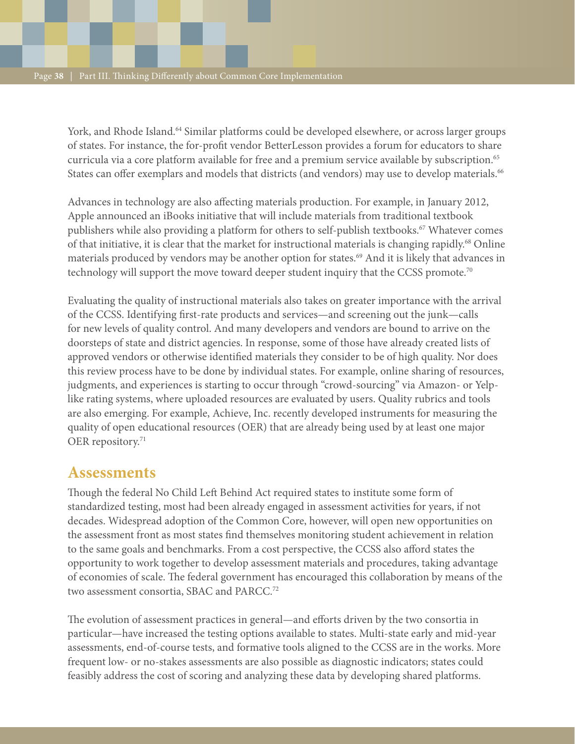York, and Rhode Island.[64] Similar platforms could be developed elsewhere, or across larger groups of states. For instance, the for-profit vendor BetterLesson provides a forum for educators to share curricula via a core platform available for free and a premium service available by subscription.[65] States can offer exemplars and models that districts (and vendors) may use to develop materials.[66]

Advances in technology are also affecting materials production. For example, in January 2012, Apple announced an iBooks initiative that will include materials from traditional textbook publishers while also providing a platform for others to self-publish textbooks.[67] Whatever comes of that initiative, it is clear that the market for instructional materials is changing rapidly.[68] Online materials produced by vendors may be another option for states.[69] And it is likely that advances in technology will support the move toward deeper student inquiry that the CCSS promote.[70]

Evaluating the quality of instructional materials also takes on greater importance with the arrival of the CCSS. Identifying first-rate products and services—and screening out the junk—calls for new levels of quality control. And many developers and vendors are bound to arrive on the doorsteps of state and district agencies. In response, some of those have already created lists of approved vendors or otherwise identified materials they consider to be of high quality. Nor does this review process have to be done by individual states. For example, online sharing of resources, judgments, and experiences is starting to occur through "crowd-sourcing" via Amazon- or Yelp-like rating systems, where uploaded resources are evaluated by users. Quality rubrics and tools are also emerging. For example, Achieve, Inc. recently developed instruments for measuring the quality of open educational resources (OER) that are already being used by at least one major OER repository.[71]

## Assessments

Though the federal No Child Left Behind Act required states to institute some form of standardized testing, most had been already engaged in assessment activities for years, if not decades. Widespread adoption of the Common Core, however, will open new opportunities on the assessment front as most states find themselves monitoring student achievement in relation to the same goals and benchmarks. From a cost perspective, the CCSS also afford states the opportunity to work together to develop assessment materials and procedures, taking advantage of economies of scale. The federal government has encouraged this collaboration by means of the two assessment consortia, SBAC and PARCC.[72]

The evolution of assessment practices in general—and efforts driven by the two consortia in particular—have increased the testing options available to states. Multi-state early and mid-year assessments, end-of-course tests, and formative tools aligned to the CCSS are in the works. More frequent low- or no-stakes assessments are also possible as diagnostic indicators; states could feasibly address the cost of scoring and analyzing these data by developing shared platforms.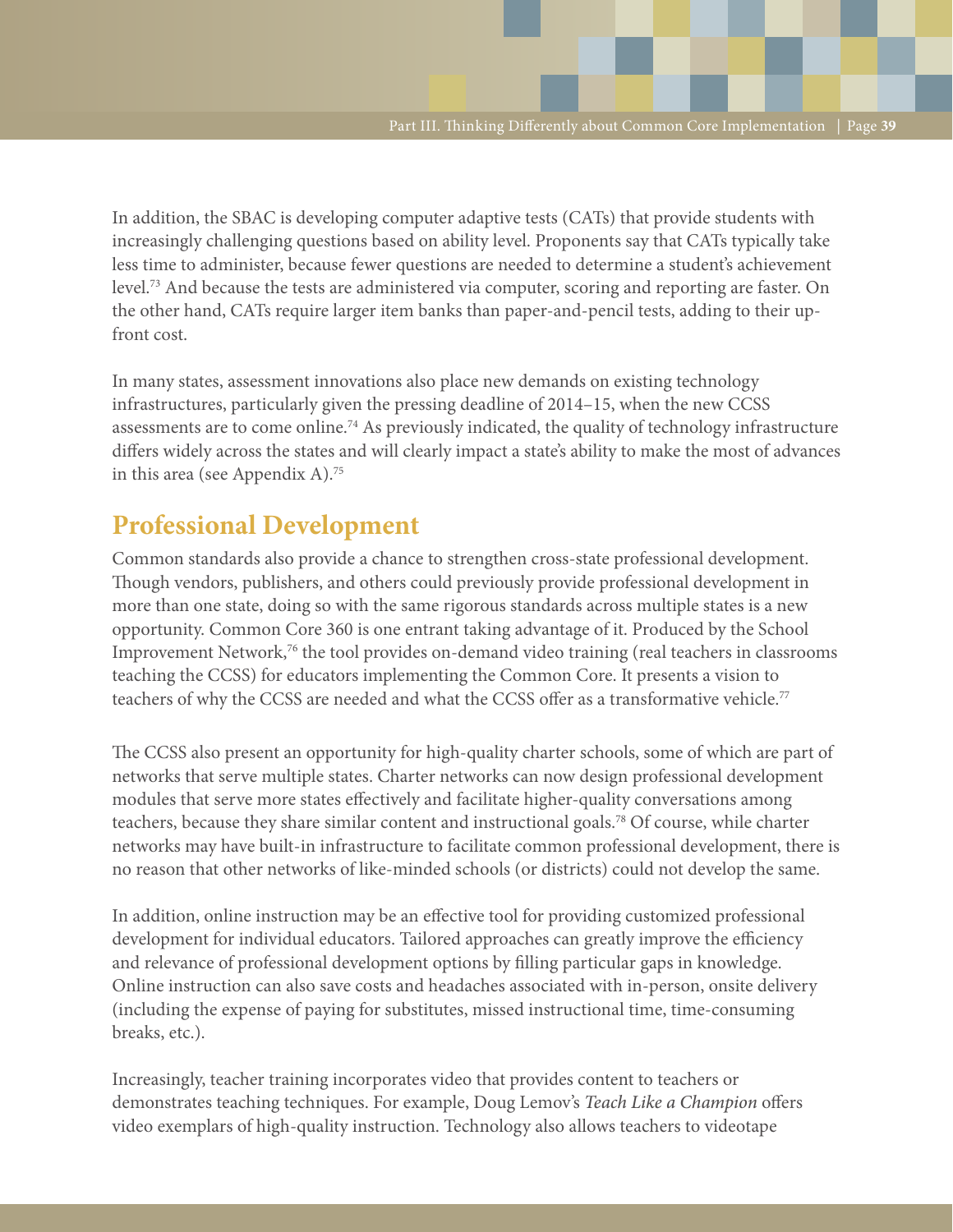In addition, the SBAC is developing computer adaptive tests (CATs) that provide students with increasingly challenging questions based on ability level. Proponents say that CATs typically take less time to administer, because fewer questions are needed to determine a student's achievement level.[73] And because the tests are administered via computer, scoring and reporting are faster. On the other hand, CATs require larger item banks than paper-and-pencil tests, adding to their up-front cost.

In many states, assessment innovations also place new demands on existing technology infrastructures, particularly given the pressing deadline of 2014–15, when the new CCSS assessments are to come online.[74] As previously indicated, the quality of technology infrastructure differs widely across the states and will clearly impact a state's ability to make the most of advances in this area (see Appendix A).[75]

## Professional Development

Common standards also provide a chance to strengthen cross-state professional development. Though vendors, publishers, and others could previously provide professional development in more than one state, doing so with the same rigorous standards across multiple states is a new opportunity. Common Core 360 is one entrant taking advantage of it. Produced by the School Improvement Network,[76] the tool provides on-demand video training (real teachers in classrooms teaching the CCSS) for educators implementing the Common Core. It presents a vision to teachers of why the CCSS are needed and what the CCSS offer as a transformative vehicle.[77]

The CCSS also present an opportunity for high-quality charter schools, some of which are part of networks that serve multiple states. Charter networks can now design professional development modules that serve more states effectively and facilitate higher-quality conversations among teachers, because they share similar content and instructional goals.[78] Of course, while charter networks may have built-in infrastructure to facilitate common professional development, there is no reason that other networks of like-minded schools (or districts) could not develop the same.

In addition, online instruction may be an effective tool for providing customized professional development for individual educators. Tailored approaches can greatly improve the efficiency and relevance of professional development options by filling particular gaps in knowledge. Online instruction can also save costs and headaches associated with in-person, onsite delivery (including the expense of paying for substitutes, missed instructional time, time-consuming breaks, etc.).

Increasingly, teacher training incorporates video that provides content to teachers or demonstrates teaching techniques. For example, Doug Lemov's *Teach Like a Champion* offers video exemplars of high-quality instruction. Technology also allows teachers to videotape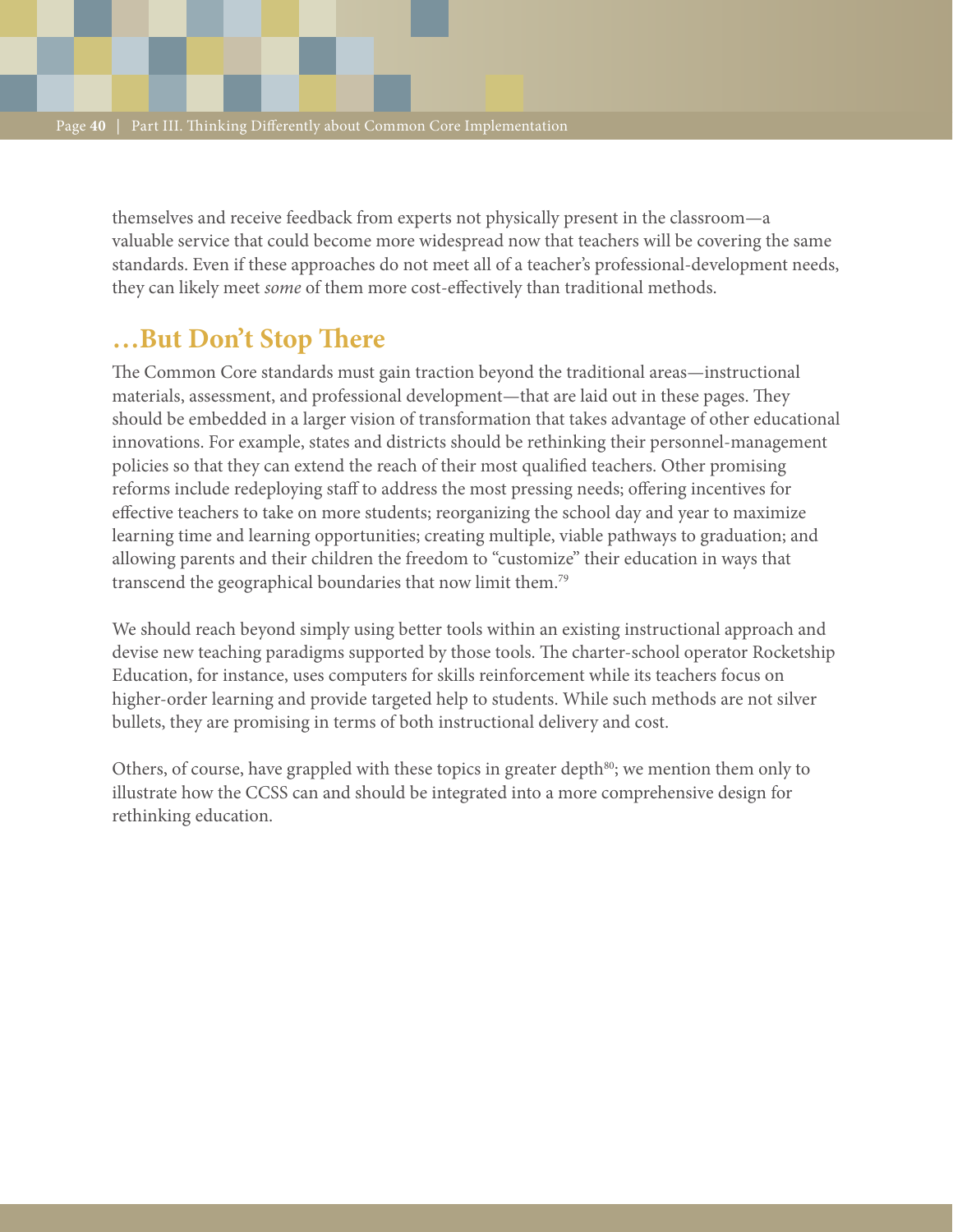themselves and receive feedback from experts not physically present in the classroom—a valuable service that could become more widespread now that teachers will be covering the same standards. Even if these approaches do not meet all of a teacher's professional-development needs, they can likely meet *some* of them more cost-effectively than traditional methods.

## …But Don't Stop There

The Common Core standards must gain traction beyond the traditional areas—instructional materials, assessment, and professional development—that are laid out in these pages. They should be embedded in a larger vision of transformation that takes advantage of other educational innovations. For example, states and districts should be rethinking their personnel-management policies so that they can extend the reach of their most qualified teachers. Other promising reforms include redeploying staff to address the most pressing needs; offering incentives for effective teachers to take on more students; reorganizing the school day and year to maximize learning time and learning opportunities; creating multiple, viable pathways to graduation; and allowing parents and their children the freedom to "customize" their education in ways that transcend the geographical boundaries that now limit them.[79]

We should reach beyond simply using better tools within an existing instructional approach and devise new teaching paradigms supported by those tools. The charter-school operator Rocketship Education, for instance, uses computers for skills reinforcement while its teachers focus on higher-order learning and provide targeted help to students. While such methods are not silver bullets, they are promising in terms of both instructional delivery and cost.

Others, of course, have grappled with these topics in greater depth[80]; we mention them only to illustrate how the CCSS can and should be integrated into a more comprehensive design for rethinking education.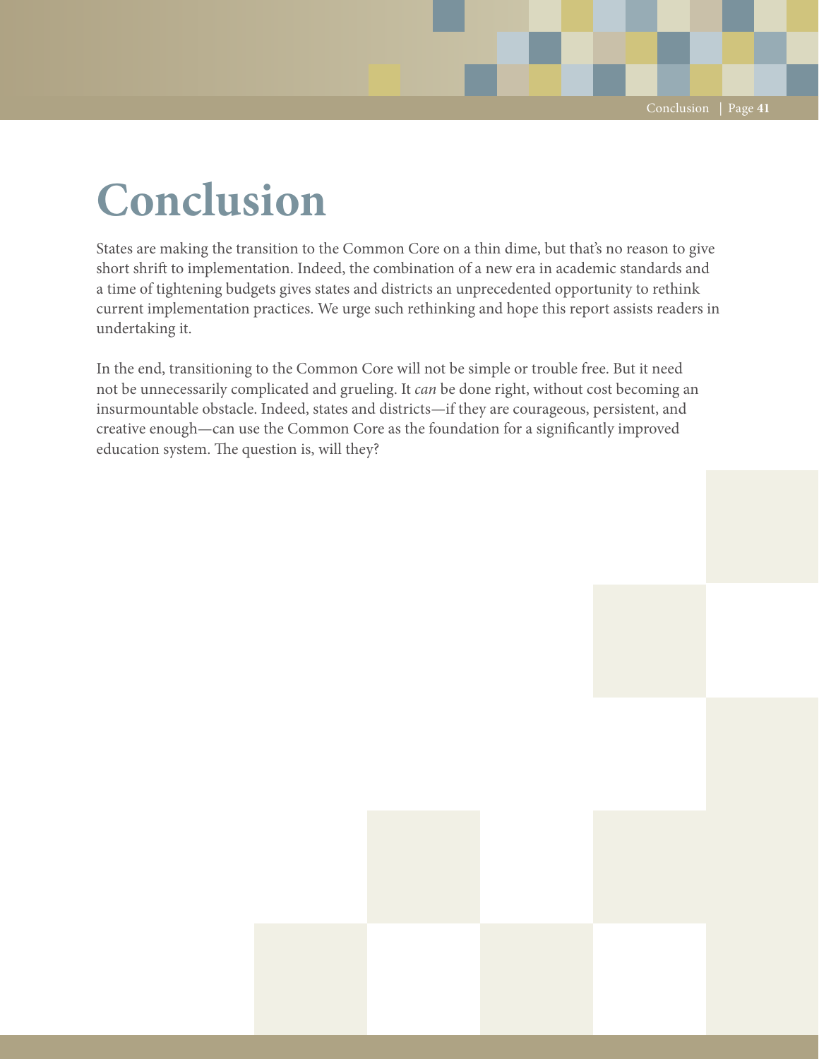# Conclusion

States are making the transition to the Common Core on a thin dime, but that's no reason to give short shrift to implementation. Indeed, the combination of a new era in academic standards and a time of tightening budgets gives states and districts an unprecedented opportunity to rethink current implementation practices. We urge such rethinking and hope this report assists readers in undertaking it.

In the end, transitioning to the Common Core will not be simple or trouble free. But it need not be unnecessarily complicated and grueling. It *can* be done right, without cost becoming an insurmountable obstacle. Indeed, states and districts—if they are courageous, persistent, and creative enough—can use the Common Core as the foundation for a significantly improved education system. The question is, will they?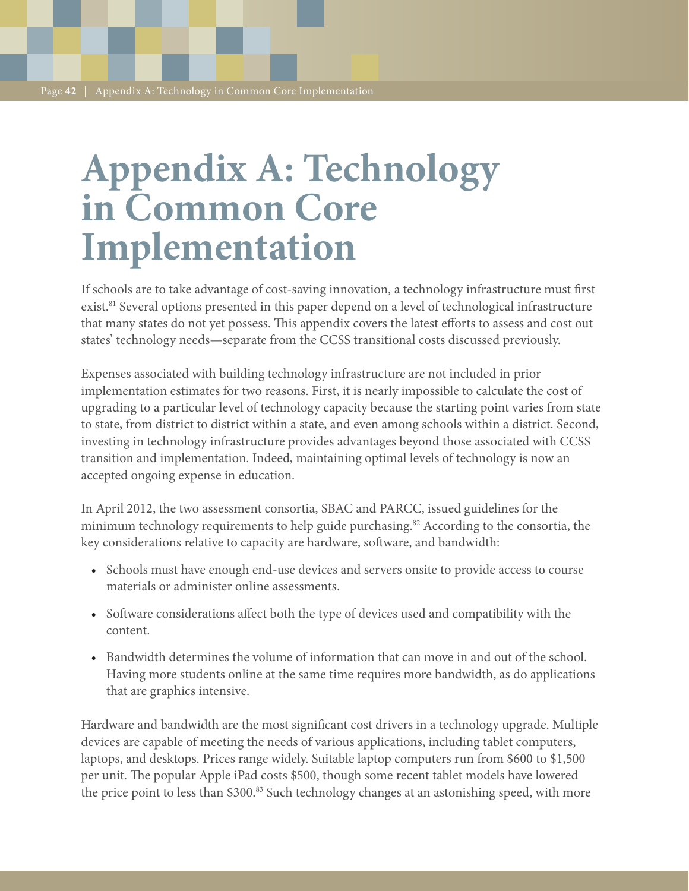# Appendix A: Technology in Common Core Implementation

If schools are to take advantage of cost-saving innovation, a technology infrastructure must first exist.[81] Several options presented in this paper depend on a level of technological infrastructure that many states do not yet possess. This appendix covers the latest efforts to assess and cost out states' technology needs—separate from the CCSS transitional costs discussed previously.

Expenses associated with building technology infrastructure are not included in prior implementation estimates for two reasons. First, it is nearly impossible to calculate the cost of upgrading to a particular level of technology capacity because the starting point varies from state to state, from district to district within a state, and even among schools within a district. Second, investing in technology infrastructure provides advantages beyond those associated with CCSS transition and implementation. Indeed, maintaining optimal levels of technology is now an accepted ongoing expense in education.

In April 2012, the two assessment consortia, SBAC and PARCC, issued guidelines for the minimum technology requirements to help guide purchasing.[82] According to the consortia, the key considerations relative to capacity are hardware, software, and bandwidth:

- Schools must have enough end-use devices and servers onsite to provide access to course materials or administer online assessments.
- Software considerations affect both the type of devices used and compatibility with the content.
- Bandwidth determines the volume of information that can move in and out of the school. Having more students online at the same time requires more bandwidth, as do applications that are graphics intensive.

Hardware and bandwidth are the most significant cost drivers in a technology upgrade. Multiple devices are capable of meeting the needs of various applications, including tablet computers, laptops, and desktops. Prices range widely. Suitable laptop computers run from $600 to $1,500 per unit. The popular Apple iPad costs $500, though some recent tablet models have lowered the price point to less than $300.[83] Such technology changes at an astonishing speed, with more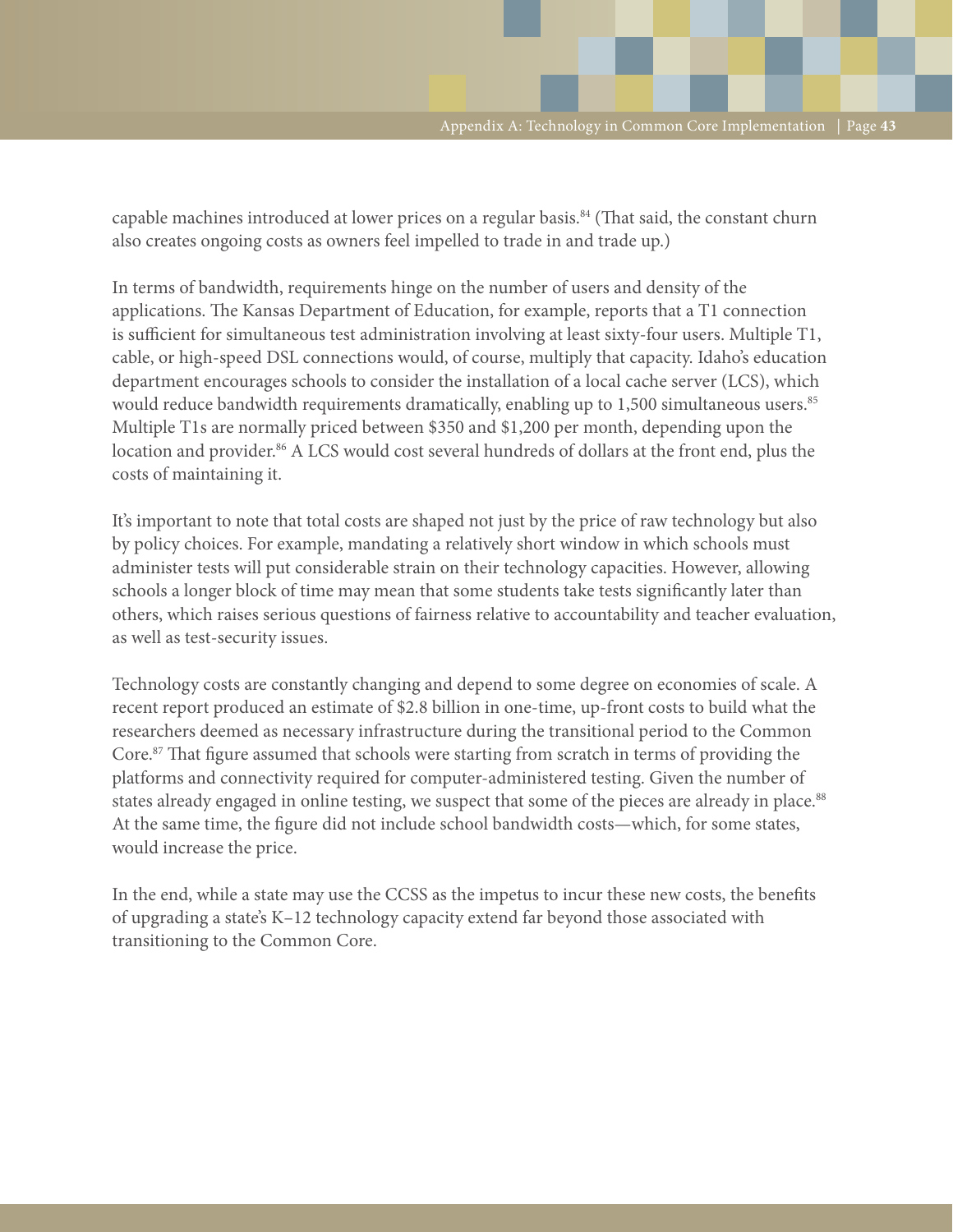capable machines introduced at lower prices on a regular basis.[84] (That said, the constant churn also creates ongoing costs as owners feel impelled to trade in and trade up.)

In terms of bandwidth, requirements hinge on the number of users and density of the applications. The Kansas Department of Education, for example, reports that a T1 connection is sufficient for simultaneous test administration involving at least sixty-four users. Multiple T1, cable, or high-speed DSL connections would, of course, multiply that capacity. Idaho's education department encourages schools to consider the installation of a local cache server (LCS), which would reduce bandwidth requirements dramatically, enabling up to 1,500 simultaneous users.[85] Multiple T1s are normally priced between $350 and $1,200 per month, depending upon the location and provider.[86] A LCS would cost several hundreds of dollars at the front end, plus the costs of maintaining it.

It's important to note that total costs are shaped not just by the price of raw technology but also by policy choices. For example, mandating a relatively short window in which schools must administer tests will put considerable strain on their technology capacities. However, allowing schools a longer block of time may mean that some students take tests significantly later than others, which raises serious questions of fairness relative to accountability and teacher evaluation, as well as test-security issues.

Technology costs are constantly changing and depend to some degree on economies of scale. A recent report produced an estimate of $2.8 billion in one-time, up-front costs to build what the researchers deemed as necessary infrastructure during the transitional period to the Common Core.[87] That figure assumed that schools were starting from scratch in terms of providing the platforms and connectivity required for computer-administered testing. Given the number of states already engaged in online testing, we suspect that some of the pieces are already in place.[88] At the same time, the figure did not include school bandwidth costs—which, for some states, would increase the price.

In the end, while a state may use the CCSS as the impetus to incur these new costs, the benefits of upgrading a state's K–12 technology capacity extend far beyond those associated with transitioning to the Common Core.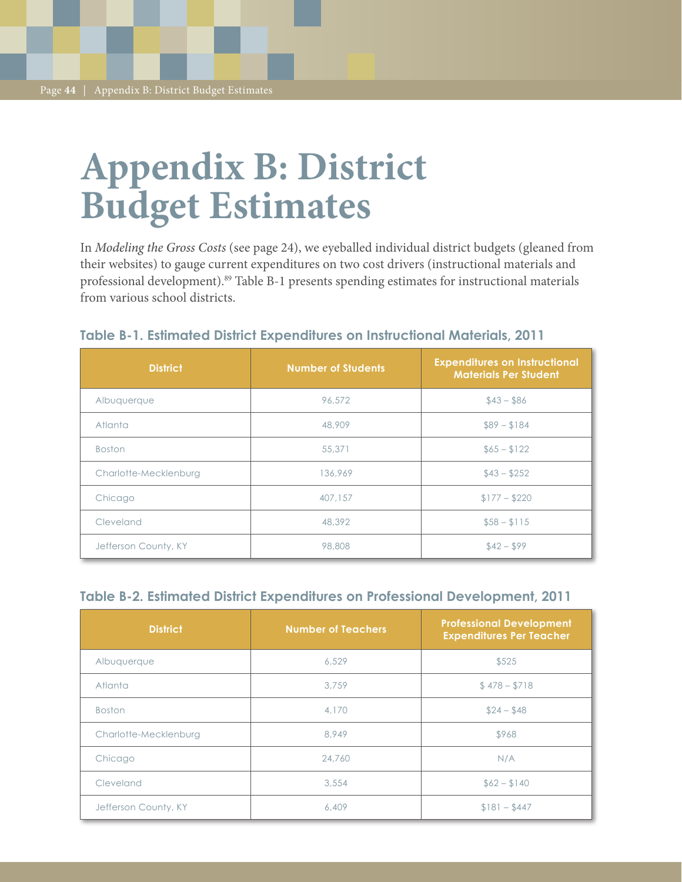# Appendix B: District Budget Estimates

In *Modeling the Gross Costs* (see page 24), we eyeballed individual district budgets (gleaned from their websites) to gauge current expenditures on two cost drivers (instructional materials and professional development).[89] Table B-1 presents spending estimates for instructional materials from various school districts.

### Table B-1. Estimated District Expenditures on Instructional Materials, 2011

| District | Number of Students | Expenditures on Instructional Materials Per Student |
|---|---|---|
| Albuquerque | 96,572 | $43 – $86 |
| Atlanta | 48,909 | $89 – $184 |
| Boston | 55,371 | $65 – $122 |
| Charlotte-Mecklenburg | 136,969 | $43 – $252 |
| Chicago | 407,157 | $177 – $220 |
| Cleveland | 48,392 | $58 – $115 |
| Jefferson County, KY | 98,808 | $42 – $99 |

### Table B-2. Estimated District Expenditures on Professional Development, 2011

| District | Number of Teachers | Professional Development Expenditures Per Teacher |
|---|---|---|
| Albuquerque | 6,529 | $525 |
| Atlanta | 3,759 | $ 478 – $718 |
| Boston | 4,170 | $24 – $48 |
| Charlotte-Mecklenburg | 8,949 | $968 |
| Chicago | 24,760 | N/A |
| Cleveland | 3,554 | $62 – $140 |
| Jefferson County, KY | 6,409 | $181 – $447 |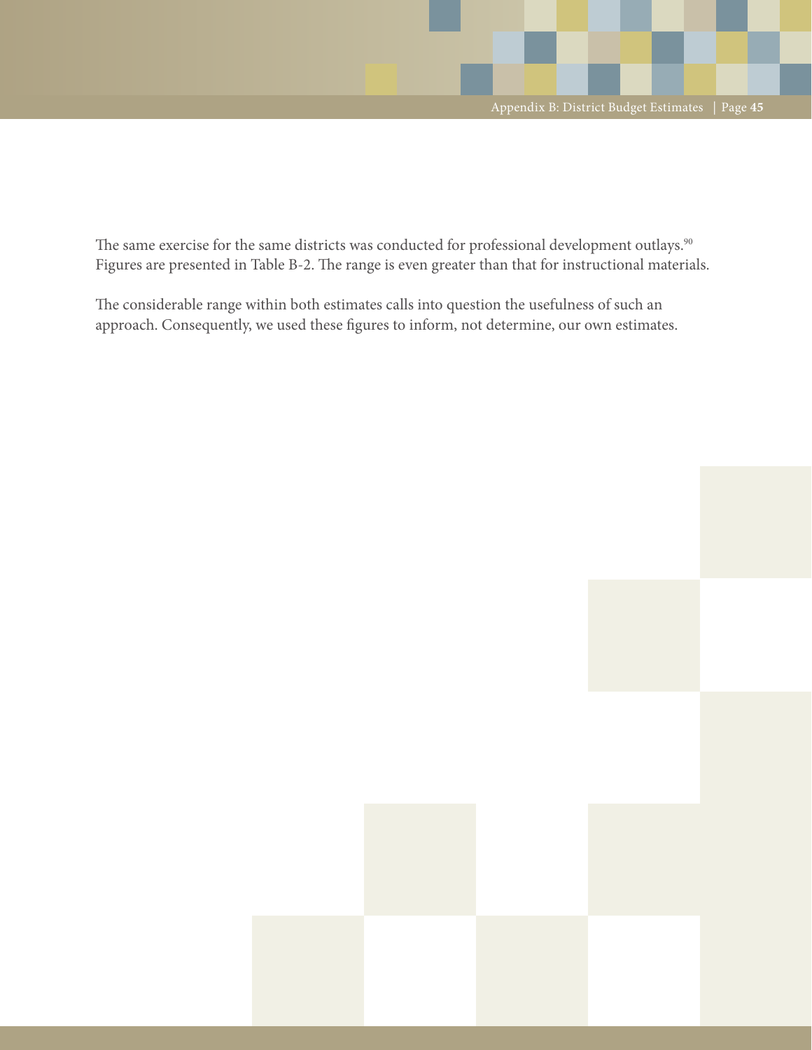The same exercise for the same districts was conducted for professional development outlays.[90] Figures are presented in Table B-2. The range is even greater than that for instructional materials.

The considerable range within both estimates calls into question the usefulness of such an approach. Consequently, we used these figures to inform, not determine, our own estimates.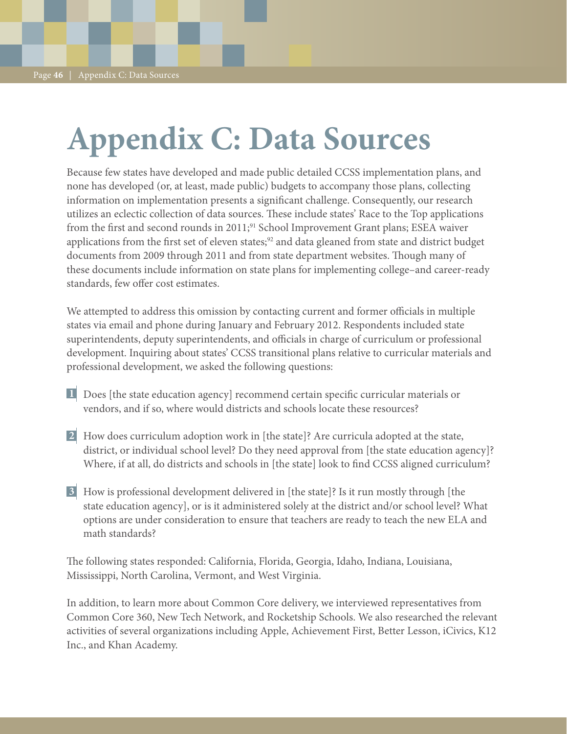# Appendix C: Data Sources

Because few states have developed and made public detailed CCSS implementation plans, and none has developed (or, at least, made public) budgets to accompany those plans, collecting information on implementation presents a significant challenge. Consequently, our research utilizes an eclectic collection of data sources. These include states' Race to the Top applications from the first and second rounds in 2011;[91] School Improvement Grant plans; ESEA waiver applications from the first set of eleven states;[92] and data gleaned from state and district budget documents from 2009 through 2011 and from state department websites. Though many of these documents include information on state plans for implementing college–and career-ready standards, few offer cost estimates.

We attempted to address this omission by contacting current and former officials in multiple states via email and phone during January and February 2012. Respondents included state superintendents, deputy superintendents, and officials in charge of curriculum or professional development. Inquiring about states' CCSS transitional plans relative to curricular materials and professional development, we asked the following questions:

1. Does [the state education agency] recommend certain specific curricular materials or vendors, and if so, where would districts and schools locate these resources?

2. How does curriculum adoption work in [the state]? Are curricula adopted at the state, district, or individual school level? Do they need approval from [the state education agency]? Where, if at all, do districts and schools in [the state] look to find CCSS aligned curriculum?

3. How is professional development delivered in [the state]? Is it run mostly through [the state education agency], or is it administered solely at the district and/or school level? What options are under consideration to ensure that teachers are ready to teach the new ELA and math standards?

The following states responded: California, Florida, Georgia, Idaho, Indiana, Louisiana, Mississippi, North Carolina, Vermont, and West Virginia.

In addition, to learn more about Common Core delivery, we interviewed representatives from Common Core 360, New Tech Network, and Rocketship Schools. We also researched the relevant activities of several organizations including Apple, Achievement First, Better Lesson, iCivics, K12 Inc., and Khan Academy.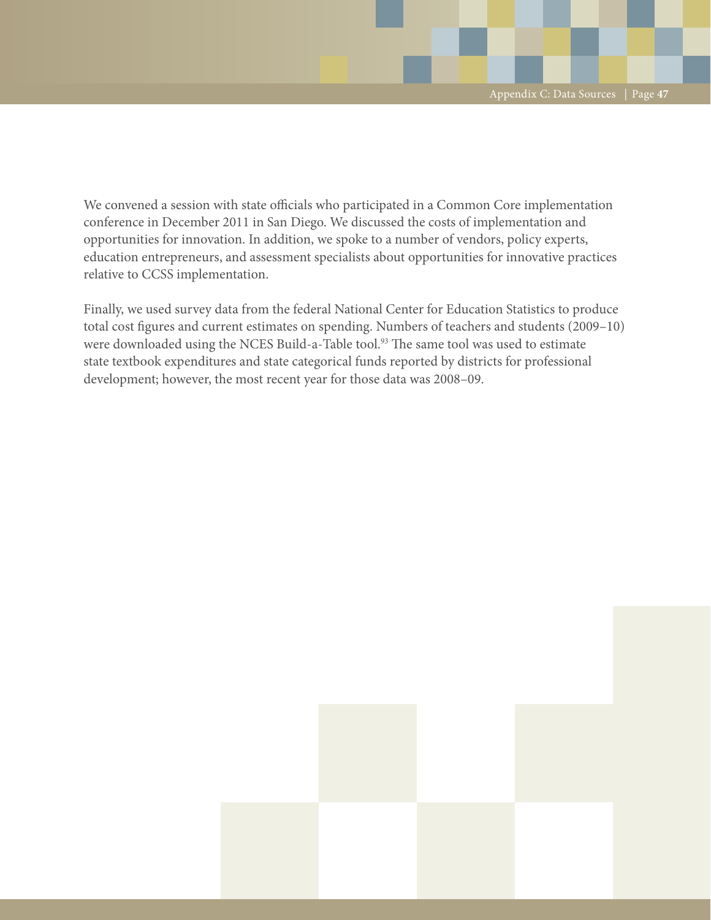We convened a session with state officials who participated in a Common Core implementation conference in December 2011 in San Diego. We discussed the costs of implementation and opportunities for innovation. In addition, we spoke to a number of vendors, policy experts, education entrepreneurs, and assessment specialists about opportunities for innovative practices relative to CCSS implementation.

Finally, we used survey data from the federal National Center for Education Statistics to produce total cost figures and current estimates on spending. Numbers of teachers and students (2009–10) were downloaded using the NCES Build-a-Table tool.[93] The same tool was used to estimate state textbook expenditures and state categorical funds reported by districts for professional development; however, the most recent year for those data was 2008–09.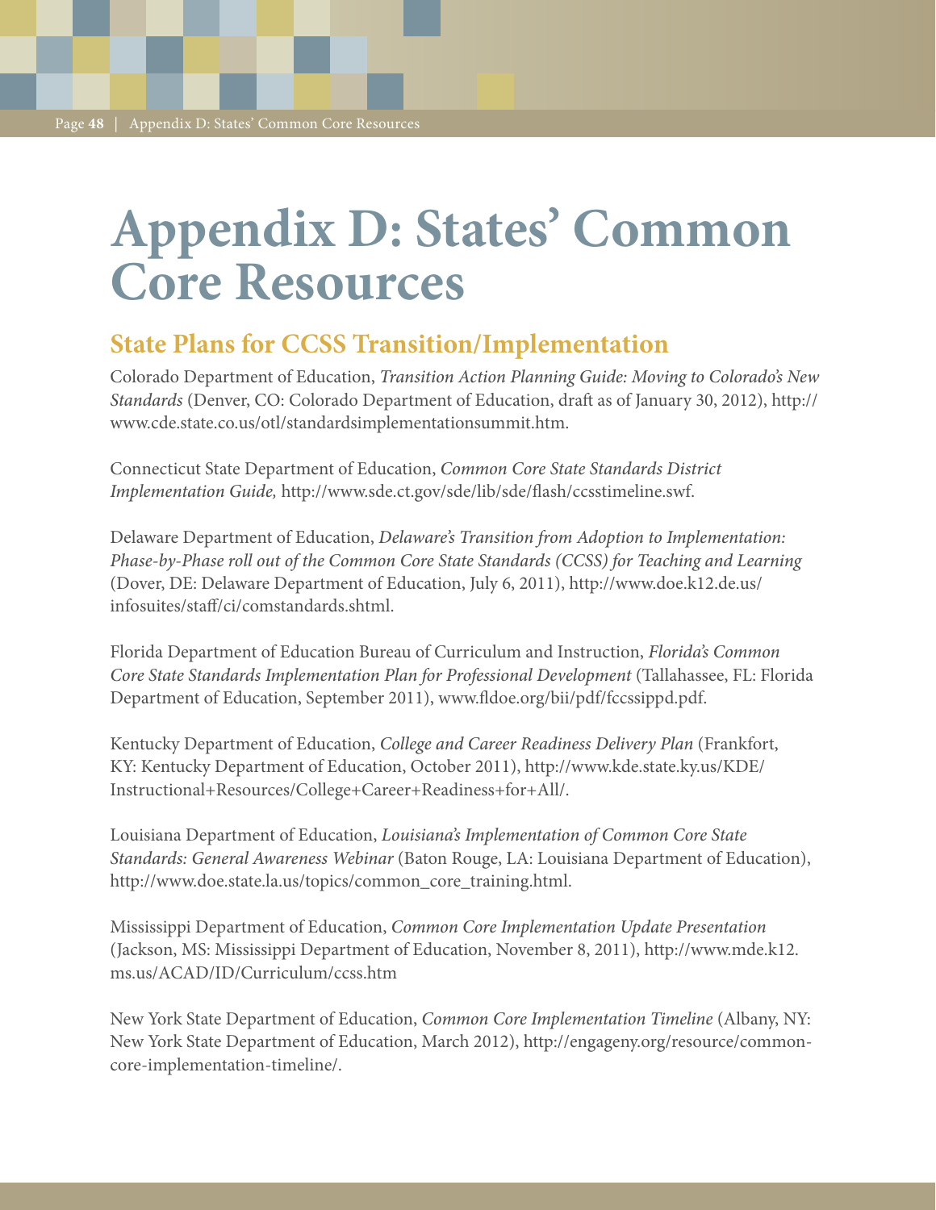# Appendix D: States' Common Core Resources

## State Plans for CCSS Transition/Implementation

Colorado Department of Education, *Transition Action Planning Guide: Moving to Colorado's New Standards* (Denver, CO: Colorado Department of Education, draft as of January 30, 2012), http://www.cde.state.co.us/otl/standardsimplementationsummit.htm.

Connecticut State Department of Education, *Common Core State Standards District Implementation Guide,* http://www.sde.ct.gov/sde/lib/sde/flash/ccsstimeline.swf.

Delaware Department of Education, *Delaware's Transition from Adoption to Implementation: Phase-by-Phase roll out of the Common Core State Standards (CCSS) for Teaching and Learning* (Dover, DE: Delaware Department of Education, July 6, 2011), http://www.doe.k12.de.us/infosuites/staff/ci/comstandards.shtml.

Florida Department of Education Bureau of Curriculum and Instruction, *Florida's Common Core State Standards Implementation Plan for Professional Development* (Tallahassee, FL: Florida Department of Education, September 2011), www.fldoe.org/bii/pdf/fccssippd.pdf.

Kentucky Department of Education, *College and Career Readiness Delivery Plan* (Frankfort, KY: Kentucky Department of Education, October 2011), http://www.kde.state.ky.us/KDE/Instructional+Resources/College+Career+Readiness+for+All/.

Louisiana Department of Education, *Louisiana's Implementation of Common Core State Standards: General Awareness Webinar* (Baton Rouge, LA: Louisiana Department of Education), http://www.doe.state.la.us/topics/common_core_training.html.

Mississippi Department of Education, *Common Core Implementation Update Presentation* (Jackson, MS: Mississippi Department of Education, November 8, 2011), http://www.mde.k12.ms.us/ACAD/ID/Curriculum/ccss.htm

New York State Department of Education, *Common Core Implementation Timeline* (Albany, NY: New York State Department of Education, March 2012), http://engageny.org/resource/common-core-implementation-timeline/.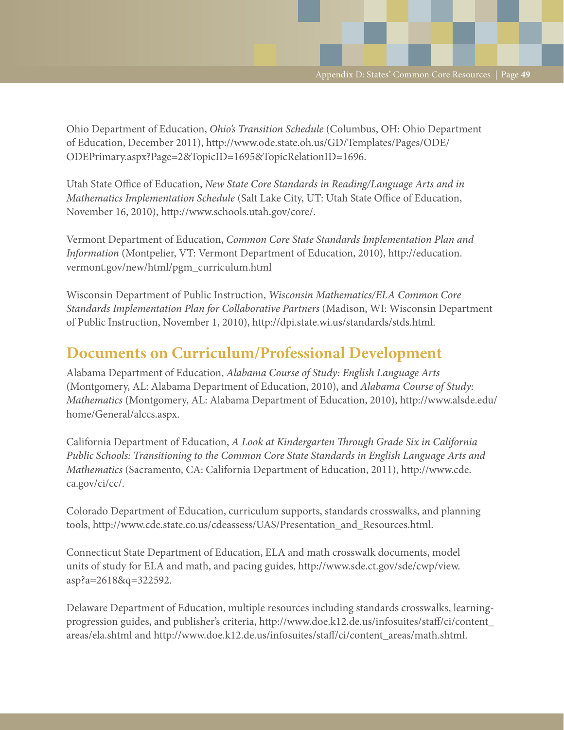Ohio Department of Education, *Ohio's Transition Schedule* (Columbus, OH: Ohio Department of Education, December 2011), http://www.ode.state.oh.us/GD/Templates/Pages/ODE/ODEPrimary.aspx?Page=2&TopicID=1695&TopicRelationID=1696.

Utah State Office of Education, *New State Core Standards in Reading/Language Arts and in Mathematics Implementation Schedule* (Salt Lake City, UT: Utah State Office of Education, November 16, 2010), http://www.schools.utah.gov/core/.

Vermont Department of Education, *Common Core State Standards Implementation Plan and Information* (Montpelier, VT: Vermont Department of Education, 2010), http://education.vermont.gov/new/html/pgm_curriculum.html

Wisconsin Department of Public Instruction, *Wisconsin Mathematics/ELA Common Core Standards Implementation Plan for Collaborative Partners* (Madison, WI: Wisconsin Department of Public Instruction, November 1, 2010), http://dpi.state.wi.us/standards/stds.html.

## Documents on Curriculum/Professional Development

Alabama Department of Education, *Alabama Course of Study: English Language Arts* (Montgomery, AL: Alabama Department of Education, 2010), and *Alabama Course of Study: Mathematics* (Montgomery, AL: Alabama Department of Education, 2010), http://www.alsde.edu/home/General/alccs.aspx.

California Department of Education, *A Look at Kindergarten Through Grade Six in California Public Schools: Transitioning to the Common Core State Standards in English Language Arts and Mathematics* (Sacramento, CA: California Department of Education, 2011), http://www.cde.ca.gov/ci/cc/.

Colorado Department of Education, curriculum supports, standards crosswalks, and planning tools, http://www.cde.state.co.us/cdeassess/UAS/Presentation_and_Resources.html.

Connecticut State Department of Education, ELA and math crosswalk documents, model units of study for ELA and math, and pacing guides, http://www.sde.ct.gov/sde/cwp/view.asp?a=2618&q=322592.

Delaware Department of Education, multiple resources including standards crosswalks, learning-progression guides, and publisher's criteria, http://www.doe.k12.de.us/infosuites/staff/ci/content_areas/ela.shtml and http://www.doe.k12.de.us/infosuites/staff/ci/content_areas/math.shtml.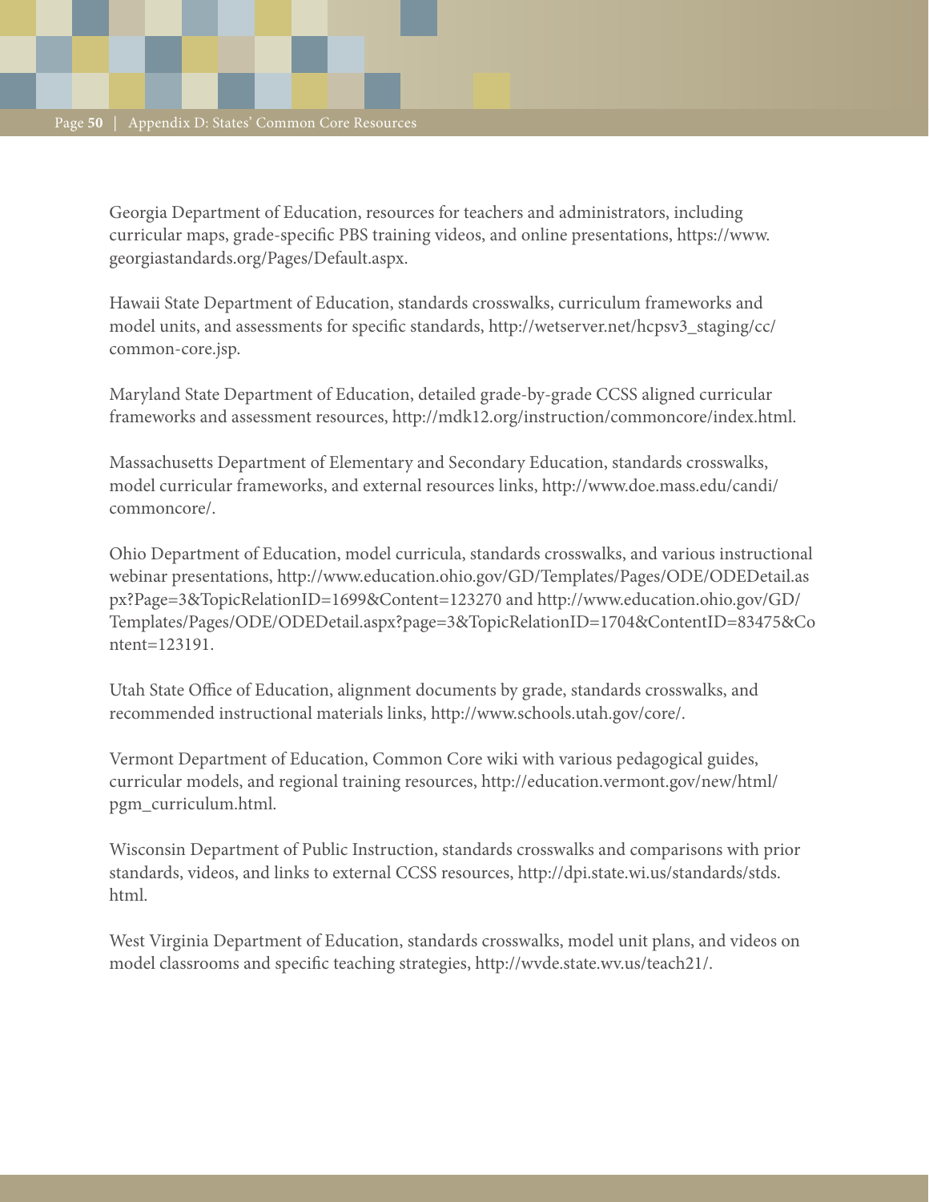Georgia Department of Education, resources for teachers and administrators, including curricular maps, grade-specific PBS training videos, and online presentations, https://www.georgiastandards.org/Pages/Default.aspx.

Hawaii State Department of Education, standards crosswalks, curriculum frameworks and model units, and assessments for specific standards, http://wetserver.net/hcpsv3_staging/cc/common-core.jsp.

Maryland State Department of Education, detailed grade-by-grade CCSS aligned curricular frameworks and assessment resources, http://mdk12.org/instruction/commoncore/index.html.

Massachusetts Department of Elementary and Secondary Education, standards crosswalks, model curricular frameworks, and external resources links, http://www.doe.mass.edu/candi/commoncore/.

Ohio Department of Education, model curricula, standards crosswalks, and various instructional webinar presentations, http://www.education.ohio.gov/GD/Templates/Pages/ODE/ODEDetail.aspx?Page=3&TopicRelationID=1699&Content=123270 and http://www.education.ohio.gov/GD/Templates/Pages/ODE/ODEDetail.aspx?page=3&TopicRelationID=1704&ContentID=83475&Content=123191.

Utah State Office of Education, alignment documents by grade, standards crosswalks, and recommended instructional materials links, http://www.schools.utah.gov/core/.

Vermont Department of Education, Common Core wiki with various pedagogical guides, curricular models, and regional training resources, http://education.vermont.gov/new/html/pgm_curriculum.html.

Wisconsin Department of Public Instruction, standards crosswalks and comparisons with prior standards, videos, and links to external CCSS resources, http://dpi.state.wi.us/standards/stds.html.

West Virginia Department of Education, standards crosswalks, model unit plans, and videos on model classrooms and specific teaching strategies, http://wvde.state.wv.us/teach21/.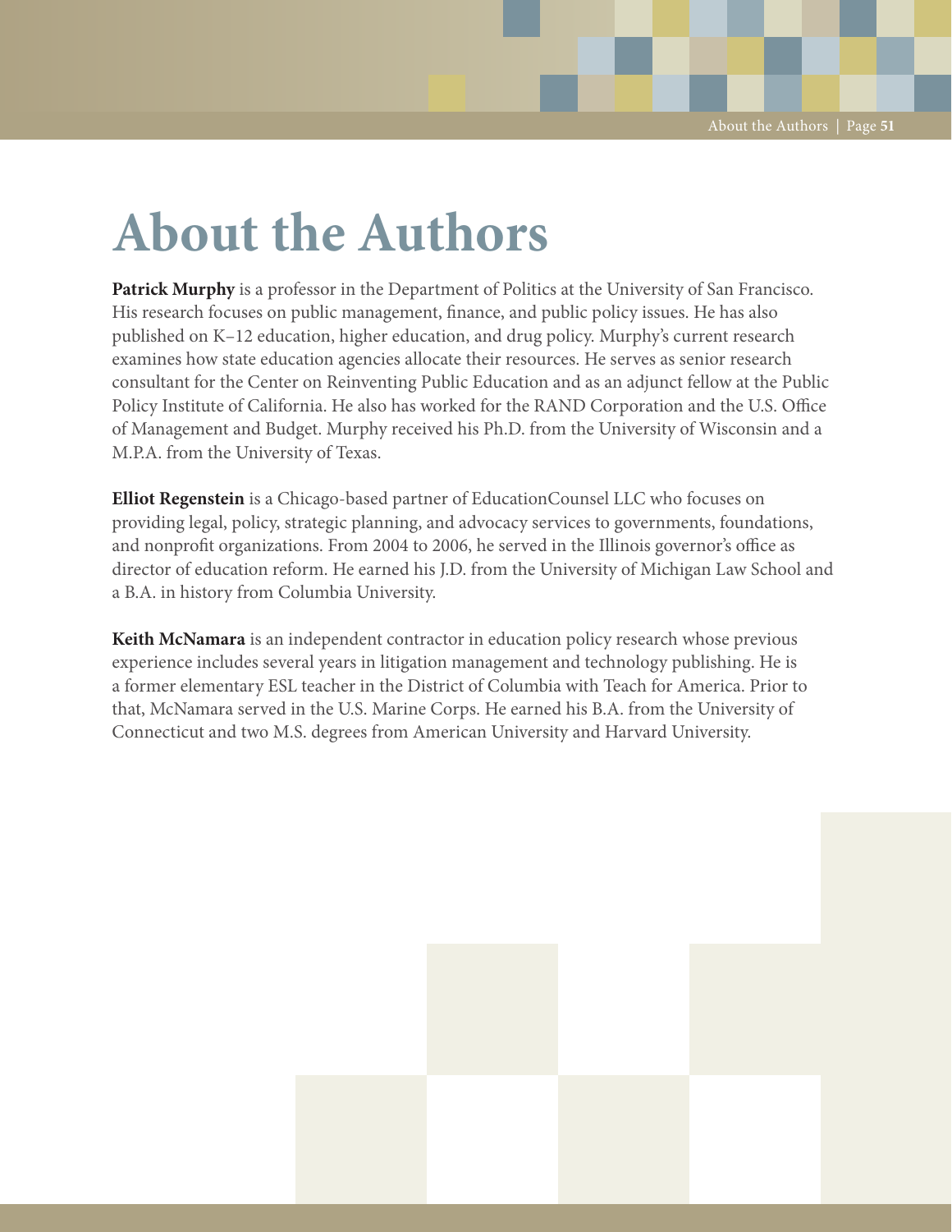# About the Authors

**Patrick Murphy** is a professor in the Department of Politics at the University of San Francisco. His research focuses on public management, finance, and public policy issues. He has also published on K–12 education, higher education, and drug policy. Murphy's current research examines how state education agencies allocate their resources. He serves as senior research consultant for the Center on Reinventing Public Education and as an adjunct fellow at the Public Policy Institute of California. He also has worked for the RAND Corporation and the U.S. Office of Management and Budget. Murphy received his Ph.D. from the University of Wisconsin and a M.P.A. from the University of Texas.

**Elliot Regenstein** is a Chicago-based partner of EducationCounsel LLC who focuses on providing legal, policy, strategic planning, and advocacy services to governments, foundations, and nonprofit organizations. From 2004 to 2006, he served in the Illinois governor's office as director of education reform. He earned his J.D. from the University of Michigan Law School and a B.A. in history from Columbia University.

**Keith McNamara** is an independent contractor in education policy research whose previous experience includes several years in litigation management and technology publishing. He is a former elementary ESL teacher in the District of Columbia with Teach for America. Prior to that, McNamara served in the U.S. Marine Corps. He earned his B.A. from the University of Connecticut and two M.S. degrees from American University and Harvard University.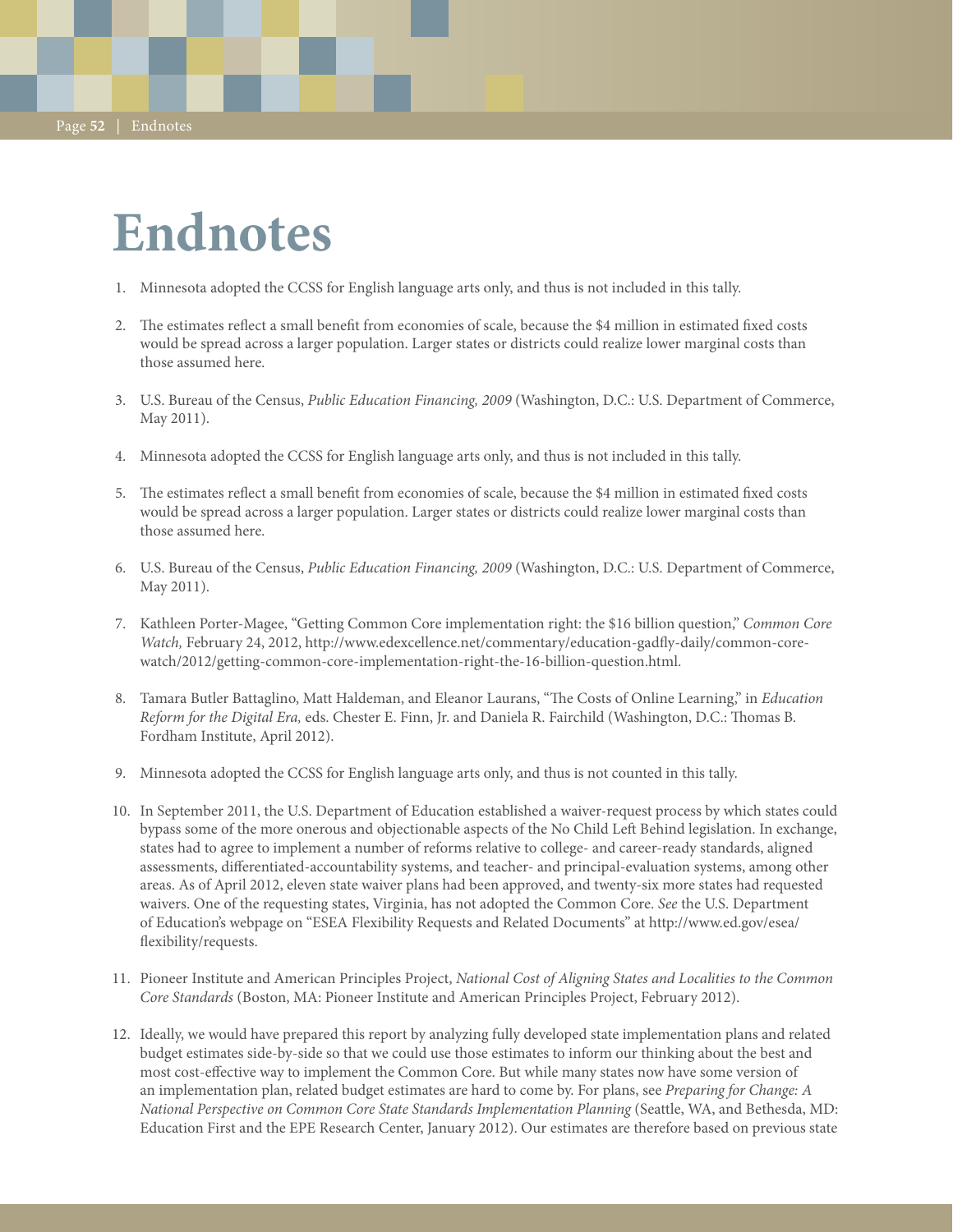# Endnotes

1. Minnesota adopted the CCSS for English language arts only, and thus is not included in this tally.

2. The estimates reflect a small benefit from economies of scale, because the $4 million in estimated fixed costs would be spread across a larger population. Larger states or districts could realize lower marginal costs than those assumed here.

3. U.S. Bureau of the Census, *Public Education Financing, 2009* (Washington, D.C.: U.S. Department of Commerce, May 2011).

4. Minnesota adopted the CCSS for English language arts only, and thus is not included in this tally.

5. The estimates reflect a small benefit from economies of scale, because the $4 million in estimated fixed costs would be spread across a larger population. Larger states or districts could realize lower marginal costs than those assumed here.

6. U.S. Bureau of the Census, *Public Education Financing, 2009* (Washington, D.C.: U.S. Department of Commerce, May 2011).

7. Kathleen Porter-Magee, "Getting Common Core implementation right: the $16 billion question," *Common Core Watch,* February 24, 2012, http://www.edexcellence.net/commentary/education-gadfly-daily/common-core-watch/2012/getting-common-core-implementation-right-the-16-billion-question.html.

8. Tamara Butler Battaglino, Matt Haldeman, and Eleanor Laurans, "The Costs of Online Learning," in *Education Reform for the Digital Era,* eds. Chester E. Finn, Jr. and Daniela R. Fairchild (Washington, D.C.: Thomas B. Fordham Institute, April 2012).

9. Minnesota adopted the CCSS for English language arts only, and thus is not counted in this tally.

10. In September 2011, the U.S. Department of Education established a waiver-request process by which states could bypass some of the more onerous and objectionable aspects of the No Child Left Behind legislation. In exchange, states had to agree to implement a number of reforms relative to college- and career-ready standards, aligned assessments, differentiated-accountability systems, and teacher- and principal-evaluation systems, among other areas. As of April 2012, eleven state waiver plans had been approved, and twenty-six more states had requested waivers. One of the requesting states, Virginia, has not adopted the Common Core. *See* the U.S. Department of Education's webpage on "ESEA Flexibility Requests and Related Documents" at http://www.ed.gov/esea/flexibility/requests.

11. Pioneer Institute and American Principles Project, *National Cost of Aligning States and Localities to the Common Core Standards* (Boston, MA: Pioneer Institute and American Principles Project, February 2012).

12. Ideally, we would have prepared this report by analyzing fully developed state implementation plans and related budget estimates side-by-side so that we could use those estimates to inform our thinking about the best and most cost-effective way to implement the Common Core. But while many states now have some version of an implementation plan, related budget estimates are hard to come by. For plans, see *Preparing for Change: A National Perspective on Common Core State Standards Implementation Planning* (Seattle, WA, and Bethesda, MD: Education First and the EPE Research Center, January 2012). Our estimates are therefore based on previous state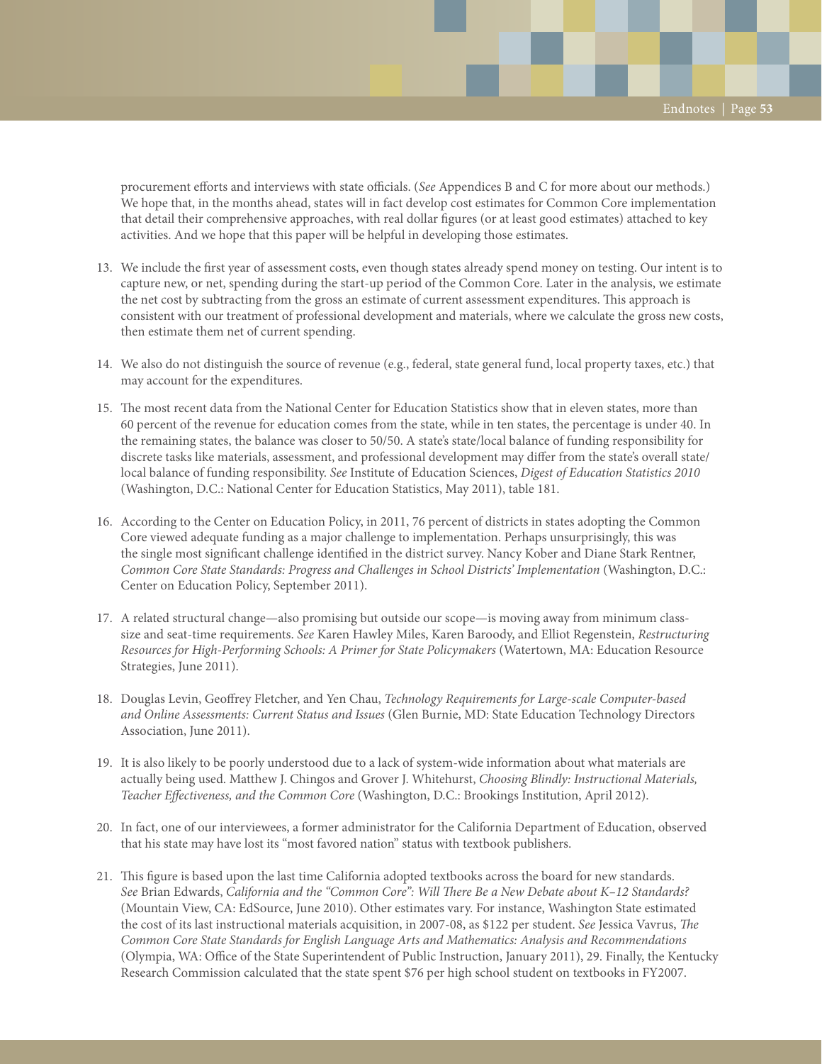procurement efforts and interviews with state officials. (*See* Appendices B and C for more about our methods.) We hope that, in the months ahead, states will in fact develop cost estimates for Common Core implementation that detail their comprehensive approaches, with real dollar figures (or at least good estimates) attached to key activities. And we hope that this paper will be helpful in developing those estimates.

13. We include the first year of assessment costs, even though states already spend money on testing. Our intent is to capture new, or net, spending during the start-up period of the Common Core. Later in the analysis, we estimate the net cost by subtracting from the gross an estimate of current assessment expenditures. This approach is consistent with our treatment of professional development and materials, where we calculate the gross new costs, then estimate them net of current spending.

14. We also do not distinguish the source of revenue (e.g., federal, state general fund, local property taxes, etc.) that may account for the expenditures.

15. The most recent data from the National Center for Education Statistics show that in eleven states, more than 60 percent of the revenue for education comes from the state, while in ten states, the percentage is under 40. In the remaining states, the balance was closer to 50/50. A state's state/local balance of funding responsibility for discrete tasks like materials, assessment, and professional development may differ from the state's overall state/local balance of funding responsibility. *See* Institute of Education Sciences, *Digest of Education Statistics 2010* (Washington, D.C.: National Center for Education Statistics, May 2011), table 181.

16. According to the Center on Education Policy, in 2011, 76 percent of districts in states adopting the Common Core viewed adequate funding as a major challenge to implementation. Perhaps unsurprisingly, this was the single most significant challenge identified in the district survey. Nancy Kober and Diane Stark Rentner, *Common Core State Standards: Progress and Challenges in School Districts' Implementation* (Washington, D.C.: Center on Education Policy, September 2011).

17. A related structural change—also promising but outside our scope—is moving away from minimum class-size and seat-time requirements. *See* Karen Hawley Miles, Karen Baroody, and Elliot Regenstein, *Restructuring Resources for High-Performing Schools: A Primer for State Policymakers* (Watertown, MA: Education Resource Strategies, June 2011).

18. Douglas Levin, Geoffrey Fletcher, and Yen Chau, *Technology Requirements for Large-scale Computer-based and Online Assessments: Current Status and Issues* (Glen Burnie, MD: State Education Technology Directors Association, June 2011).

19. It is also likely to be poorly understood due to a lack of system-wide information about what materials are actually being used. Matthew J. Chingos and Grover J. Whitehurst, *Choosing Blindly: Instructional Materials, Teacher Effectiveness, and the Common Core* (Washington, D.C.: Brookings Institution, April 2012).

20. In fact, one of our interviewees, a former administrator for the California Department of Education, observed that his state may have lost its "most favored nation" status with textbook publishers.

21. This figure is based upon the last time California adopted textbooks across the board for new standards. *See* Brian Edwards, *California and the "Common Core": Will There Be a New Debate about K–12 Standards?* (Mountain View, CA: EdSource, June 2010). Other estimates vary. For instance, Washington State estimated the cost of its last instructional materials acquisition, in 2007-08, as $122 per student. *See* Jessica Vavrus, *The Common Core State Standards for English Language Arts and Mathematics: Analysis and Recommendations* (Olympia, WA: Office of the State Superintendent of Public Instruction, January 2011), 29. Finally, the Kentucky Research Commission calculated that the state spent $76 per high school student on textbooks in FY2007.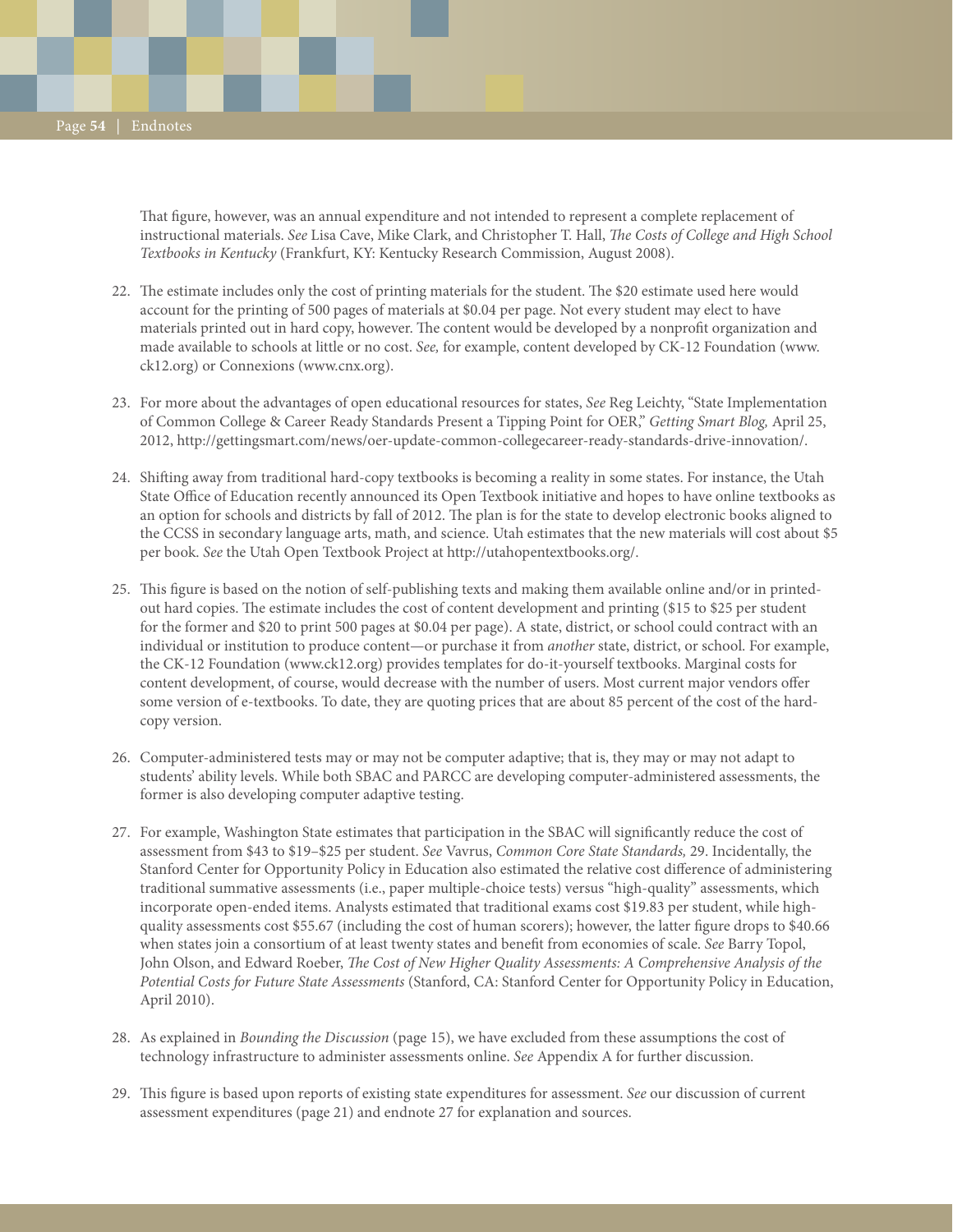That figure, however, was an annual expenditure and not intended to represent a complete replacement of instructional materials. *See* Lisa Cave, Mike Clark, and Christopher T. Hall, *The Costs of College and High School Textbooks in Kentucky* (Frankfurt, KY: Kentucky Research Commission, August 2008).

22. The estimate includes only the cost of printing materials for the student. The $20 estimate used here would account for the printing of 500 pages of materials at $0.04 per page. Not every student may elect to have materials printed out in hard copy, however. The content would be developed by a nonprofit organization and made available to schools at little or no cost. *See,* for example, content developed by CK-12 Foundation (www.ck12.org) or Connexions (www.cnx.org).

23. For more about the advantages of open educational resources for states, *See* Reg Leichty, "State Implementation of Common College & Career Ready Standards Present a Tipping Point for OER," *Getting Smart Blog,* April 25, 2012, http://gettingsmart.com/news/oer-update-common-collegecareer-ready-standards-drive-innovation/.

24. Shifting away from traditional hard-copy textbooks is becoming a reality in some states. For instance, the Utah State Office of Education recently announced its Open Textbook initiative and hopes to have online textbooks as an option for schools and districts by fall of 2012. The plan is for the state to develop electronic books aligned to the CCSS in secondary language arts, math, and science. Utah estimates that the new materials will cost about $5 per book. *See* the Utah Open Textbook Project at http://utahopentextbooks.org/.

25. This figure is based on the notion of self-publishing texts and making them available online and/or in printed-out hard copies. The estimate includes the cost of content development and printing ($15 to $25 per student for the former and $20 to print 500 pages at $0.04 per page). A state, district, or school could contract with an individual or institution to produce content—or purchase it from *another* state, district, or school. For example, the CK-12 Foundation (www.ck12.org) provides templates for do-it-yourself textbooks. Marginal costs for content development, of course, would decrease with the number of users. Most current major vendors offer some version of e-textbooks. To date, they are quoting prices that are about 85 percent of the cost of the hard-copy version.

26. Computer-administered tests may or may not be computer adaptive; that is, they may or may not adapt to students' ability levels. While both SBAC and PARCC are developing computer-administered assessments, the former is also developing computer adaptive testing.

27. For example, Washington State estimates that participation in the SBAC will significantly reduce the cost of assessment from $43 to $19–$25 per student. *See* Vavrus, *Common Core State Standards,* 29. Incidentally, the Stanford Center for Opportunity Policy in Education also estimated the relative cost difference of administering traditional summative assessments (i.e., paper multiple-choice tests) versus "high-quality" assessments, which incorporate open-ended items. Analysts estimated that traditional exams cost $19.83 per student, while high-quality assessments cost $55.67 (including the cost of human scorers); however, the latter figure drops to $40.66 when states join a consortium of at least twenty states and benefit from economies of scale. *See* Barry Topol, John Olson, and Edward Roeber, *The Cost of New Higher Quality Assessments: A Comprehensive Analysis of the Potential Costs for Future State Assessments* (Stanford, CA: Stanford Center for Opportunity Policy in Education, April 2010).

28. As explained in *Bounding the Discussion* (page 15), we have excluded from these assumptions the cost of technology infrastructure to administer assessments online. *See* Appendix A for further discussion.

29. This figure is based upon reports of existing state expenditures for assessment. *See* our discussion of current assessment expenditures (page 21) and endnote 27 for explanation and sources.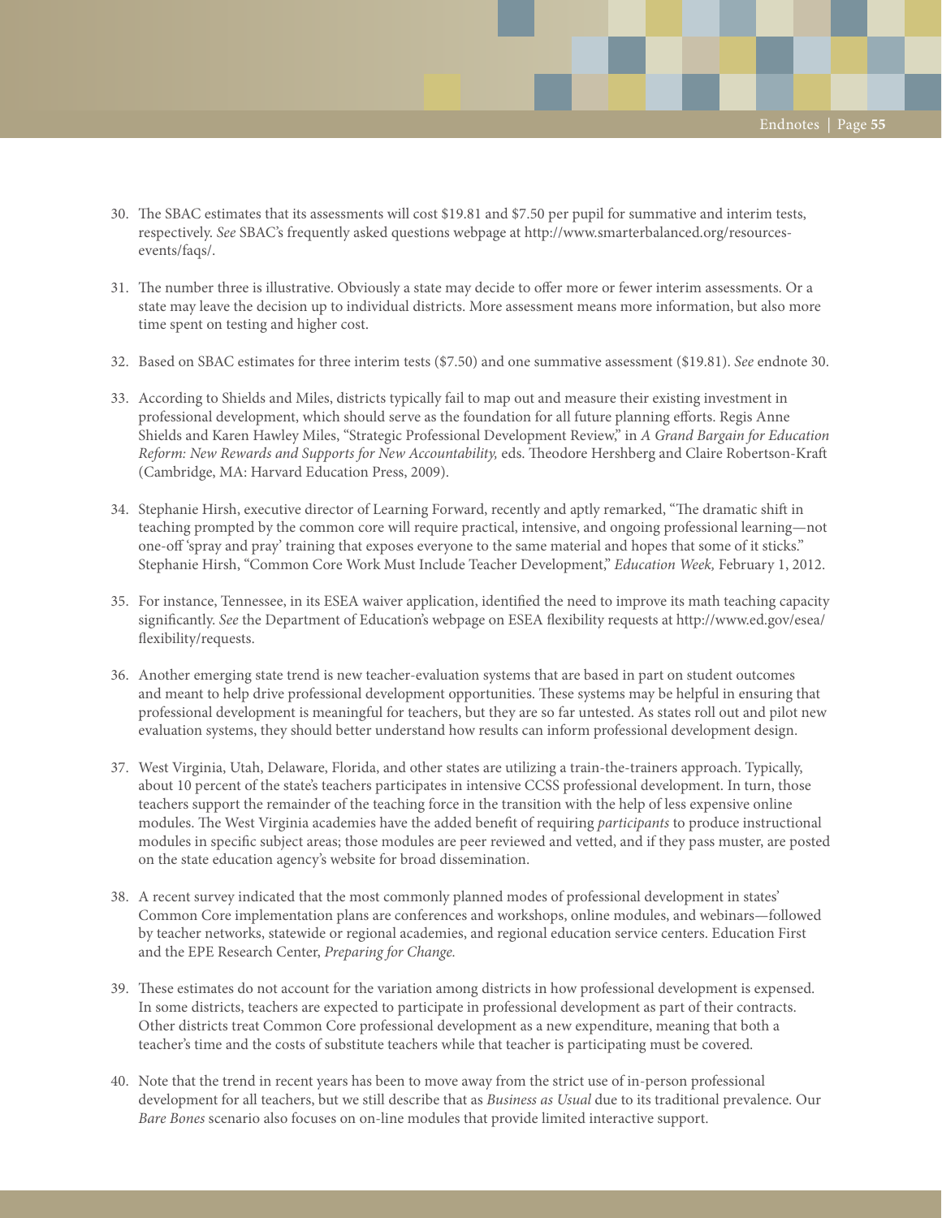30. The SBAC estimates that its assessments will cost $19.81 and $7.50 per pupil for summative and interim tests, respectively. *See* SBAC's frequently asked questions webpage at http://www.smarterbalanced.org/resources-events/faqs/.

31. The number three is illustrative. Obviously a state may decide to offer more or fewer interim assessments. Or a state may leave the decision up to individual districts. More assessment means more information, but also more time spent on testing and higher cost.

32. Based on SBAC estimates for three interim tests ($7.50) and one summative assessment ($19.81). *See* endnote 30.

33. According to Shields and Miles, districts typically fail to map out and measure their existing investment in professional development, which should serve as the foundation for all future planning efforts. Regis Anne Shields and Karen Hawley Miles, "Strategic Professional Development Review," in *A Grand Bargain for Education Reform: New Rewards and Supports for New Accountability,* eds. Theodore Hershberg and Claire Robertson-Kraft (Cambridge, MA: Harvard Education Press, 2009).

34. Stephanie Hirsh, executive director of Learning Forward, recently and aptly remarked, "The dramatic shift in teaching prompted by the common core will require practical, intensive, and ongoing professional learning—not one-off 'spray and pray' training that exposes everyone to the same material and hopes that some of it sticks." Stephanie Hirsh, "Common Core Work Must Include Teacher Development," *Education Week,* February 1, 2012.

35. For instance, Tennessee, in its ESEA waiver application, identified the need to improve its math teaching capacity significantly. *See* the Department of Education's webpage on ESEA flexibility requests at http://www.ed.gov/esea/flexibility/requests.

36. Another emerging state trend is new teacher-evaluation systems that are based in part on student outcomes and meant to help drive professional development opportunities. These systems may be helpful in ensuring that professional development is meaningful for teachers, but they are so far untested. As states roll out and pilot new evaluation systems, they should better understand how results can inform professional development design.

37. West Virginia, Utah, Delaware, Florida, and other states are utilizing a train-the-trainers approach. Typically, about 10 percent of the state's teachers participates in intensive CCSS professional development. In turn, those teachers support the remainder of the teaching force in the transition with the help of less expensive online modules. The West Virginia academies have the added benefit of requiring *participants* to produce instructional modules in specific subject areas; those modules are peer reviewed and vetted, and if they pass muster, are posted on the state education agency's website for broad dissemination.

38. A recent survey indicated that the most commonly planned modes of professional development in states' Common Core implementation plans are conferences and workshops, online modules, and webinars—followed by teacher networks, statewide or regional academies, and regional education service centers. Education First and the EPE Research Center, *Preparing for Change.*

39. These estimates do not account for the variation among districts in how professional development is expensed. In some districts, teachers are expected to participate in professional development as part of their contracts. Other districts treat Common Core professional development as a new expenditure, meaning that both a teacher's time and the costs of substitute teachers while that teacher is participating must be covered.

40. Note that the trend in recent years has been to move away from the strict use of in-person professional development for all teachers, but we still describe that as *Business as Usual* due to its traditional prevalence. Our *Bare Bones* scenario also focuses on on-line modules that provide limited interactive support.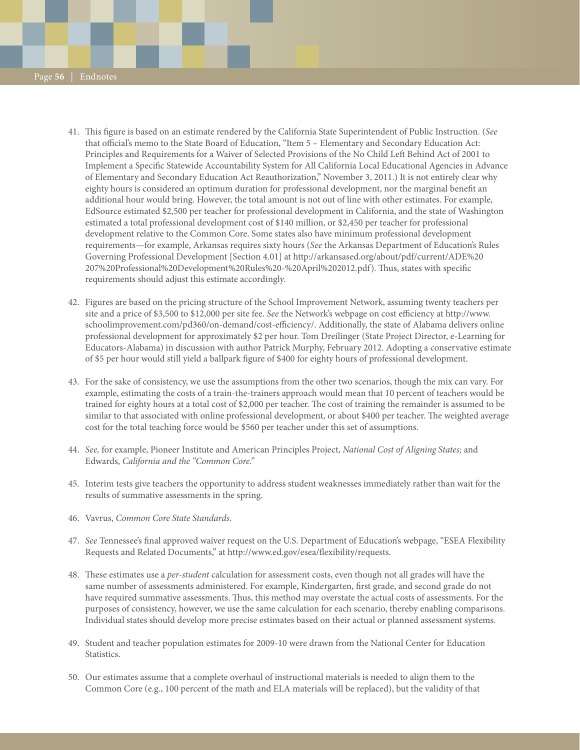41. This figure is based on an estimate rendered by the California State Superintendent of Public Instruction. (*See* that official's memo to the State Board of Education, "Item 5 – Elementary and Secondary Education Act: Principles and Requirements for a Waiver of Selected Provisions of the No Child Left Behind Act of 2001 to Implement a Specific Statewide Accountability System for All California Local Educational Agencies in Advance of Elementary and Secondary Education Act Reauthorization," November 3, 2011.) It is not entirely clear why eighty hours is considered an optimum duration for professional development, nor the marginal benefit an additional hour would bring. However, the total amount is not out of line with other estimates. For example, EdSource estimated $2,500 per teacher for professional development in California, and the state of Washington estimated a total professional development cost of $140 million, or $2,450 per teacher for professional development relative to the Common Core. Some states also have minimum professional development requirements—for example, Arkansas requires sixty hours (*See* the Arkansas Department of Education's Rules Governing Professional Development [Section 4.01] at http://arkansased.org/about/pdf/current/ADE%20 207%20Professional%20Development%20Rules%20-%20April%202012.pdf). Thus, states with specific requirements should adjust this estimate accordingly.

42. Figures are based on the pricing structure of the School Improvement Network, assuming twenty teachers per site and a price of $3,500 to $12,000 per site fee. *See* the Network's webpage on cost efficiency at http://www.schoolimprovement.com/pd360/on-demand/cost-efficiency/. Additionally, the state of Alabama delivers online professional development for approximately $2 per hour. Tom Dreilinger (State Project Director, e-Learning for Educators-Alabama) in discussion with author Patrick Murphy, February 2012. Adopting a conservative estimate of $5 per hour would still yield a ballpark figure of $400 for eighty hours of professional development.

43. For the sake of consistency, we use the assumptions from the other two scenarios, though the mix can vary. For example, estimating the costs of a train-the-trainers approach would mean that 10 percent of teachers would be trained for eighty hours at a total cost of $2,000 per teacher. The cost of training the remainder is assumed to be similar to that associated with online professional development, or about $400 per teacher. The weighted average cost for the total teaching force would be $560 per teacher under this set of assumptions.

44. *See,* for example, Pioneer Institute and American Principles Project, *National Cost of Aligning States;* and Edwards, *California and the "Common Core."*

45. Interim tests give teachers the opportunity to address student weaknesses immediately rather than wait for the results of summative assessments in the spring.

46. Vavrus, *Common Core State Standards.*

47. *See* Tennessee's final approved waiver request on the U.S. Department of Education's webpage, "ESEA Flexibility Requests and Related Documents," at http://www.ed.gov/esea/flexibility/requests.

48. These estimates use a *per-student* calculation for assessment costs, even though not all grades will have the same number of assessments administered. For example, Kindergarten, first grade, and second grade do not have required summative assessments. Thus, this method may overstate the actual costs of assessments. For the purposes of consistency, however, we use the same calculation for each scenario, thereby enabling comparisons. Individual states should develop more precise estimates based on their actual or planned assessment systems.

49. Student and teacher population estimates for 2009-10 were drawn from the National Center for Education Statistics.

50. Our estimates assume that a complete overhaul of instructional materials is needed to align them to the Common Core (e.g., 100 percent of the math and ELA materials will be replaced), but the validity of that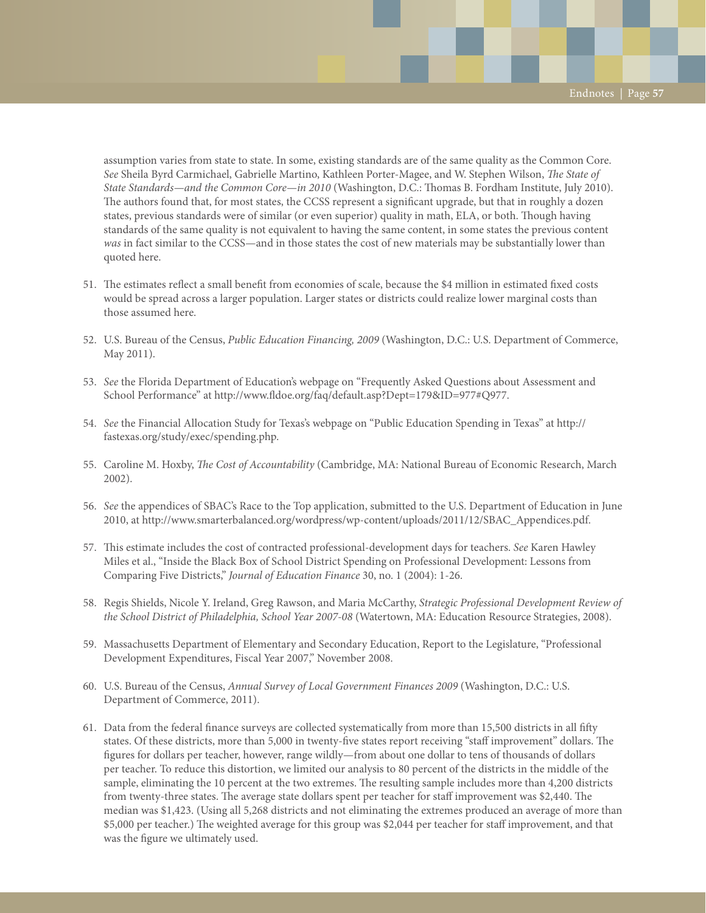assumption varies from state to state. In some, existing standards are of the same quality as the Common Core. *See* Sheila Byrd Carmichael, Gabrielle Martino, Kathleen Porter-Magee, and W. Stephen Wilson, *The State of State Standards—and the Common Core—in 2010* (Washington, D.C.: Thomas B. Fordham Institute, July 2010). The authors found that, for most states, the CCSS represent a significant upgrade, but that in roughly a dozen states, previous standards were of similar (or even superior) quality in math, ELA, or both. Though having standards of the same quality is not equivalent to having the same content, in some states the previous content *was* in fact similar to the CCSS—and in those states the cost of new materials may be substantially lower than quoted here.

51. The estimates reflect a small benefit from economies of scale, because the $4 million in estimated fixed costs would be spread across a larger population. Larger states or districts could realize lower marginal costs than those assumed here.

52. U.S. Bureau of the Census, *Public Education Financing, 2009* (Washington, D.C.: U.S. Department of Commerce, May 2011).

53. *See* the Florida Department of Education's webpage on "Frequently Asked Questions about Assessment and School Performance" at http://www.fldoe.org/faq/default.asp?Dept=179&ID=977#Q977.

54. *See* the Financial Allocation Study for Texas's webpage on "Public Education Spending in Texas" at http://fastexas.org/study/exec/spending.php.

55. Caroline M. Hoxby, *The Cost of Accountability* (Cambridge, MA: National Bureau of Economic Research, March 2002).

56. *See* the appendices of SBAC's Race to the Top application, submitted to the U.S. Department of Education in June 2010, at http://www.smarterbalanced.org/wordpress/wp-content/uploads/2011/12/SBAC_Appendices.pdf.

57. This estimate includes the cost of contracted professional-development days for teachers. *See* Karen Hawley Miles et al., "Inside the Black Box of School District Spending on Professional Development: Lessons from Comparing Five Districts," *Journal of Education Finance* 30, no. 1 (2004): 1-26.

58. Regis Shields, Nicole Y. Ireland, Greg Rawson, and Maria McCarthy, *Strategic Professional Development Review of the School District of Philadelphia, School Year 2007-08* (Watertown, MA: Education Resource Strategies, 2008).

59. Massachusetts Department of Elementary and Secondary Education, Report to the Legislature, "Professional Development Expenditures, Fiscal Year 2007," November 2008.

60. U.S. Bureau of the Census, *Annual Survey of Local Government Finances 2009* (Washington, D.C.: U.S. Department of Commerce, 2011).

61. Data from the federal finance surveys are collected systematically from more than 15,500 districts in all fifty states. Of these districts, more than 5,000 in twenty-five states report receiving "staff improvement" dollars. The figures for dollars per teacher, however, range wildly—from about one dollar to tens of thousands of dollars per teacher. To reduce this distortion, we limited our analysis to 80 percent of the districts in the middle of the sample, eliminating the 10 percent at the two extremes. The resulting sample includes more than 4,200 districts from twenty-three states. The average state dollars spent per teacher for staff improvement was $2,440. The median was $1,423. (Using all 5,268 districts and not eliminating the extremes produced an average of more than $5,000 per teacher.) The weighted average for this group was $2,044 per teacher for staff improvement, and that was the figure we ultimately used.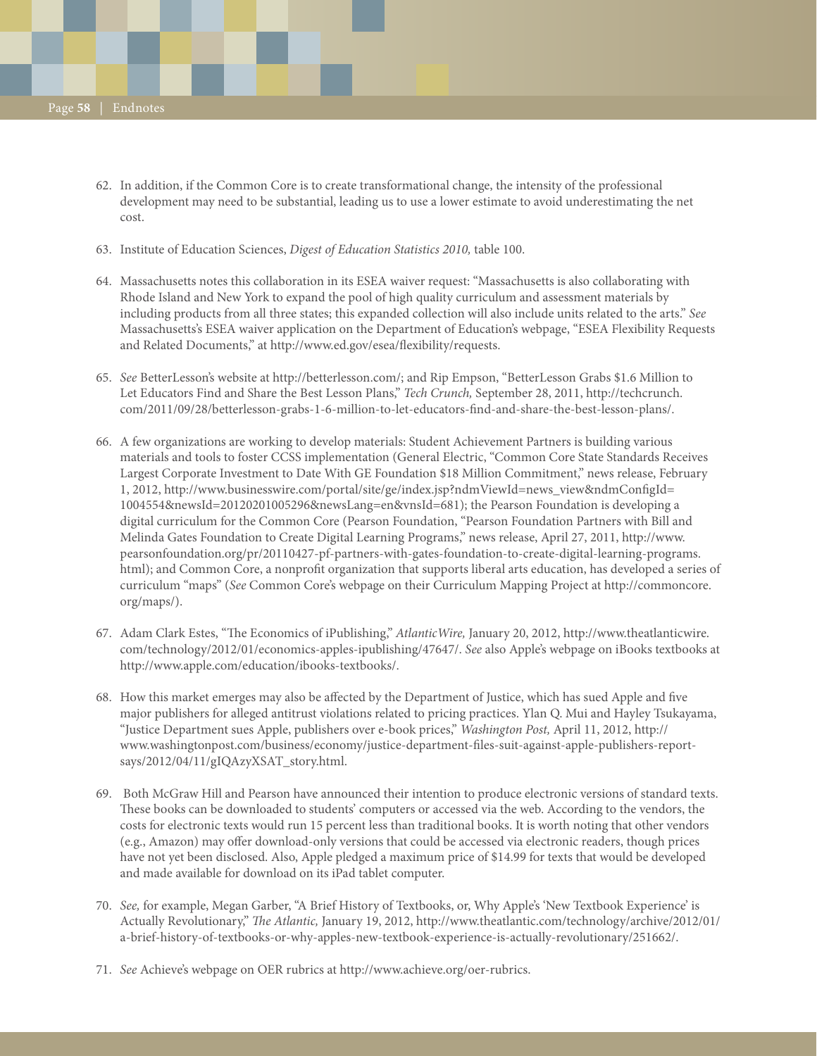62. In addition, if the Common Core is to create transformational change, the intensity of the professional development may need to be substantial, leading us to use a lower estimate to avoid underestimating the net cost.

63. Institute of Education Sciences, *Digest of Education Statistics 2010,* table 100.

64. Massachusetts notes this collaboration in its ESEA waiver request: "Massachusetts is also collaborating with Rhode Island and New York to expand the pool of high quality curriculum and assessment materials by including products from all three states; this expanded collection will also include units related to the arts." *See* Massachusetts's ESEA waiver application on the Department of Education's webpage, "ESEA Flexibility Requests and Related Documents," at http://www.ed.gov/esea/flexibility/requests.

65. *See* BetterLesson's website at http://betterlesson.com/; and Rip Empson, "BetterLesson Grabs $1.6 Million to Let Educators Find and Share the Best Lesson Plans," *Tech Crunch,* September 28, 2011, http://techcrunch.com/2011/09/28/betterlesson-grabs-1-6-million-to-let-educators-find-and-share-the-best-lesson-plans/.

66. A few organizations are working to develop materials: Student Achievement Partners is building various materials and tools to foster CCSS implementation (General Electric, "Common Core State Standards Receives Largest Corporate Investment to Date With GE Foundation $18 Million Commitment," news release, February 1, 2012, http://www.businesswire.com/portal/site/ge/index.jsp?ndmViewId=news_view&ndmConfigId=1004554&newsId=20120201005296&newsLang=en&vnsId=681); the Pearson Foundation is developing a digital curriculum for the Common Core (Pearson Foundation, "Pearson Foundation Partners with Bill and Melinda Gates Foundation to Create Digital Learning Programs," news release, April 27, 2011, http://www.pearsonfoundation.org/pr/20110427-pf-partners-with-gates-foundation-to-create-digital-learning-programs.html); and Common Core, a nonprofit organization that supports liberal arts education, has developed a series of curriculum "maps" (*See* Common Core's webpage on their Curriculum Mapping Project at http://commoncore.org/maps/).

67. Adam Clark Estes, "The Economics of iPublishing," *AtlanticWire,* January 20, 2012, http://www.theatlanticwire.com/technology/2012/01/economics-apples-ipublishing/47647/. *See* also Apple's webpage on iBooks textbooks at http://www.apple.com/education/ibooks-textbooks/.

68. How this market emerges may also be affected by the Department of Justice, which has sued Apple and five major publishers for alleged antitrust violations related to pricing practices. Ylan Q. Mui and Hayley Tsukayama, "Justice Department sues Apple, publishers over e-book prices," *Washington Post,* April 11, 2012, http://www.washingtonpost.com/business/economy/justice-department-files-suit-against-apple-publishers-report-says/2012/04/11/gIQAzyXSAT_story.html.

69. Both McGraw Hill and Pearson have announced their intention to produce electronic versions of standard texts. These books can be downloaded to students' computers or accessed via the web. According to the vendors, the costs for electronic texts would run 15 percent less than traditional books. It is worth noting that other vendors (e.g., Amazon) may offer download-only versions that could be accessed via electronic readers, though prices have not yet been disclosed. Also, Apple pledged a maximum price of $14.99 for texts that would be developed and made available for download on its iPad tablet computer.

70. *See,* for example, Megan Garber, "A Brief History of Textbooks, or, Why Apple's 'New Textbook Experience' is Actually Revolutionary," *The Atlantic,* January 19, 2012, http://www.theatlantic.com/technology/archive/2012/01/a-brief-history-of-textbooks-or-why-apples-new-textbook-experience-is-actually-revolutionary/251662/.

71. *See* Achieve's webpage on OER rubrics at http://www.achieve.org/oer-rubrics.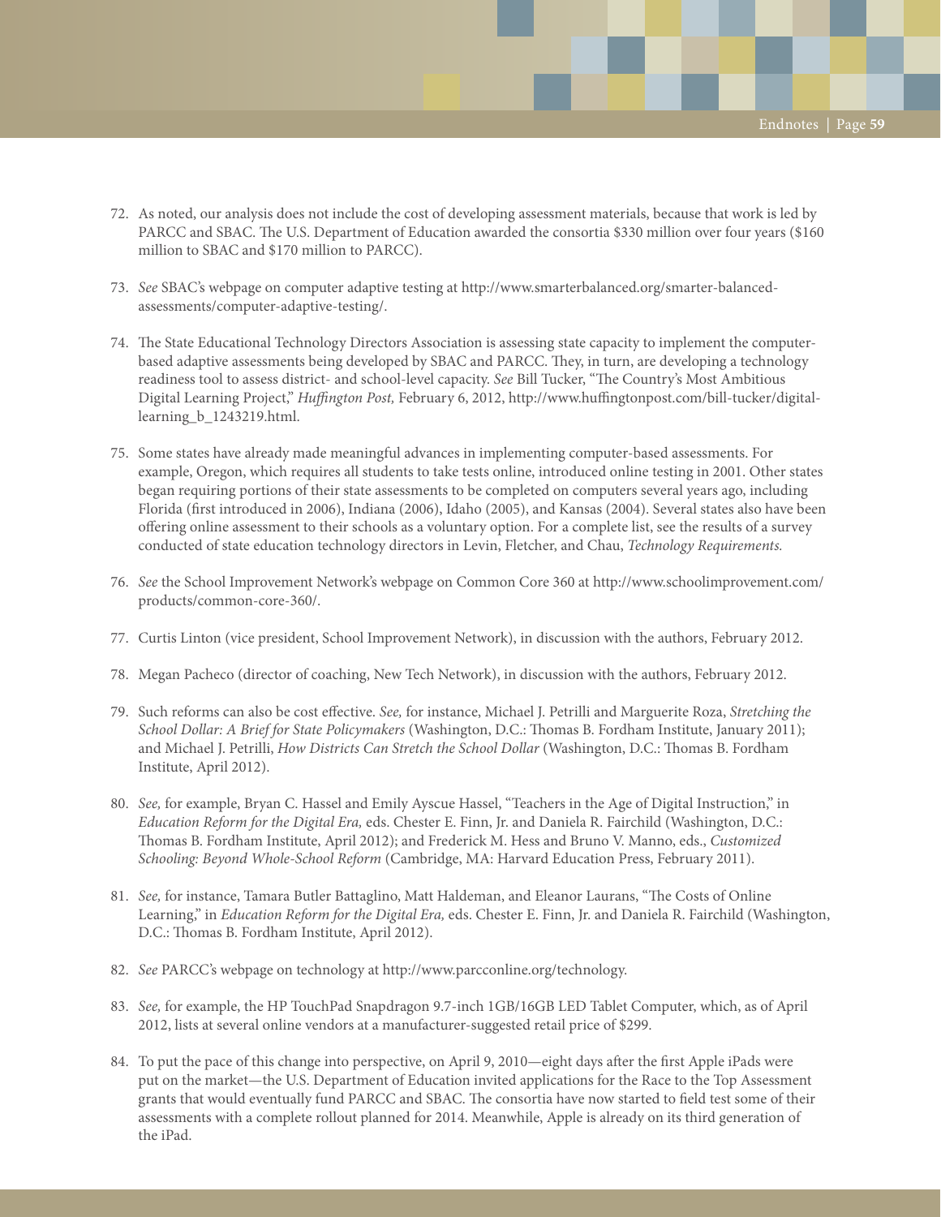72. As noted, our analysis does not include the cost of developing assessment materials, because that work is led by PARCC and SBAC. The U.S. Department of Education awarded the consortia $330 million over four years ($160 million to SBAC and $170 million to PARCC).

73. *See* SBAC's webpage on computer adaptive testing at http://www.smarterbalanced.org/smarter-balanced-assessments/computer-adaptive-testing/.

74. The State Educational Technology Directors Association is assessing state capacity to implement the computer-based adaptive assessments being developed by SBAC and PARCC. They, in turn, are developing a technology readiness tool to assess district- and school-level capacity. *See* Bill Tucker, "The Country's Most Ambitious Digital Learning Project," *Huffington Post,* February 6, 2012, http://www.huffingtonpost.com/bill-tucker/digital-learning_b_1243219.html.

75. Some states have already made meaningful advances in implementing computer-based assessments. For example, Oregon, which requires all students to take tests online, introduced online testing in 2001. Other states began requiring portions of their state assessments to be completed on computers several years ago, including Florida (first introduced in 2006), Indiana (2006), Idaho (2005), and Kansas (2004). Several states also have been offering online assessment to their schools as a voluntary option. For a complete list, see the results of a survey conducted of state education technology directors in Levin, Fletcher, and Chau, *Technology Requirements.*

76. *See* the School Improvement Network's webpage on Common Core 360 at http://www.schoolimprovement.com/products/common-core-360/.

77. Curtis Linton (vice president, School Improvement Network), in discussion with the authors, February 2012.

78. Megan Pacheco (director of coaching, New Tech Network), in discussion with the authors, February 2012.

79. Such reforms can also be cost effective. *See,* for instance, Michael J. Petrilli and Marguerite Roza, *Stretching the School Dollar: A Brief for State Policymakers* (Washington, D.C.: Thomas B. Fordham Institute, January 2011); and Michael J. Petrilli, *How Districts Can Stretch the School Dollar* (Washington, D.C.: Thomas B. Fordham Institute, April 2012).

80. *See,* for example, Bryan C. Hassel and Emily Ayscue Hassel, "Teachers in the Age of Digital Instruction," in *Education Reform for the Digital Era,* eds. Chester E. Finn, Jr. and Daniela R. Fairchild (Washington, D.C.: Thomas B. Fordham Institute, April 2012); and Frederick M. Hess and Bruno V. Manno, eds., *Customized Schooling: Beyond Whole-School Reform* (Cambridge, MA: Harvard Education Press, February 2011).

81. *See,* for instance, Tamara Butler Battaglino, Matt Haldeman, and Eleanor Laurans, "The Costs of Online Learning," in *Education Reform for the Digital Era,* eds. Chester E. Finn, Jr. and Daniela R. Fairchild (Washington, D.C.: Thomas B. Fordham Institute, April 2012).

82. *See* PARCC's webpage on technology at http://www.parcconline.org/technology.

83. *See,* for example, the HP TouchPad Snapdragon 9.7-inch 1GB/16GB LED Tablet Computer, which, as of April 2012, lists at several online vendors at a manufacturer-suggested retail price of $299.

84. To put the pace of this change into perspective, on April 9, 2010—eight days after the first Apple iPads were put on the market—the U.S. Department of Education invited applications for the Race to the Top Assessment grants that would eventually fund PARCC and SBAC. The consortia have now started to field test some of their assessments with a complete rollout planned for 2014. Meanwhile, Apple is already on its third generation of the iPad.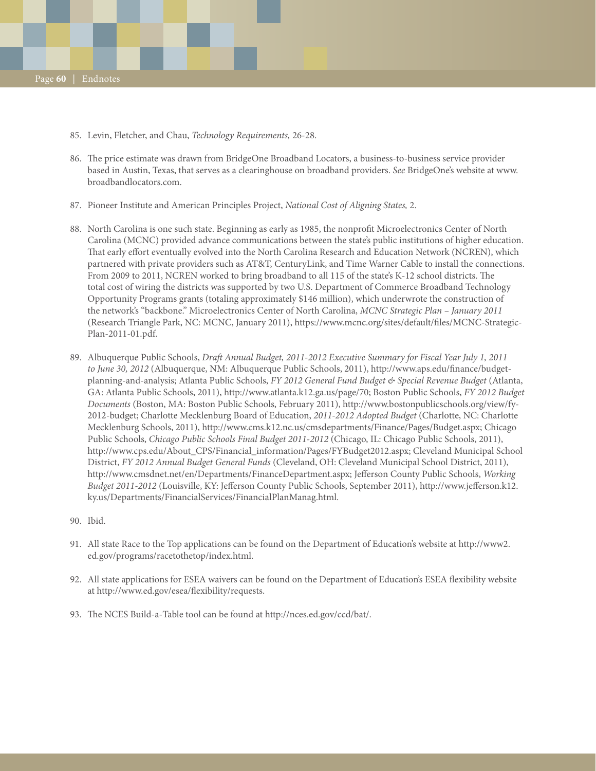85. Levin, Fletcher, and Chau, *Technology Requirements,* 26-28.

86. The price estimate was drawn from BridgeOne Broadband Locators, a business-to-business service provider based in Austin, Texas, that serves as a clearinghouse on broadband providers. *See* BridgeOne's website at www.broadbandlocators.com.

87. Pioneer Institute and American Principles Project, *National Cost of Aligning States,* 2.

88. North Carolina is one such state. Beginning as early as 1985, the nonprofit Microelectronics Center of North Carolina (MCNC) provided advance communications between the state's public institutions of higher education. That early effort eventually evolved into the North Carolina Research and Education Network (NCREN), which partnered with private providers such as AT&T, CenturyLink, and Time Warner Cable to install the connections. From 2009 to 2011, NCREN worked to bring broadband to all 115 of the state's K-12 school districts. The total cost of wiring the districts was supported by two U.S. Department of Commerce Broadband Technology Opportunity Programs grants (totaling approximately $146 million), which underwrote the construction of the network's "backbone." Microelectronics Center of North Carolina, *MCNC Strategic Plan – January 2011* (Research Triangle Park, NC: MCNC, January 2011), https://www.mcnc.org/sites/default/files/MCNC-Strategic-Plan-2011-01.pdf.

89. Albuquerque Public Schools, *Draft Annual Budget, 2011-2012 Executive Summary for Fiscal Year July 1, 2011 to June 30, 2012* (Albuquerque, NM: Albuquerque Public Schools, 2011), http://www.aps.edu/finance/budget-planning-and-analysis; Atlanta Public Schools, *FY 2012 General Fund Budget & Special Revenue Budget* (Atlanta, GA: Atlanta Public Schools, 2011), http://www.atlanta.k12.ga.us/page/70; Boston Public Schools, *FY 2012 Budget Documents* (Boston, MA: Boston Public Schools, February 2011), http://www.bostonpublicschools.org/view/fy-2012-budget; Charlotte Mecklenburg Board of Education, *2011-2012 Adopted Budget* (Charlotte, NC: Charlotte Mecklenburg Schools, 2011), http://www.cms.k12.nc.us/cmsdepartments/Finance/Pages/Budget.aspx; Chicago Public Schools, *Chicago Public Schools Final Budget 2011-2012* (Chicago, IL: Chicago Public Schools, 2011), http://www.cps.edu/About_CPS/Financial_information/Pages/FYBudget2012.aspx; Cleveland Municipal School District, *FY 2012 Annual Budget General Funds* (Cleveland, OH: Cleveland Municipal School District, 2011), http://www.cmsdnet.net/en/Departments/FinanceDepartment.aspx; Jefferson County Public Schools, *Working Budget 2011-2012* (Louisville, KY: Jefferson County Public Schools, September 2011), http://www.jefferson.k12.ky.us/Departments/FinancialServices/FinancialPlanManag.html.

90. Ibid.

91. All state Race to the Top applications can be found on the Department of Education's website at http://www2.ed.gov/programs/racetothetop/index.html.

92. All state applications for ESEA waivers can be found on the Department of Education's ESEA flexibility website at http://www.ed.gov/esea/flexibility/requests.

93. The NCES Build-a-Table tool can be found at http://nces.ed.gov/ccd/bat/.